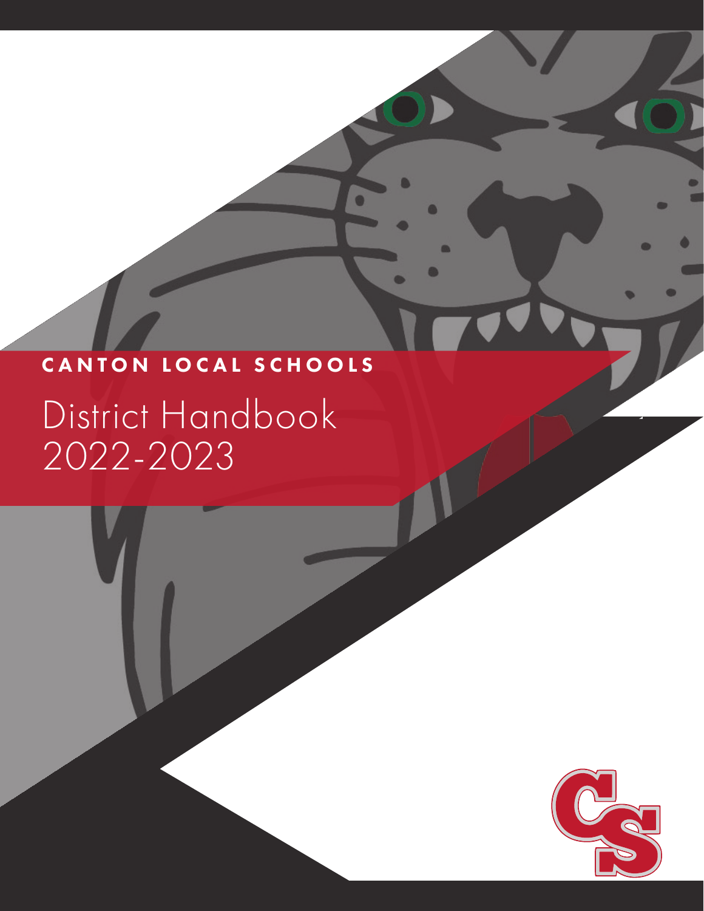**CANTON LOCAL SCHOOLS**

# District Handbook 2022-2023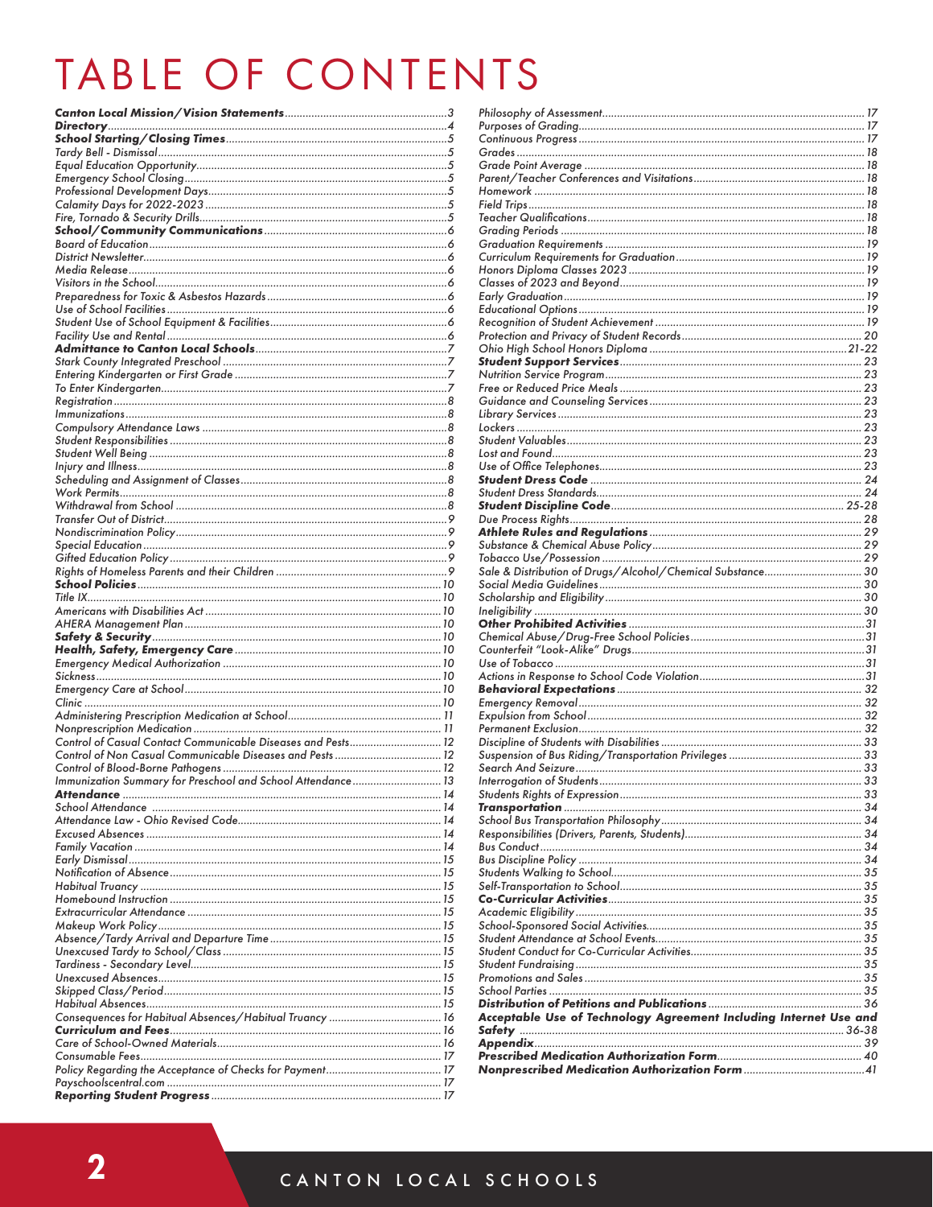# TABLE OF CONTENTS

| Section | Page |
|---|---|
| ***Canton Local Mission/Vision Statements*** | 3 |
| ***Directory*** | 4 |
| ***School Starting/Closing Times*** | 5 |
| *Tardy Bell - Dismissal* | 5 |
| *Equal Education Opportunity* | 5 |
| *Emergency School Closing* | 5 |
| *Professional Development Days* | 5 |
| *Calamity Days for 2022-2023* | 5 |
| *Fire, Tornado & Security Drills* | 5 |
| ***School/Community Communications*** | 6 |
| *Board of Education* | 6 |
| *District Newsletter* | 6 |
| *Media Release* | 6 |
| *Visitors in the School* | 6 |
| *Preparedness for Toxic & Asbestos Hazards* | 6 |
| *Use of School Facilities* | 6 |
| *Student Use of School Equipment & Facilities* | 6 |
| *Facility Use and Rental* | 6 |
| ***Admittance to Canton Local Schools*** | 7 |
| *Stark County Integrated Preschool* | 7 |
| *Entering Kindergarten or First Grade* | 7 |
| *To Enter Kindergarten* | 7 |
| *Registration* | 8 |
| *Immunizations* | 8 |
| *Compulsory Attendance Laws* | 8 |
| *Student Responsibilities* | 8 |
| *Student Well Being* | 8 |
| *Injury and Illness* | 8 |
| *Scheduling and Assignment of Classes* | 8 |
| *Work Permits* | 8 |
| *Withdrawal from School* | 8 |
| *Transfer Out of District* | 9 |
| *Nondiscrimination Policy* | 9 |
| *Special Education* | 9 |
| *Gifted Education Policy* | 9 |
| *Rights of Homeless Parents and their Children* | 9 |
| ***School Policies*** | 10 |
| *Title IX* | 10 |
| *Americans with Disabilities Act* | 10 |
| *AHERA Management Plan* | 10 |
| ***Safety & Security*** | 10 |
| ***Health, Safety, Emergency Care*** | 10 |
| *Emergency Medical Authorization* | 10 |
| *Sickness* | 10 |
| *Emergency Care at School* | 10 |
| *Clinic* | 10 |
| *Administering Prescription Medication at School* | 11 |
| *Nonprescription Medication* | 11 |
| *Control of Casual Contact Communicable Diseases and Pests* | 12 |
| *Control of Non Casual Communicable Diseases and Pests* | 12 |
| *Control of Blood-Borne Pathogens* | 12 |
| *Immunization Summary for Preschool and School Attendance* | 13 |
| ***Attendance*** | 14 |
| *School Attendance* | 14 |
| *Attendance Law - Ohio Revised Code* | 14 |
| *Excused Absences* | 14 |
| *Family Vacation* | 14 |
| *Early Dismissal* | 15 |
| *Notification of Absence* | 15 |
| *Habitual Truancy* | 15 |
| *Homebound Instruction* | 15 |
| *Extracurricular Attendance* | 15 |
| *Makeup Work Policy* | 15 |
| *Absence/Tardy Arrival and Departure Time* | 15 |
| *Unexcused Tardy to School/Class* | 15 |
| *Tardiness - Secondary Level* | 15 |
| *Unexcused Absences* | 15 |
| *Skipped Class/Period* | 15 |
| *Habitual Absences* | 15 |
| *Consequences for Habitual Absences/Habitual Truancy* | 16 |
| ***Curriculum and Fees*** | 16 |
| *Care of School-Owned Materials* | 16 |
| *Consumable Fees* | 17 |
| *Policy Regarding the Acceptance of Checks for Payment* | 17 |
| *Payschoolscentral.com* | 17 |
| ***Reporting Student Progress*** | 17 |
| *Philosophy of Assessment* | 17 |
| *Purposes of Grading* | 17 |
| *Continuous Progress* | 17 |
| *Grades* | 18 |
| *Grade Point Average* | 18 |
| *Parent/Teacher Conferences and Visitations* | 18 |
| *Homework* | 18 |
| *Field Trips* | 18 |
| *Teacher Qualifications* | 18 |
| *Grading Periods* | 18 |
| *Graduation Requirements* | 19 |
| *Curriculum Requirements for Graduation* | 19 |
| *Honors Diploma Classes 2023* | 19 |
| *Classes of 2023 and Beyond* | 19 |
| *Early Graduation* | 19 |
| *Educational Options* | 19 |
| *Recognition of Student Achievement* | 19 |
| *Protection and Privacy of Student Records* | 20 |
| *Ohio High School Honors Diploma* | 21-22 |
| ***Student Support Services*** | 23 |
| *Nutrition Service Program* | 23 |
| *Free or Reduced Price Meals* | 23 |
| *Guidance and Counseling Services* | 23 |
| *Library Services* | 23 |
| *Lockers* | 23 |
| *Student Valuables* | 23 |
| *Lost and Found* | 23 |
| *Use of Office Telephones* | 23 |
| ***Student Dress Code*** | 24 |
| *Student Dress Standards* | 24 |
| ***Student Discipline Code*** | 25-28 |
| *Due Process Rights* | 28 |
| ***Athlete Rules and Regulations*** | 29 |
| *Substance & Chemical Abuse Policy* | 29 |
| *Tobacco Use/Possession* | 29 |
| *Sale & Distribution of Drugs/Alcohol/Chemical Substance* | 30 |
| *Social Media Guidelines* | 30 |
| *Scholarship and Eligibility* | 30 |
| *Ineligibility* | 30 |
| ***Other Prohibited Activities*** | 31 |
| *Chemical Abuse/Drug-Free School Policies* | 31 |
| *Counterfeit "Look-Alike" Drugs* | 31 |
| *Use of Tobacco* | 31 |
| *Actions in Response to School Code Violation* | 31 |
| ***Behavioral Expectations*** | 32 |
| *Emergency Removal* | 32 |
| *Expulsion from School* | 32 |
| *Permanent Exclusion* | 32 |
| *Discipline of Students with Disabilities* | 33 |
| *Suspension of Bus Riding/Transportation Privileges* | 33 |
| *Search And Seizure* | 33 |
| *Interrogation of Students* | 33 |
| *Students Rights of Expression* | 33 |
| ***Transportation*** | 34 |
| *School Bus Transportation Philosophy* | 34 |
| *Responsibilities (Drivers, Parents, Students)* | 34 |
| *Bus Conduct* | 34 |
| *Bus Discipline Policy* | 34 |
| *Students Walking to School* | 35 |
| *Self-Transportation to School* | 35 |
| ***Co-Curricular Activities*** | 35 |
| *Academic Eligibility* | 35 |
| *School-Sponsored Social Activities* | 35 |
| *Student Attendance at School Events* | 35 |
| *Student Conduct for Co-Curricular Activities* | 35 |
| *Student Fundraising* | 35 |
| *Promotions and Sales* | 35 |
| *School Parties* | 35 |
| ***Distribution of Petitions and Publications*** | 36 |
| ***Acceptable Use of Technology Agreement Including Internet Use and Safety*** | 36-38 |
| ***Appendix*** | 39 |
| ***Prescribed Medication Authorization Form*** | 40 |
| ***Nonprescribed Medication Authorization Form*** | 41 |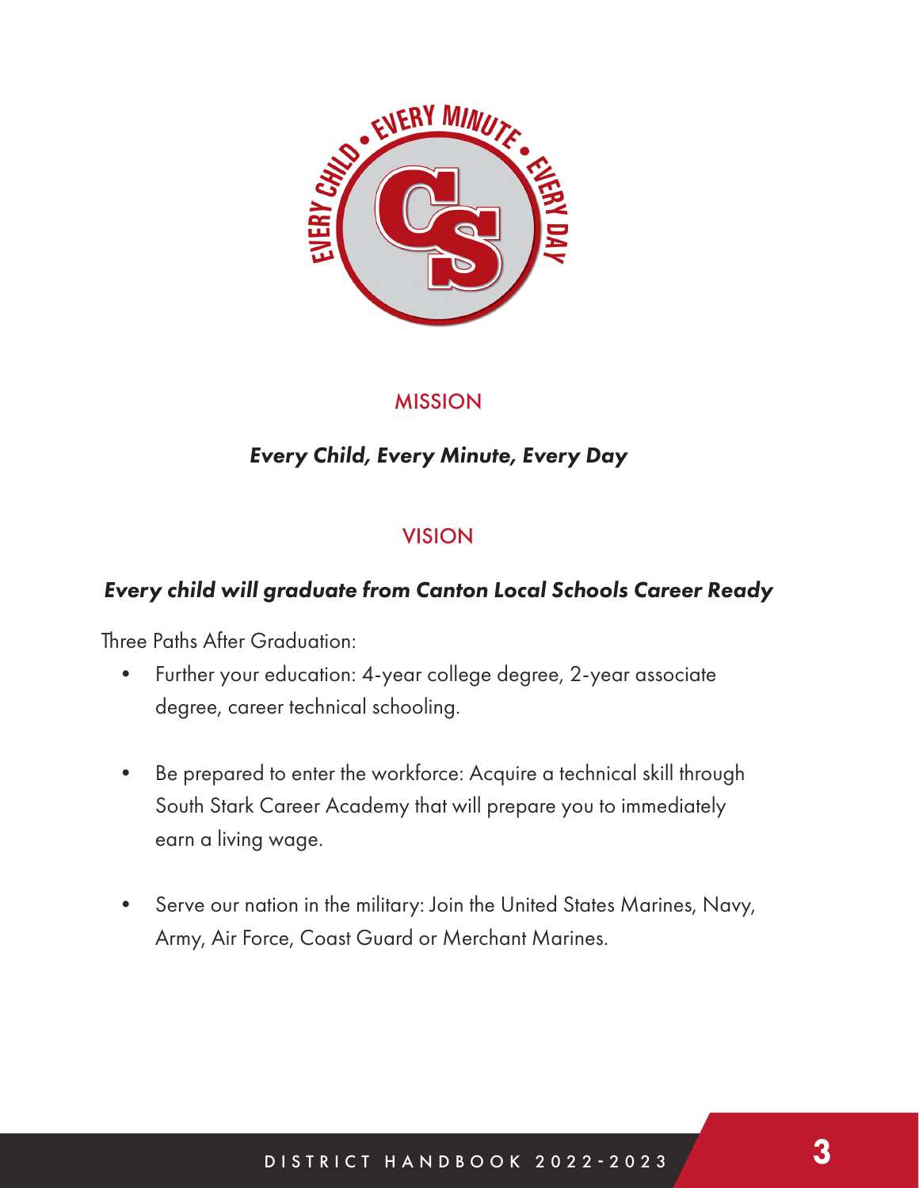## MISSION

***Every Child, Every Minute, Every Day***

## VISION

***Every child will graduate from Canton Local Schools Career Ready***

Three Paths After Graduation:

- Further your education: 4-year college degree, 2-year associate degree, career technical schooling.
- Be prepared to enter the workforce: Acquire a technical skill through South Stark Career Academy that will prepare you to immediately earn a living wage.
- Serve our nation in the military: Join the United States Marines, Navy, Army, Air Force, Coast Guard or Merchant Marines.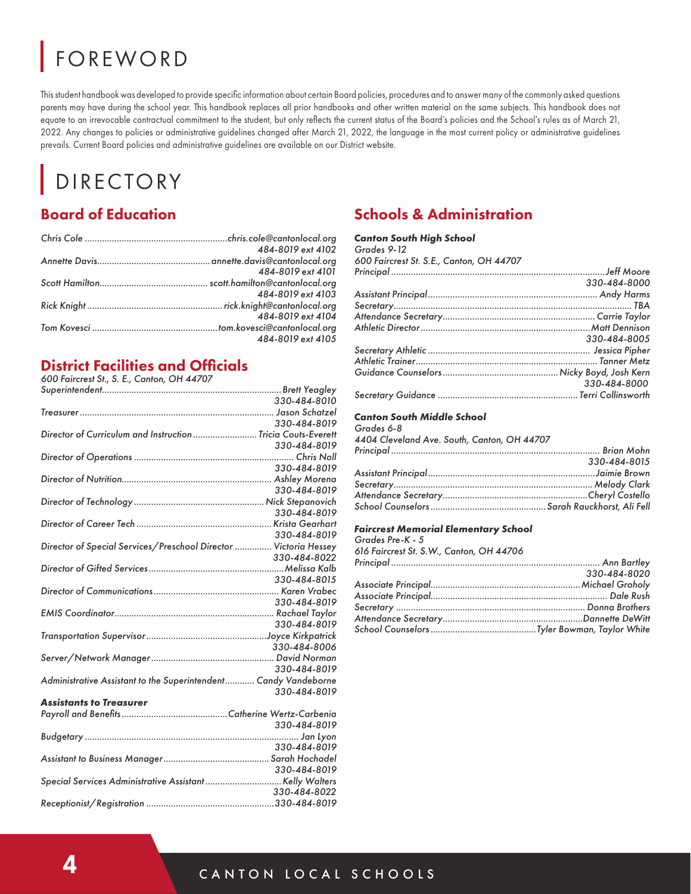# FOREWORD

This student handbook was developed to provide specific information about certain Board policies, procedures and to answer many of the commonly asked questions parents may have during the school year. This handbook replaces all prior handbooks and other written material on the same subjects. This handbook does not equate to an irrevocable contractual commitment to the student, but only reflects the current status of the Board's policies and the School's rules as of March 21, 2022. Any changes to policies or administrative guidelines changed after March 21, 2022, the language in the most current policy or administrative guidelines prevails. Current Board policies and administrative guidelines are available on our District website.

# DIRECTORY

## Board of Education

*Chris Cole* .......... *chris.cole@cantonlocal.org*
*484-8019 ext 4102*

*Annette Davis* .......... *annette.davis@cantonlocal.org*
*484-8019 ext 4101*

*Scott Hamilton* .......... *scott.hamilton@cantonlocal.org*
*484-8019 ext 4103*

*Rick Knight* .......... *rick.knight@cantonlocal.org*
*484-8019 ext 4104*

*Tom Kovesci* .......... *tom.kovesci@cantonlocal.org*
*484-8019 ext 4105*

## District Facilities and Officials

*600 Faircrest St., S. E., Canton, OH 44707*

*Superintendent* .......... *Brett Yeagley*
*330-484-8010*

*Treasurer* .......... *Jason Schatzel*
*330-484-8019*

*Director of Curriculum and Instruction* .......... *Tricia Couts-Everett*
*330-484-8019*

*Director of Operations* .......... *Chris Noll*
*330-484-8019*

*Director of Nutrition* .......... *Ashley Morena*
*330-484-8019*

*Director of Technology* .......... *Nick Stepanovich*
*330-484-8019*

*Director of Career Tech* .......... *Krista Gearhart*
*330-484-8019*

*Director of Special Services/Preschool Director* .......... *Victoria Hessey*
*330-484-8022*

*Director of Gifted Services* .......... *Melissa Kalb*
*330-484-8015*

*Director of Communications* .......... *Karen Vrabec*
*330-484-8019*

*EMIS Coordinator* .......... *Rachael Taylor*
*330-484-8019*

*Transportation Supervisor* .......... *Joyce Kirkpatrick*
*330-484-8006*

*Server/Network Manager* .......... *David Norman*
*330-484-8019*

*Administrative Assistant to the Superintendent* .......... *Candy Vandeborne*
*330-484-8019*

### *Assistants to Treasurer*

*Payroll and Benefits* .......... *Catherine Wertz-Carbenia*
*330-484-8019*

*Budgetary* .......... *Jan Lyon*
*330-484-8019*

*Assistant to Business Manager* .......... *Sarah Hochadel*
*330-484-8019*

*Special Services Administrative Assistant* .......... *Kelly Walters*
*330-484-8022*

*Receptionist/Registration* .......... *330-484-8019*

## Schools & Administration

### *Canton South High School*

*Grades 9-12*
*600 Faircrest St. S.E., Canton, OH 44707*

*Principal* .......... *Jeff Moore*
*330-484-8000*

*Assistant Principal* .......... *Andy Harms*

*Secretary* .......... *TBA*

*Attendance Secretary* .......... *Carrie Taylor*

*Athletic Director* .......... *Matt Dennison*
*330-484-8005*

*Secretary Athletic* .......... *Jessica Pipher*

*Athletic Trainer* .......... *Tanner Metz*

*Guidance Counselors* .......... *Nicky Boyd, Josh Kern*
*330-484-8000*

*Secretary Guidance* .......... *Terri Collinsworth*

### *Canton South Middle School*

*Grades 6-8*
*4404 Cleveland Ave. South, Canton, OH 44707*

*Principal* .......... *Brian Mohn*
*330-484-8015*

*Assistant Principal* .......... *Jaimie Brown*

*Secretary* .......... *Melody Clark*

*Attendance Secretary* .......... *Cheryl Costello*

*School Counselors* .......... *Sarah Rauckhorst, Ali Fell*

### *Faircrest Memorial Elementary School*

*Grades Pre-K - 5*
*616 Faircrest St. S.W., Canton, OH 44706*

*Principal* .......... *Ann Bartley*
*330-484-8020*

*Associate Principal* .......... *Michael Groholy*

*Associate Principal* .......... *Dale Rush*

*Secretary* .......... *Donna Brothers*

*Attendance Secretary* .......... *Dannette DeWitt*

*School Counselors* .......... *Tyler Bowman, Taylor White*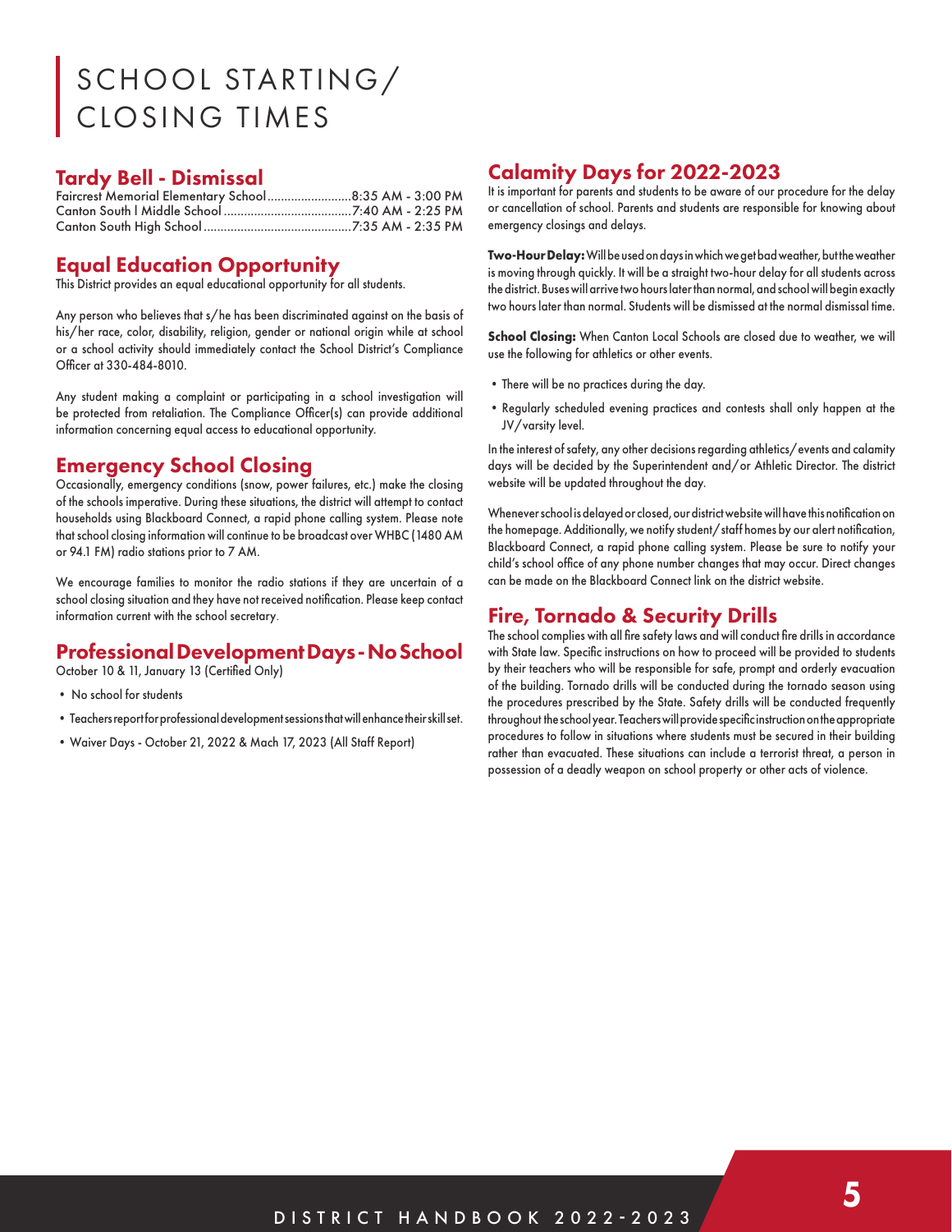# SCHOOL STARTING/ CLOSING TIMES

## Tardy Bell - Dismissal

Faircrest Memorial Elementary School.........................8:35 AM - 3:00 PM
Canton South I Middle School......................................7:40 AM - 2:25 PM
Canton South High School............................................7:35 AM - 2:35 PM

## Equal Education Opportunity

This District provides an equal educational opportunity for all students.

Any person who believes that s/he has been discriminated against on the basis of his/her race, color, disability, religion, gender or national origin while at school or a school activity should immediately contact the School District's Compliance Officer at 330-484-8010.

Any student making a complaint or participating in a school investigation will be protected from retaliation. The Compliance Officer(s) can provide additional information concerning equal access to educational opportunity.

## Emergency School Closing

Occasionally, emergency conditions (snow, power failures, etc.) make the closing of the schools imperative. During these situations, the district will attempt to contact households using Blackboard Connect, a rapid phone calling system. Please note that school closing information will continue to be broadcast over WHBC (1480 AM or 94.1 FM) radio stations prior to 7 AM.

We encourage families to monitor the radio stations if they are uncertain of a school closing situation and they have not received notification. Please keep contact information current with the school secretary.

## Professional Development Days - No School

October 10 & 11, January 13 (Certified Only)

- No school for students
- Teachers report for professional development sessions that will enhance their skill set.
- Waiver Days - October 21, 2022 & Mach 17, 2023 (All Staff Report)

## Calamity Days for 2022-2023

It is important for parents and students to be aware of our procedure for the delay or cancellation of school. Parents and students are responsible for knowing about emergency closings and delays.

**Two-Hour Delay:** Will be used on days in which we get bad weather, but the weather is moving through quickly. It will be a straight two-hour delay for all students across the district. Buses will arrive two hours later than normal, and school will begin exactly two hours later than normal. Students will be dismissed at the normal dismissal time.

**School Closing:** When Canton Local Schools are closed due to weather, we will use the following for athletics or other events.

- There will be no practices during the day.
- Regularly scheduled evening practices and contests shall only happen at the JV/varsity level.

In the interest of safety, any other decisions regarding athletics/events and calamity days will be decided by the Superintendent and/or Athletic Director. The district website will be updated throughout the day.

Whenever school is delayed or closed, our district website will have this notification on the homepage. Additionally, we notify student/staff homes by our alert notification, Blackboard Connect, a rapid phone calling system. Please be sure to notify your child's school office of any phone number changes that may occur. Direct changes can be made on the Blackboard Connect link on the district website.

## Fire, Tornado & Security Drills

The school complies with all fire safety laws and will conduct fire drills in accordance with State law. Specific instructions on how to proceed will be provided to students by their teachers who will be responsible for safe, prompt and orderly evacuation of the building. Tornado drills will be conducted during the tornado season using the procedures prescribed by the State. Safety drills will be conducted frequently throughout the school year. Teachers will provide specific instruction on the appropriate procedures to follow in situations where students must be secured in their building rather than evacuated. These situations can include a terrorist threat, a person in possession of a deadly weapon on school property or other acts of violence.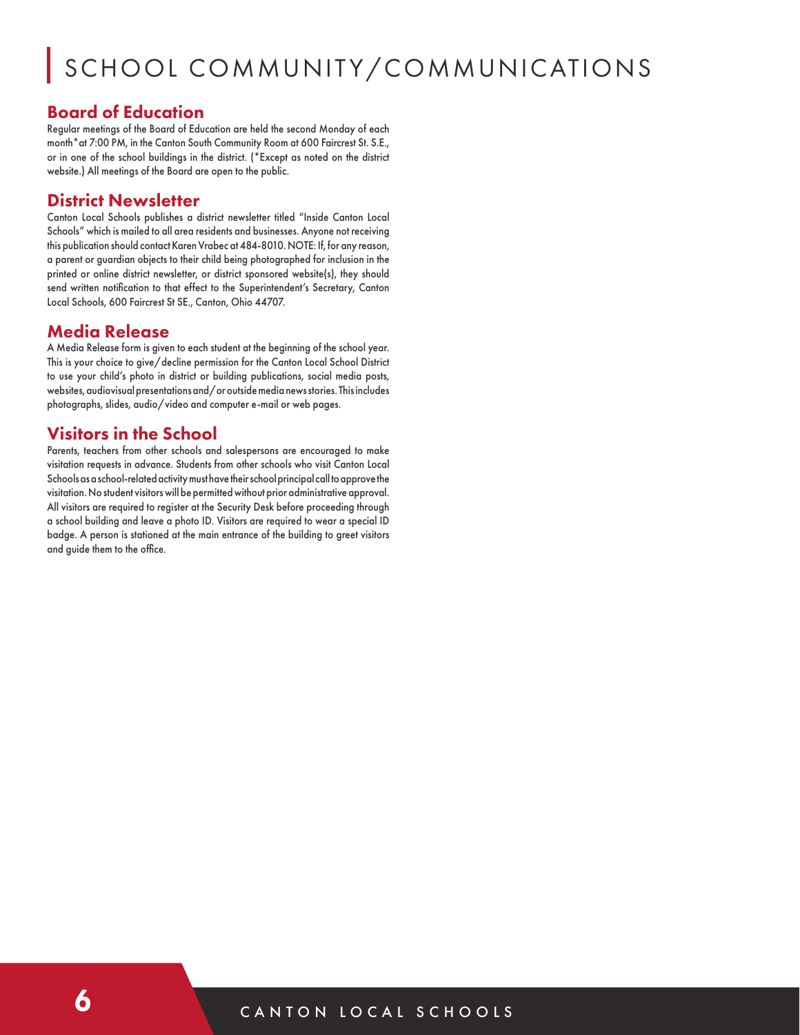# SCHOOL COMMUNITY/COMMUNICATIONS

## Board of Education

Regular meetings of the Board of Education are held the second Monday of each month* at 7:00 PM, in the Canton South Community Room at 600 Faircrest St. S.E., or in one of the school buildings in the district. (*Except as noted on the district website.) All meetings of the Board are open to the public.

## District Newsletter

Canton Local Schools publishes a district newsletter titled "Inside Canton Local Schools" which is mailed to all area residents and businesses. Anyone not receiving this publication should contact Karen Vrabec at 484-8010. NOTE: If, for any reason, a parent or guardian objects to their child being photographed for inclusion in the printed or online district newsletter, or district sponsored website(s), they should send written notification to that effect to the Superintendent's Secretary, Canton Local Schools, 600 Faircrest St SE., Canton, Ohio 44707.

## Media Release

A Media Release form is given to each student at the beginning of the school year. This is your choice to give/decline permission for the Canton Local School District to use your child's photo in district or building publications, social media posts, websites, audiovisual presentations and/or outside media news stories. This includes photographs, slides, audio/video and computer e-mail or web pages.

## Visitors in the School

Parents, teachers from other schools and salespersons are encouraged to make visitation requests in advance. Students from other schools who visit Canton Local Schools as a school-related activity must have their school principal call to approve the visitation. No student visitors will be permitted without prior administrative approval. All visitors are required to register at the Security Desk before proceeding through a school building and leave a photo ID. Visitors are required to wear a special ID badge. A person is stationed at the main entrance of the building to greet visitors and guide them to the office.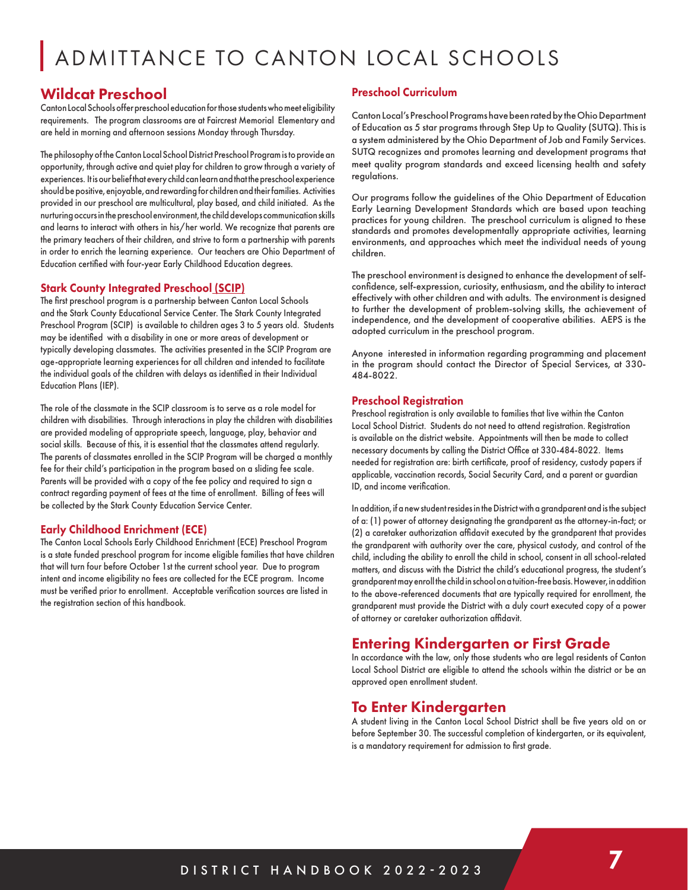# ADMITTANCE TO CANTON LOCAL SCHOOLS

## Wildcat Preschool

Canton Local Schools offer preschool education for those students who meet eligibility requirements. The program classrooms are at Faircrest Memorial Elementary and are held in morning and afternoon sessions Monday through Thursday.

The philosophy of the Canton Local School District Preschool Program is to provide an opportunity, through active and quiet play for children to grow through a variety of experiences. It is our belief that every child can learn and that the preschool experience should be positive, enjoyable, and rewarding for children and their families. Activities provided in our preschool are multicultural, play based, and child initiated. As the nurturing occurs in the preschool environment, the child develops communication skills and learns to interact with others in his/her world. We recognize that parents are the primary teachers of their children, and strive to form a partnership with parents in order to enrich the learning experience. Our teachers are Ohio Department of Education certified with four-year Early Childhood Education degrees.

### Stark County Integrated Preschool (SCIP)

The first preschool program is a partnership between Canton Local Schools and the Stark County Educational Service Center. The Stark County Integrated Preschool Program (SCIP) is available to children ages 3 to 5 years old. Students may be identified with a disability in one or more areas of development or typically developing classmates. The activities presented in the SCIP Program are age-appropriate learning experiences for all children and intended to facilitate the individual goals of the children with delays as identified in their Individual Education Plans (IEP).

The role of the classmate in the SCIP classroom is to serve as a role model for children with disabilities. Through interactions in play the children with disabilities are provided modeling of appropriate speech, language, play, behavior and social skills. Because of this, it is essential that the classmates attend regularly. The parents of classmates enrolled in the SCIP Program will be charged a monthly fee for their child's participation in the program based on a sliding fee scale. Parents will be provided with a copy of the fee policy and required to sign a contract regarding payment of fees at the time of enrollment. Billing of fees will be collected by the Stark County Education Service Center.

### Early Childhood Enrichment (ECE)

The Canton Local Schools Early Childhood Enrichment (ECE) Preschool Program is a state funded preschool program for income eligible families that have children that will turn four before October 1st the current school year. Due to program intent and income eligibility no fees are collected for the ECE program. Income must be verified prior to enrollment. Acceptable verification sources are listed in the registration section of this handbook.

### Preschool Curriculum

Canton Local's Preschool Programs have been rated by the Ohio Department of Education as 5 star programs through Step Up to Quality (SUTQ). This is a system administered by the Ohio Department of Job and Family Services. SUTQ recognizes and promotes learning and development programs that meet quality program standards and exceed licensing health and safety regulations.

Our programs follow the guidelines of the Ohio Department of Education Early Learning Development Standards which are based upon teaching practices for young children. The preschool curriculum is aligned to these standards and promotes developmentally appropriate activities, learning environments, and approaches which meet the individual needs of young children.

The preschool environment is designed to enhance the development of self-confidence, self-expression, curiosity, enthusiasm, and the ability to interact effectively with other children and with adults. The environment is designed to further the development of problem-solving skills, the achievement of independence, and the development of cooperative abilities. AEPS is the adopted curriculum in the preschool program.

Anyone interested in information regarding programming and placement in the program should contact the Director of Special Services, at 330-484-8022.

### Preschool Registration

Preschool registration is only available to families that live within the Canton Local School District. Students do not need to attend registration. Registration is available on the district website. Appointments will then be made to collect necessary documents by calling the District Office at 330-484-8022. Items needed for registration are: birth certificate, proof of residency, custody papers if applicable, vaccination records, Social Security Card, and a parent or guardian ID, and income verification.

In addition, if a new student resides in the District with a grandparent and is the subject of a: (1) power of attorney designating the grandparent as the attorney-in-fact; or (2) a caretaker authorization affidavit executed by the grandparent that provides the grandparent with authority over the care, physical custody, and control of the child, including the ability to enroll the child in school, consent in all school-related matters, and discuss with the District the child's educational progress, the student's grandparent may enroll the child in school on a tuition-free basis. However, in addition to the above-referenced documents that are typically required for enrollment, the grandparent must provide the District with a duly court executed copy of a power of attorney or caretaker authorization affidavit.

## Entering Kindergarten or First Grade

In accordance with the law, only those students who are legal residents of Canton Local School District are eligible to attend the schools within the district or be an approved open enrollment student.

## To Enter Kindergarten

A student living in the Canton Local School District shall be five years old on or before September 30. The successful completion of kindergarten, or its equivalent, is a mandatory requirement for admission to first grade.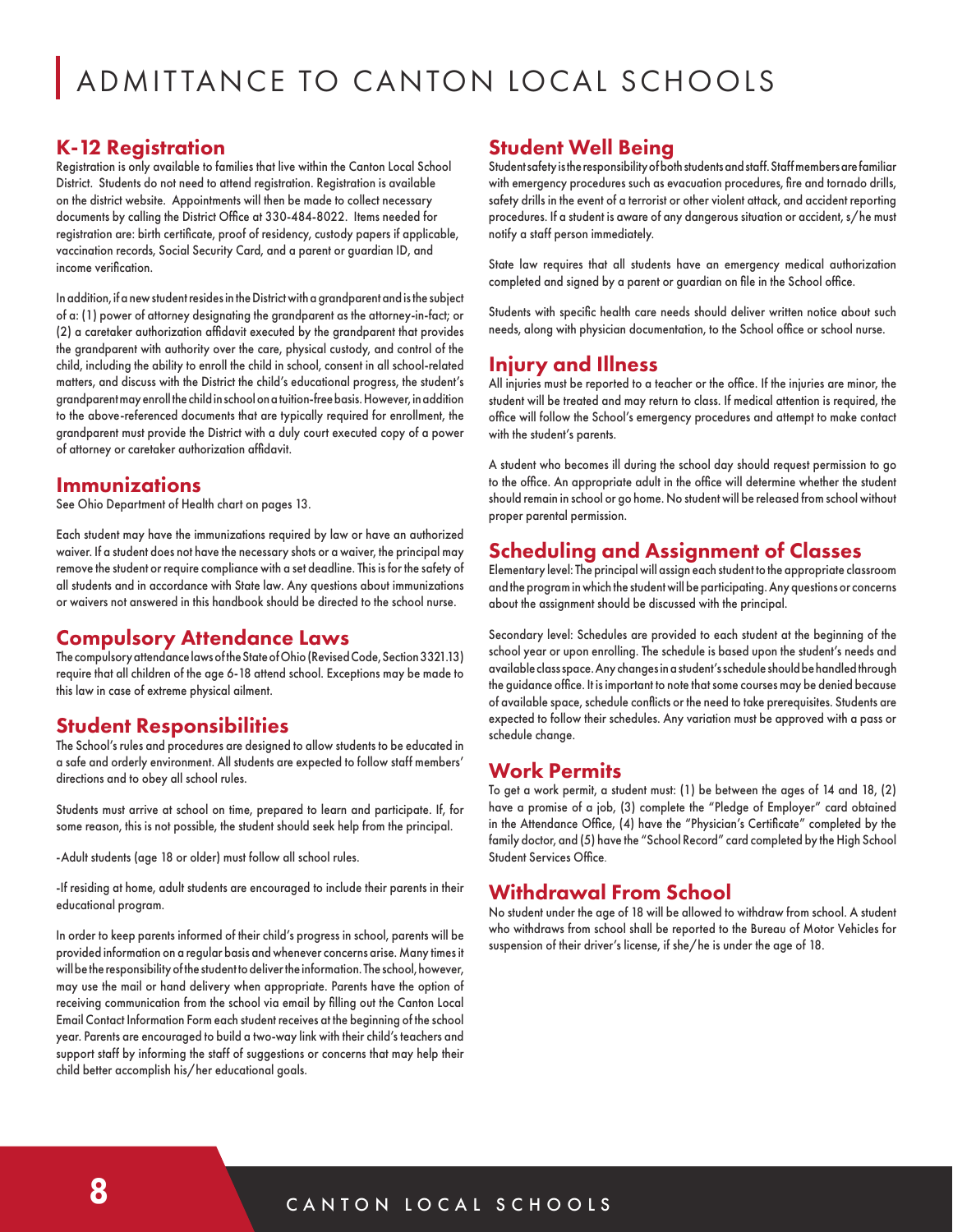# ADMITTANCE TO CANTON LOCAL SCHOOLS

## K-12 Registration

Registration is only available to families that live within the Canton Local School District. Students do not need to attend registration. Registration is available on the district website. Appointments will then be made to collect necessary documents by calling the District Office at 330-484-8022. Items needed for registration are: birth certificate, proof of residency, custody papers if applicable, vaccination records, Social Security Card, and a parent or guardian ID, and income verification.

In addition, if a new student resides in the District with a grandparent and is the subject of a: (1) power of attorney designating the grandparent as the attorney-in-fact; or (2) a caretaker authorization affidavit executed by the grandparent that provides the grandparent with authority over the care, physical custody, and control of the child, including the ability to enroll the child in school, consent in all school-related matters, and discuss with the District the child's educational progress, the student's grandparent may enroll the child in school on a tuition-free basis. However, in addition to the above-referenced documents that are typically required for enrollment, the grandparent must provide the District with a duly court executed copy of a power of attorney or caretaker authorization affidavit.

## Immunizations

See Ohio Department of Health chart on pages 13.

Each student may have the immunizations required by law or have an authorized waiver. If a student does not have the necessary shots or a waiver, the principal may remove the student or require compliance with a set deadline. This is for the safety of all students and in accordance with State law. Any questions about immunizations or waivers not answered in this handbook should be directed to the school nurse.

## Compulsory Attendance Laws

The compulsory attendance laws of the State of Ohio (Revised Code, Section 3321.13) require that all children of the age 6-18 attend school. Exceptions may be made to this law in case of extreme physical ailment.

## Student Responsibilities

The School's rules and procedures are designed to allow students to be educated in a safe and orderly environment. All students are expected to follow staff members' directions and to obey all school rules.

Students must arrive at school on time, prepared to learn and participate. If, for some reason, this is not possible, the student should seek help from the principal.

-Adult students (age 18 or older) must follow all school rules.

-If residing at home, adult students are encouraged to include their parents in their educational program.

In order to keep parents informed of their child's progress in school, parents will be provided information on a regular basis and whenever concerns arise. Many times it will be the responsibility of the student to deliver the information. The school, however, may use the mail or hand delivery when appropriate. Parents have the option of receiving communication from the school via email by filling out the Canton Local Email Contact Information Form each student receives at the beginning of the school year. Parents are encouraged to build a two-way link with their child's teachers and support staff by informing the staff of suggestions or concerns that may help their child better accomplish his/her educational goals.

## Student Well Being

Student safety is the responsibility of both students and staff. Staff members are familiar with emergency procedures such as evacuation procedures, fire and tornado drills, safety drills in the event of a terrorist or other violent attack, and accident reporting procedures. If a student is aware of any dangerous situation or accident, s/he must notify a staff person immediately.

State law requires that all students have an emergency medical authorization completed and signed by a parent or guardian on file in the School office.

Students with specific health care needs should deliver written notice about such needs, along with physician documentation, to the School office or school nurse.

## Injury and Illness

All injuries must be reported to a teacher or the office. If the injuries are minor, the student will be treated and may return to class. If medical attention is required, the office will follow the School's emergency procedures and attempt to make contact with the student's parents.

A student who becomes ill during the school day should request permission to go to the office. An appropriate adult in the office will determine whether the student should remain in school or go home. No student will be released from school without proper parental permission.

## Scheduling and Assignment of Classes

Elementary level: The principal will assign each student to the appropriate classroom and the program in which the student will be participating. Any questions or concerns about the assignment should be discussed with the principal.

Secondary level: Schedules are provided to each student at the beginning of the school year or upon enrolling. The schedule is based upon the student's needs and available class space. Any changes in a student's schedule should be handled through the guidance office. It is important to note that some courses may be denied because of available space, schedule conflicts or the need to take prerequisites. Students are expected to follow their schedules. Any variation must be approved with a pass or schedule change.

## Work Permits

To get a work permit, a student must: (1) be between the ages of 14 and 18, (2) have a promise of a job, (3) complete the "Pledge of Employer" card obtained in the Attendance Office, (4) have the "Physician's Certificate" completed by the family doctor, and (5) have the "School Record" card completed by the High School Student Services Office.

## Withdrawal From School

No student under the age of 18 will be allowed to withdraw from school. A student who withdraws from school shall be reported to the Bureau of Motor Vehicles for suspension of their driver's license, if she/he is under the age of 18.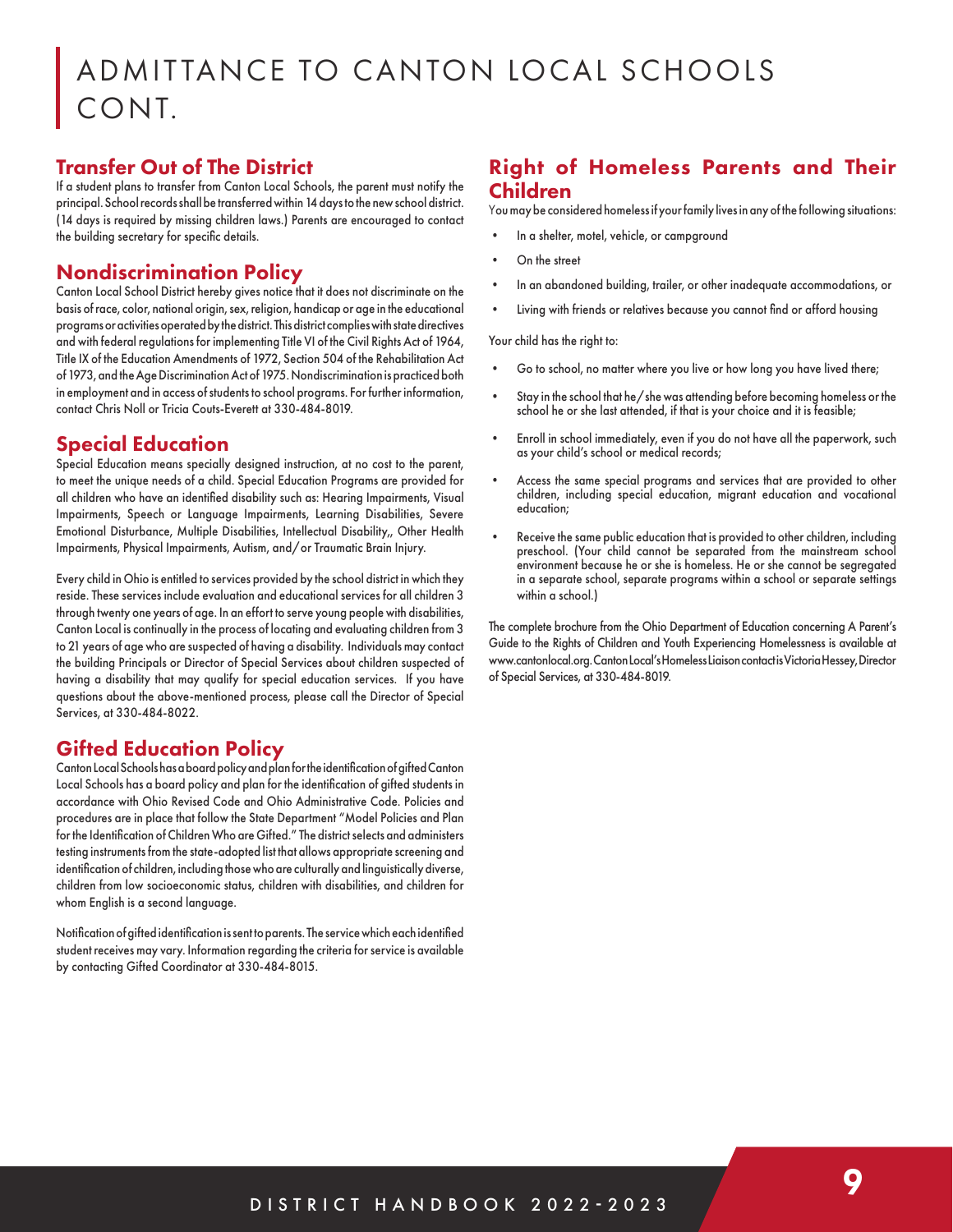# ADMITTANCE TO CANTON LOCAL SCHOOLS CONT.

## Transfer Out of The District

If a student plans to transfer from Canton Local Schools, the parent must notify the principal. School records shall be transferred within 14 days to the new school district. (14 days is required by missing children laws.) Parents are encouraged to contact the building secretary for specific details.

## Nondiscrimination Policy

Canton Local School District hereby gives notice that it does not discriminate on the basis of race, color, national origin, sex, religion, handicap or age in the educational programs or activities operated by the district. This district complies with state directives and with federal regulations for implementing Title VI of the Civil Rights Act of 1964, Title IX of the Education Amendments of 1972, Section 504 of the Rehabilitation Act of 1973, and the Age Discrimination Act of 1975. Nondiscrimination is practiced both in employment and in access of students to school programs. For further information, contact Chris Noll or Tricia Couts-Everett at 330-484-8019.

## Special Education

Special Education means specially designed instruction, at no cost to the parent, to meet the unique needs of a child. Special Education Programs are provided for all children who have an identified disability such as: Hearing Impairments, Visual Impairments, Speech or Language Impairments, Learning Disabilities, Severe Emotional Disturbance, Multiple Disabilities, Intellectual Disability,, Other Health Impairments, Physical Impairments, Autism, and/or Traumatic Brain Injury.

Every child in Ohio is entitled to services provided by the school district in which they reside. These services include evaluation and educational services for all children 3 through twenty one years of age. In an effort to serve young people with disabilities, Canton Local is continually in the process of locating and evaluating children from 3 to 21 years of age who are suspected of having a disability. Individuals may contact the building Principals or Director of Special Services about children suspected of having a disability that may qualify for special education services. If you have questions about the above-mentioned process, please call the Director of Special Services, at 330-484-8022.

## Gifted Education Policy

Canton Local Schools has a board policy and plan for the identification of gifted Canton Local Schools has a board policy and plan for the identification of gifted students in accordance with Ohio Revised Code and Ohio Administrative Code. Policies and procedures are in place that follow the State Department "Model Policies and Plan for the Identification of Children Who are Gifted." The district selects and administers testing instruments from the state-adopted list that allows appropriate screening and identification of children, including those who are culturally and linguistically diverse, children from low socioeconomic status, children with disabilities, and children for whom English is a second language.

Notification of gifted identification is sent to parents. The service which each identified student receives may vary. Information regarding the criteria for service is available by contacting Gifted Coordinator at 330-484-8015.

## Right of Homeless Parents and Their Children

You may be considered homeless if your family lives in any of the following situations:

- In a shelter, motel, vehicle, or campground
- On the street
- In an abandoned building, trailer, or other inadequate accommodations, or
- Living with friends or relatives because you cannot find or afford housing

Your child has the right to:

- Go to school, no matter where you live or how long you have lived there;
- Stay in the school that he/she was attending before becoming homeless or the school he or she last attended, if that is your choice and it is feasible;
- Enroll in school immediately, even if you do not have all the paperwork, such as your child's school or medical records;
- Access the same special programs and services that are provided to other children, including special education, migrant education and vocational education;
- Receive the same public education that is provided to other children, including preschool. (Your child cannot be separated from the mainstream school environment because he or she is homeless. He or she cannot be segregated in a separate school, separate programs within a school or separate settings within a school.)

The complete brochure from the Ohio Department of Education concerning A Parent's Guide to the Rights of Children and Youth Experiencing Homelessness is available at www.cantonlocal.org. Canton Local's Homeless Liaison contact is Victoria Hessey, Director of Special Services, at 330-484-8019.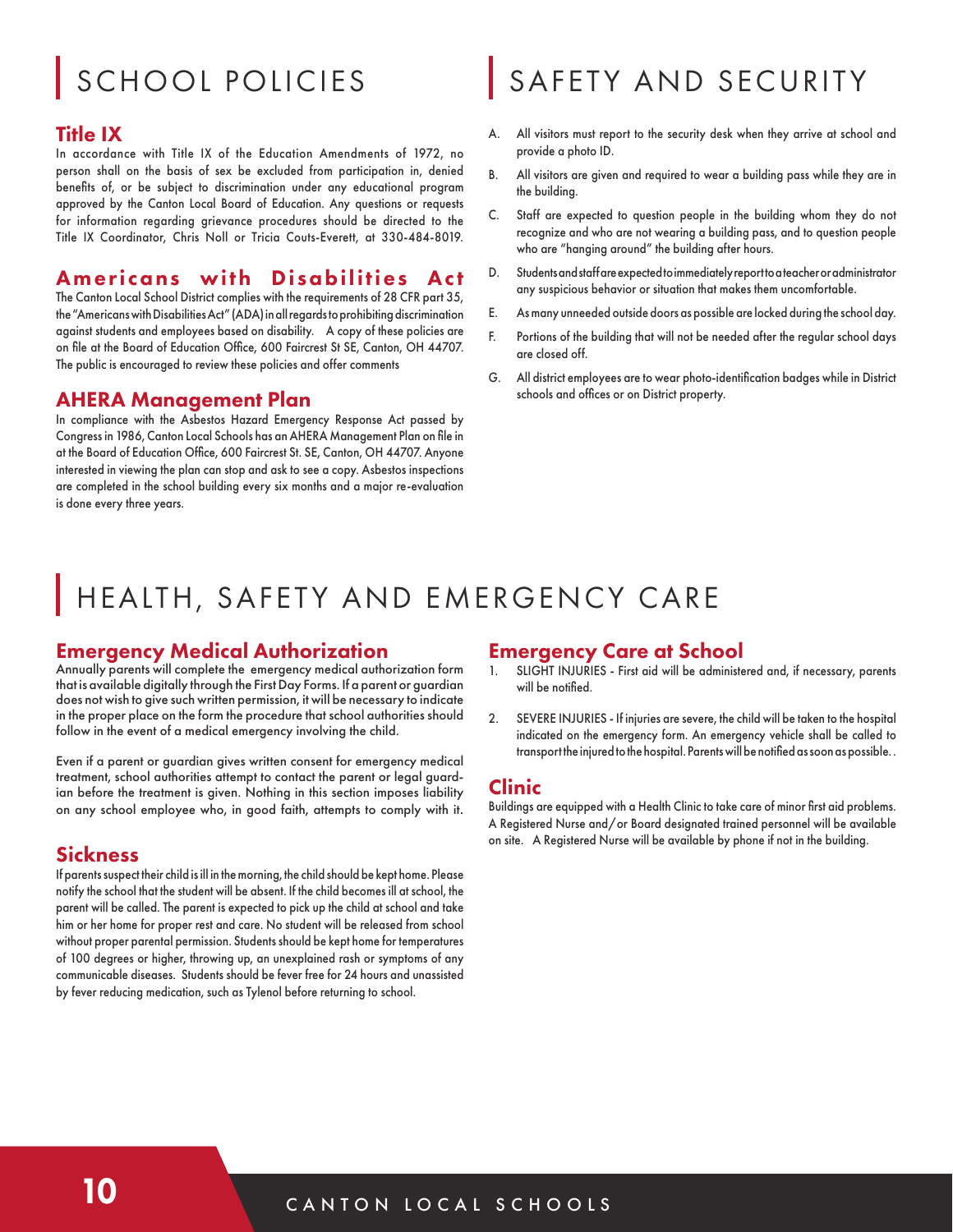# SCHOOL POLICIES

## Title IX

In accordance with Title IX of the Education Amendments of 1972, no person shall on the basis of sex be excluded from participation in, denied benefits of, or be subject to discrimination under any educational program approved by the Canton Local Board of Education. Any questions or requests for information regarding grievance procedures should be directed to the Title IX Coordinator, Chris Noll or Tricia Couts-Everett, at 330-484-8019.

## Americans with Disabilities Act

The Canton Local School District complies with the requirements of 28 CFR part 35, the "Americans with Disabilities Act" (ADA) in all regards to prohibiting discrimination against students and employees based on disability. A copy of these policies are on file at the Board of Education Office, 600 Faircrest St SE, Canton, OH 44707. The public is encouraged to review these policies and offer comments

## AHERA Management Plan

In compliance with the Asbestos Hazard Emergency Response Act passed by Congress in 1986, Canton Local Schools has an AHERA Management Plan on file in at the Board of Education Office, 600 Faircrest St. SE, Canton, OH 44707. Anyone interested in viewing the plan can stop and ask to see a copy. Asbestos inspections are completed in the school building every six months and a major re-evaluation is done every three years.

# SAFETY AND SECURITY

A. All visitors must report to the security desk when they arrive at school and provide a photo ID.

B. All visitors are given and required to wear a building pass while they are in the building.

C. Staff are expected to question people in the building whom they do not recognize and who are not wearing a building pass, and to question people who are "hanging around" the building after hours.

D. Students and staff are expected to immediately report to a teacher or administrator any suspicious behavior or situation that makes them uncomfortable.

E. As many unneeded outside doors as possible are locked during the school day.

F. Portions of the building that will not be needed after the regular school days are closed off.

G. All district employees are to wear photo-identification badges while in District schools and offices or on District property.

# HEALTH, SAFETY AND EMERGENCY CARE

## Emergency Medical Authorization

Annually parents will complete the emergency medical authorization form that is available digitally through the First Day Forms. If a parent or guardian does not wish to give such written permission, it will be necessary to indicate in the proper place on the form the procedure that school authorities should follow in the event of a medical emergency involving the child.

Even if a parent or guardian gives written consent for emergency medical treatment, school authorities attempt to contact the parent or legal guardian before the treatment is given. Nothing in this section imposes liability on any school employee who, in good faith, attempts to comply with it.

## Sickness

If parents suspect their child is ill in the morning, the child should be kept home. Please notify the school that the student will be absent. If the child becomes ill at school, the parent will be called. The parent is expected to pick up the child at school and take him or her home for proper rest and care. No student will be released from school without proper parental permission. Students should be kept home for temperatures of 100 degrees or higher, throwing up, an unexplained rash or symptoms of any communicable diseases. Students should be fever free for 24 hours and unassisted by fever reducing medication, such as Tylenol before returning to school.

## Emergency Care at School

1. SLIGHT INJURIES - First aid will be administered and, if necessary, parents will be notified.

2. SEVERE INJURIES - If injuries are severe, the child will be taken to the hospital indicated on the emergency form. An emergency vehicle shall be called to transport the injured to the hospital. Parents will be notified as soon as possible. .

## Clinic

Buildings are equipped with a Health Clinic to take care of minor first aid problems. A Registered Nurse and/or Board designated trained personnel will be available on site. A Registered Nurse will be available by phone if not in the building.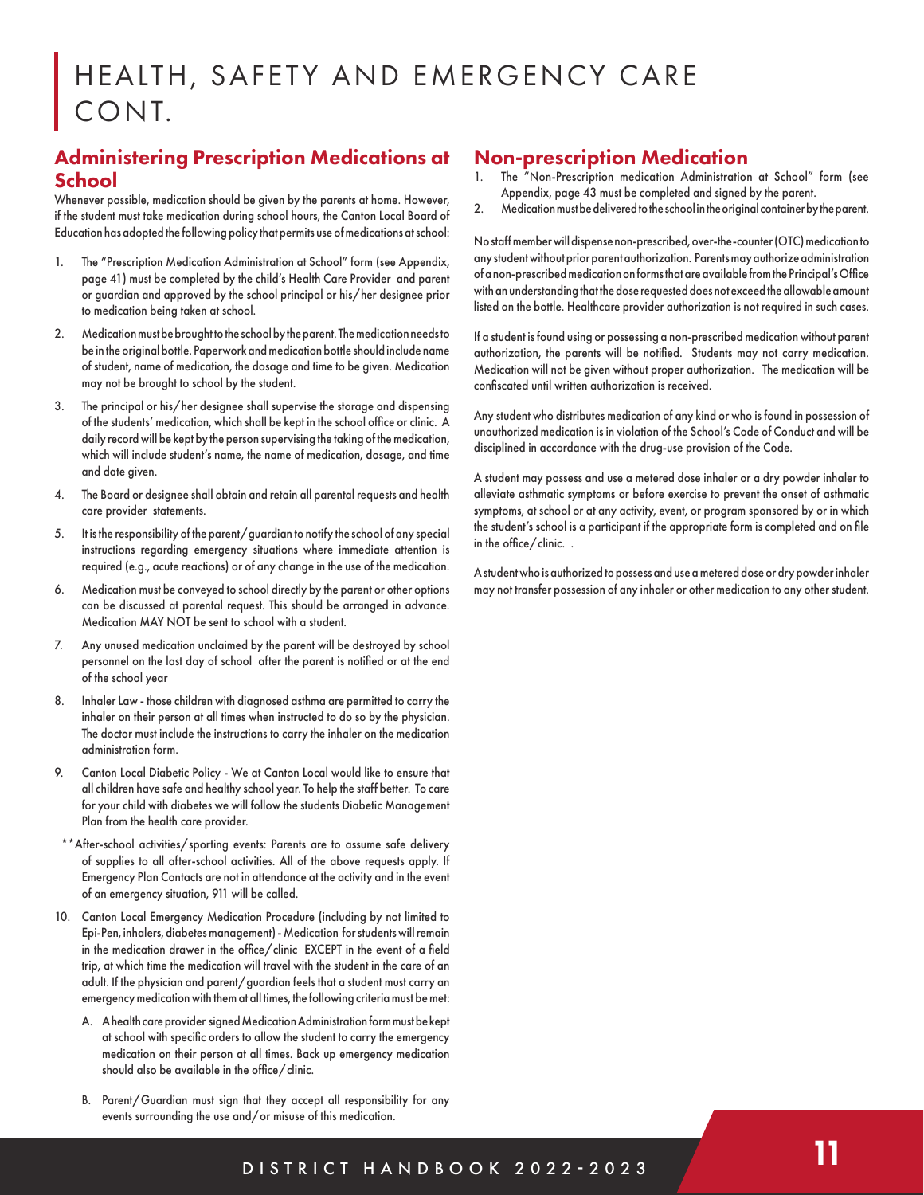# HEALTH, SAFETY AND EMERGENCY CARE CONT.

## Administering Prescription Medications at School

Whenever possible, medication should be given by the parents at home. However, if the student must take medication during school hours, the Canton Local Board of Education has adopted the following policy that permits use of medications at school:

1. The "Prescription Medication Administration at School" form (see Appendix, page 41) must be completed by the child's Health Care Provider and parent or guardian and approved by the school principal or his/her designee prior to medication being taken at school.
2. Medication must be brought to the school by the parent. The medication needs to be in the original bottle. Paperwork and medication bottle should include name of student, name of medication, the dosage and time to be given. Medication may not be brought to school by the student.
3. The principal or his/her designee shall supervise the storage and dispensing of the students' medication, which shall be kept in the school office or clinic. A daily record will be kept by the person supervising the taking of the medication, which will include student's name, the name of medication, dosage, and time and date given.
4. The Board or designee shall obtain and retain all parental requests and health care provider statements.
5. It is the responsibility of the parent/guardian to notify the school of any special instructions regarding emergency situations where immediate attention is required (e.g., acute reactions) or of any change in the use of the medication.
6. Medication must be conveyed to school directly by the parent or other options can be discussed at parental request. This should be arranged in advance. Medication MAY NOT be sent to school with a student.
7. Any unused medication unclaimed by the parent will be destroyed by school personnel on the last day of school after the parent is notified or at the end of the school year
8. Inhaler Law - those children with diagnosed asthma are permitted to carry the inhaler on their person at all times when instructed to do so by the physician. The doctor must include the instructions to carry the inhaler on the medication administration form.
9. Canton Local Diabetic Policy - We at Canton Local would like to ensure that all children have safe and healthy school year. To help the staff better. To care for your child with diabetes we will follow the students Diabetic Management Plan from the health care provider.

   **After-school activities/sporting events: Parents are to assume safe delivery of supplies to all after-school activities. All of the above requests apply. If Emergency Plan Contacts are not in attendance at the activity and in the event of an emergency situation, 911 will be called.
10. Canton Local Emergency Medication Procedure (including by not limited to Epi-Pen, inhalers, diabetes management) - Medication for students will remain in the medication drawer in the office/clinic EXCEPT in the event of a field trip, at which time the medication will travel with the student in the care of an adult. If the physician and parent/guardian feels that a student must carry an emergency medication with them at all times, the following criteria must be met:

    A. A health care provider signed Medication Administration form must be kept at school with specific orders to allow the student to carry the emergency medication on their person at all times. Back up emergency medication should also be available in the office/clinic.

    B. Parent/Guardian must sign that they accept all responsibility for any events surrounding the use and/or misuse of this medication.

## Non-prescription Medication

1. The "Non-Prescription medication Administration at School" form (see Appendix, page 43 must be completed and signed by the parent.
2. Medication must be delivered to the school in the original container by the parent.

No staff member will dispense non-prescribed, over-the-counter (OTC) medication to any student without prior parent authorization. Parents may authorize administration of a non-prescribed medication on forms that are available from the Principal's Office with an understanding that the dose requested does not exceed the allowable amount listed on the bottle. Healthcare provider authorization is not required in such cases.

If a student is found using or possessing a non-prescribed medication without parent authorization, the parents will be notified. Students may not carry medication. Medication will not be given without proper authorization. The medication will be confiscated until written authorization is received.

Any student who distributes medication of any kind or who is found in possession of unauthorized medication is in violation of the School's Code of Conduct and will be disciplined in accordance with the drug-use provision of the Code.

A student may possess and use a metered dose inhaler or a dry powder inhaler to alleviate asthmatic symptoms or before exercise to prevent the onset of asthmatic symptoms, at school or at any activity, event, or program sponsored by or in which the student's school is a participant if the appropriate form is completed and on file in the office/clinic. .

A student who is authorized to possess and use a metered dose or dry powder inhaler may not transfer possession of any inhaler or other medication to any other student.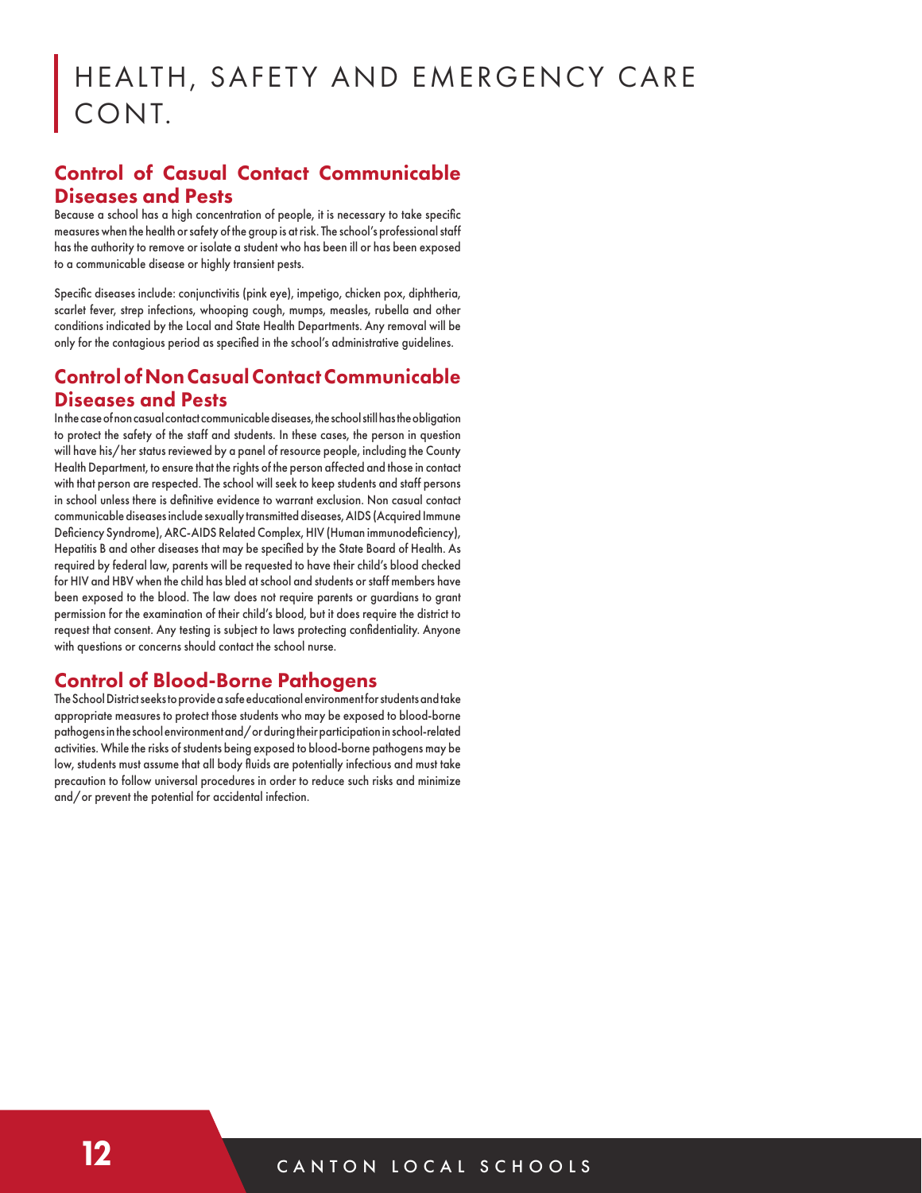# HEALTH, SAFETY AND EMERGENCY CARE CONT.

## Control of Casual Contact Communicable Diseases and Pests

Because a school has a high concentration of people, it is necessary to take specific measures when the health or safety of the group is at risk. The school's professional staff has the authority to remove or isolate a student who has been ill or has been exposed to a communicable disease or highly transient pests.

Specific diseases include: conjunctivitis (pink eye), impetigo, chicken pox, diphtheria, scarlet fever, strep infections, whooping cough, mumps, measles, rubella and other conditions indicated by the Local and State Health Departments. Any removal will be only for the contagious period as specified in the school's administrative guidelines.

## Control of Non Casual Contact Communicable Diseases and Pests

In the case of non casual contact communicable diseases, the school still has the obligation to protect the safety of the staff and students. In these cases, the person in question will have his/her status reviewed by a panel of resource people, including the County Health Department, to ensure that the rights of the person affected and those in contact with that person are respected. The school will seek to keep students and staff persons in school unless there is definitive evidence to warrant exclusion. Non casual contact communicable diseases include sexually transmitted diseases, AIDS (Acquired Immune Deficiency Syndrome), ARC-AIDS Related Complex, HIV (Human immunodeficiency), Hepatitis B and other diseases that may be specified by the State Board of Health. As required by federal law, parents will be requested to have their child's blood checked for HIV and HBV when the child has bled at school and students or staff members have been exposed to the blood. The law does not require parents or guardians to grant permission for the examination of their child's blood, but it does require the district to request that consent. Any testing is subject to laws protecting confidentiality. Anyone with questions or concerns should contact the school nurse.

## Control of Blood-Borne Pathogens

The School District seeks to provide a safe educational environment for students and take appropriate measures to protect those students who may be exposed to blood-borne pathogens in the school environment and/or during their participation in school-related activities. While the risks of students being exposed to blood-borne pathogens may be low, students must assume that all body fluids are potentially infectious and must take precaution to follow universal procedures in order to reduce such risks and minimize and/or prevent the potential for accidental infection.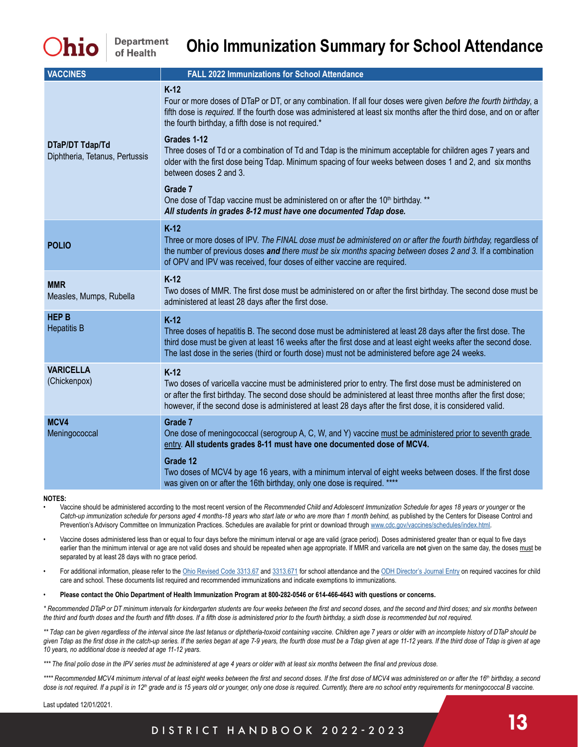# Ohio Immunization Summary for School Attendance

Ohio Department of Health

| VACCINES | FALL 2022 Immunizations for School Attendance |
|---|---|
| **DTaP/DT Tdap/Td**<br>Diphtheria, Tetanus, Pertussis | **K-12**<br>Four or more doses of DTaP or DT, or any combination. If all four doses were given *before the fourth birthday*, a fifth dose is *required*. If the fourth dose was administered at least six months after the third dose, and on or after the fourth birthday, a fifth dose is not required.*<br><br>**Grades 1-12**<br>Three doses of Td or a combination of Td and Tdap is the minimum acceptable for children ages 7 years and older with the first dose being Tdap. Minimum spacing of four weeks between doses 1 and 2, and six months between doses 2 and 3.<br><br>**Grade 7**<br>One dose of Tdap vaccine must be administered on or after the 10th birthday. **<br>***All students in grades 8-12 must have one documented Tdap dose.*** |
| **POLIO** | **K-12**<br>Three or more doses of IPV. *The FINAL dose must be administered on or after the fourth birthday,* regardless of the number of previous doses ***and*** *there must be six months spacing between doses 2 and 3.* If a combination of OPV and IPV was received, four doses of either vaccine are required. |
| **MMR**<br>Measles, Mumps, Rubella | **K-12**<br>Two doses of MMR. The first dose must be administered on or after the first birthday. The second dose must be administered at least 28 days after the first dose. |
| **HEP B**<br>Hepatitis B | **K-12**<br>Three doses of hepatitis B. The second dose must be administered at least 28 days after the first dose. The third dose must be given at least 16 weeks after the first dose and at least eight weeks after the second dose. The last dose in the series (third or fourth dose) must not be administered before age 24 weeks. |
| **VARICELLA**<br>(Chickenpox) | **K-12**<br>Two doses of varicella vaccine must be administered prior to entry. The first dose must be administered on or after the first birthday. The second dose should be administered at least three months after the first dose; however, if the second dose is administered at least 28 days after the first dose, it is considered valid. |
| **MCV4**<br>Meningococcal | **Grade 7**<br>One dose of meningococcal (serogroup A, C, W, and Y) vaccine must be administered prior to seventh grade entry. **All students grades 8-11 must have one documented dose of MCV4.**<br><br>**Grade 12**<br>Two doses of MCV4 by age 16 years, with a minimum interval of eight weeks between doses. If the first dose was given on or after the 16th birthday, only one dose is required. **** |

**NOTES:**

- Vaccine should be administered according to the most recent version of the *Recommended Child and Adolescent Immunization Schedule for ages 18 years or younger* or the *Catch-up immunization schedule for persons aged 4 months-18 years who start late or who are more than 1 month behind,* as published by the Centers for Disease Control and Prevention's Advisory Committee on Immunization Practices. Schedules are available for print or download through www.cdc.gov/vaccines/schedules/index.html.
- Vaccine doses administered less than or equal to four days before the minimum interval or age are valid (grace period). Doses administered greater than or equal to five days earlier than the minimum interval or age are not valid doses and should be repeated when age appropriate. If MMR and varicella are **not** given on the same day, the doses must be separated by at least 28 days with no grace period.
- For additional information, please refer to the Ohio Revised Code 3313.67 and 3313.671 for school attendance and the ODH Director's Journal Entry on required vaccines for child care and school. These documents list required and recommended immunizations and indicate exemptions to immunizations.
- **Please contact the Ohio Department of Health Immunization Program at 800-282-0546 or 614-466-4643 with questions or concerns.**

*\* Recommended DTaP or DT minimum intervals for kindergarten students are four weeks between the first and second doses, and the second and third doses; and six months between the third and fourth doses and the fourth and fifth doses. If a fifth dose is administered prior to the fourth birthday, a sixth dose is recommended but not required.*

*\*\* Tdap can be given regardless of the interval since the last tetanus or diphtheria-toxoid containing vaccine. Children age 7 years or older with an incomplete history of DTaP should be given Tdap as the first dose in the catch-up series. If the series began at age 7-9 years, the fourth dose must be a Tdap given at age 11-12 years. If the third dose of Tdap is given at age 10 years, no additional dose is needed at age 11-12 years.*

*\*\*\* The final polio dose in the IPV series must be administered at age 4 years or older with at least six months between the final and previous dose.*

*\*\*\*\* Recommended MCV4 minimum interval of at least eight weeks between the first and second doses. If the first dose of MCV4 was administered on or after the 16th birthday, a second dose is not required. If a pupil is in 12th grade and is 15 years old or younger, only one dose is required. Currently, there are no school entry requirements for meningococcal B vaccine.*

Last updated 12/01/2021.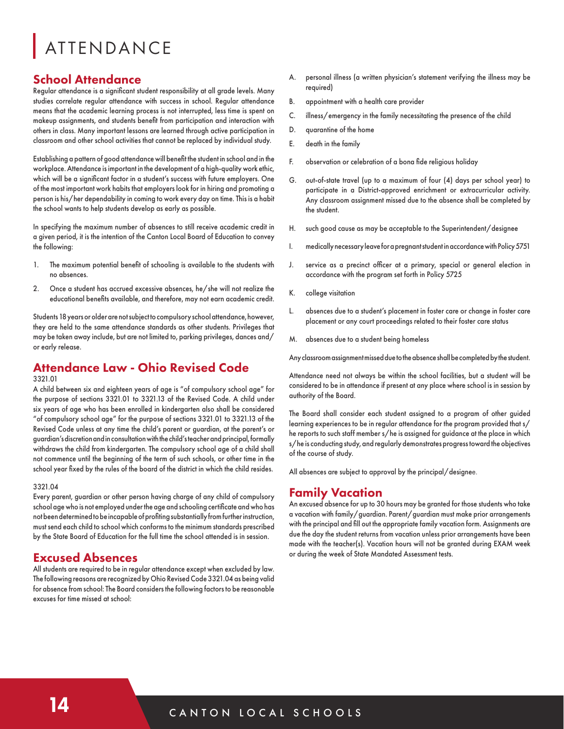# ATTENDANCE

## School Attendance

Regular attendance is a significant student responsibility at all grade levels. Many studies correlate regular attendance with success in school. Regular attendance means that the academic learning process is not interrupted, less time is spent on makeup assignments, and students benefit from participation and interaction with others in class. Many important lessons are learned through active participation in classroom and other school activities that cannot be replaced by individual study.

Establishing a pattern of good attendance will benefit the student in school and in the workplace. Attendance is important in the development of a high-quality work ethic, which will be a significant factor in a student's success with future employers. One of the most important work habits that employers look for in hiring and promoting a person is his/her dependability in coming to work every day on time. This is a habit the school wants to help students develop as early as possible.

In specifying the maximum number of absences to still receive academic credit in a given period, it is the intention of the Canton Local Board of Education to convey the following:

1. The maximum potential benefit of schooling is available to the students with no absences.
2. Once a student has accrued excessive absences, he/she will not realize the educational benefits available, and therefore, may not earn academic credit.

Students 18 years or older are not subject to compulsory school attendance, however, they are held to the same attendance standards as other students. Privileges that may be taken away include, but are not limited to, parking privileges, dances and/or early release.

## Attendance Law - Ohio Revised Code

3321.01

A child between six and eighteen years of age is "of compulsory school age" for the purpose of sections 3321.01 to 3321.13 of the Revised Code. A child under six years of age who has been enrolled in kindergarten also shall be considered "of compulsory school age" for the purpose of sections 3321.01 to 3321.13 of the Revised Code unless at any time the child's parent or guardian, at the parent's or guardian's discretion and in consultation with the child's teacher and principal, formally withdraws the child from kindergarten. The compulsory school age of a child shall not commence until the beginning of the term of such schools, or other time in the school year fixed by the rules of the board of the district in which the child resides.

3321.04

Every parent, guardian or other person having charge of any child of compulsory school age who is not employed under the age and schooling certificate and who has not been determined to be incapable of profiting substantially from further instruction, must send each child to school which conforms to the minimum standards prescribed by the State Board of Education for the full time the school attended is in session.

## Excused Absences

All students are required to be in regular attendance except when excluded by law. The following reasons are recognized by Ohio Revised Code 3321.04 as being valid for absence from school: The Board considers the following factors to be reasonable excuses for time missed at school:

A. personal illness (a written physician's statement verifying the illness may be required)

B. appointment with a health care provider

C. illness/emergency in the family necessitating the presence of the child

D. quarantine of the home

E. death in the family

F. observation or celebration of a bona fide religious holiday

G. out-of-state travel (up to a maximum of four (4) days per school year) to participate in a District-approved enrichment or extracurricular activity. Any classroom assignment missed due to the absence shall be completed by the student.

H. such good cause as may be acceptable to the Superintendent/designee

I. medically necessary leave for a pregnant student in accordance with Policy 5751

J. service as a precinct officer at a primary, special or general election in accordance with the program set forth in Policy 5725

K. college visitation

L. absences due to a student's placement in foster care or change in foster care placement or any court proceedings related to their foster care status

M. absences due to a student being homeless

Any classroom assignment missed due to the absence shall be completed by the student.

Attendance need not always be within the school facilities, but a student will be considered to be in attendance if present at any place where school is in session by authority of the Board.

The Board shall consider each student assigned to a program of other guided learning experiences to be in regular attendance for the program provided that s/he reports to such staff member s/he is assigned for guidance at the place in which s/he is conducting study, and regularly demonstrates progress toward the objectives of the course of study.

All absences are subject to approval by the principal/designee.

## Family Vacation

An excused absence for up to 30 hours may be granted for those students who take a vacation with family/guardian. Parent/guardian must make prior arrangements with the principal and fill out the appropriate family vacation form. Assignments are due the day the student returns from vacation unless prior arrangements have been made with the teacher(s). Vacation hours will not be granted during EXAM week or during the week of State Mandated Assessment tests.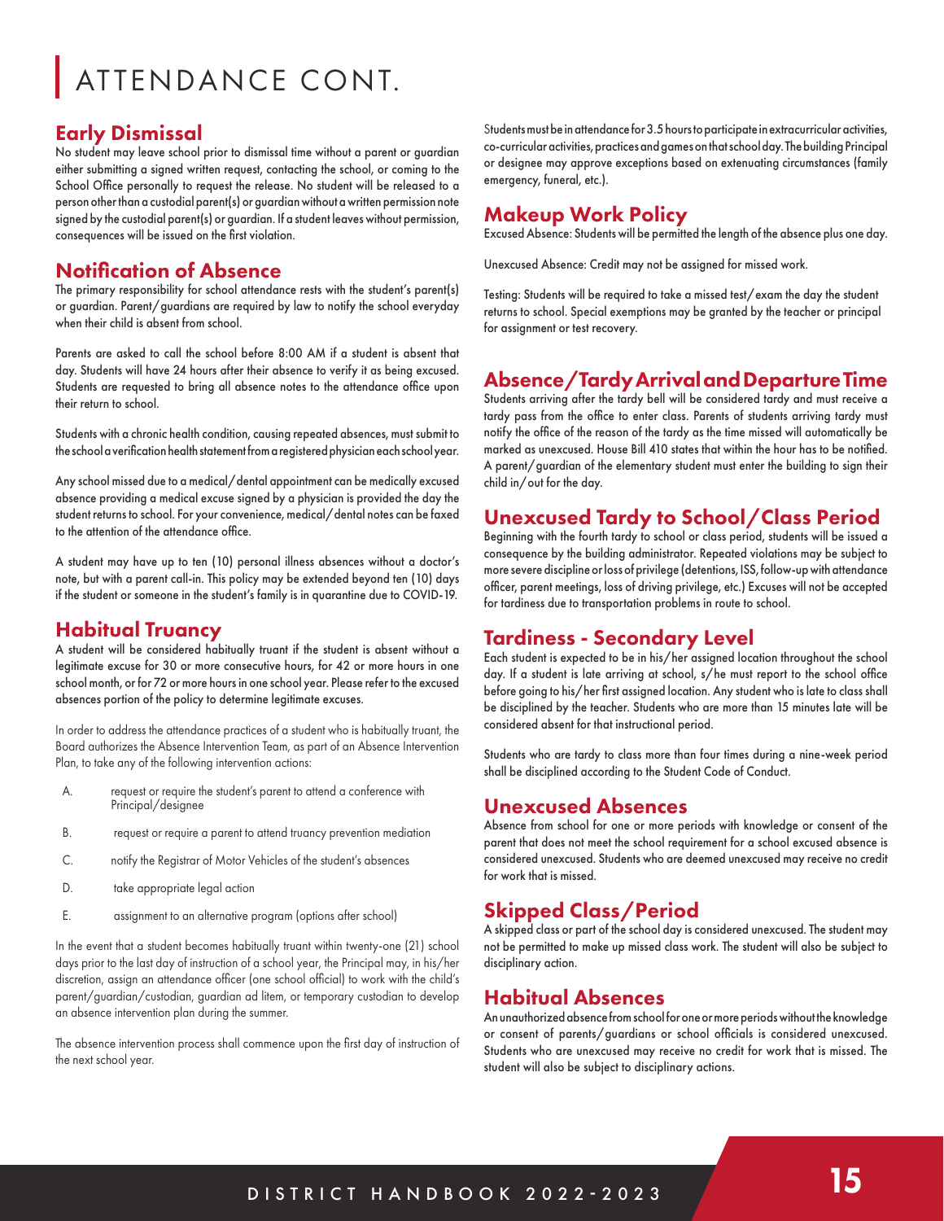# ATTENDANCE CONT.

## Early Dismissal

No student may leave school prior to dismissal time without a parent or guardian either submitting a signed written request, contacting the school, or coming to the School Office personally to request the release. No student will be released to a person other than a custodial parent(s) or guardian without a written permission note signed by the custodial parent(s) or guardian. If a student leaves without permission, consequences will be issued on the first violation.

## Notification of Absence

The primary responsibility for school attendance rests with the student's parent(s) or guardian. Parent/guardians are required by law to notify the school everyday when their child is absent from school.

Parents are asked to call the school before 8:00 AM if a student is absent that day. Students will have 24 hours after their absence to verify it as being excused. Students are requested to bring all absence notes to the attendance office upon their return to school.

Students with a chronic health condition, causing repeated absences, must submit to the school a verification health statement from a registered physician each school year.

Any school missed due to a medical/dental appointment can be medically excused absence providing a medical excuse signed by a physician is provided the day the student returns to school. For your convenience, medical/dental notes can be faxed to the attention of the attendance office.

A student may have up to ten (10) personal illness absences without a doctor's note, but with a parent call-in. This policy may be extended beyond ten (10) days if the student or someone in the student's family is in quarantine due to COVID-19.

## Habitual Truancy

A student will be considered habitually truant if the student is absent without a legitimate excuse for 30 or more consecutive hours, for 42 or more hours in one school month, or for 72 or more hours in one school year. Please refer to the excused absences portion of the policy to determine legitimate excuses.

In order to address the attendance practices of a student who is habitually truant, the Board authorizes the Absence Intervention Team, as part of an Absence Intervention Plan, to take any of the following intervention actions:

A. request or require the student's parent to attend a conference with Principal/designee

B. request or require a parent to attend truancy prevention mediation

C. notify the Registrar of Motor Vehicles of the student's absences

D. take appropriate legal action

E. assignment to an alternative program (options after school)

In the event that a student becomes habitually truant within twenty-one (21) school days prior to the last day of instruction of a school year, the Principal may, in his/her discretion, assign an attendance officer (one school official) to work with the child's parent/guardian/custodian, guardian ad litem, or temporary custodian to develop an absence intervention plan during the summer.

The absence intervention process shall commence upon the first day of instruction of the next school year.

Students must be in attendance for 3.5 hours to participate in extracurricular activities, co-curricular activities, practices and games on that school day. The building Principal or designee may approve exceptions based on extenuating circumstances (family emergency, funeral, etc.).

## Makeup Work Policy

Excused Absence: Students will be permitted the length of the absence plus one day.

Unexcused Absence: Credit may not be assigned for missed work.

Testing: Students will be required to take a missed test/exam the day the student returns to school. Special exemptions may be granted by the teacher or principal for assignment or test recovery.

## Absence/Tardy Arrival and Departure Time

Students arriving after the tardy bell will be considered tardy and must receive a tardy pass from the office to enter class. Parents of students arriving tardy must notify the office of the reason of the tardy as the time missed will automatically be marked as unexcused. House Bill 410 states that within the hour has to be notified. A parent/guardian of the elementary student must enter the building to sign their child in/out for the day.

## Unexcused Tardy to School/Class Period

Beginning with the fourth tardy to school or class period, students will be issued a consequence by the building administrator. Repeated violations may be subject to more severe discipline or loss of privilege (detentions, ISS, follow-up with attendance officer, parent meetings, loss of driving privilege, etc.) Excuses will not be accepted for tardiness due to transportation problems in route to school.

## Tardiness - Secondary Level

Each student is expected to be in his/her assigned location throughout the school day. If a student is late arriving at school, s/he must report to the school office before going to his/her first assigned location. Any student who is late to class shall be disciplined by the teacher. Students who are more than 15 minutes late will be considered absent for that instructional period.

Students who are tardy to class more than four times during a nine-week period shall be disciplined according to the Student Code of Conduct.

## Unexcused Absences

Absence from school for one or more periods with knowledge or consent of the parent that does not meet the school requirement for a school excused absence is considered unexcused. Students who are deemed unexcused may receive no credit for work that is missed.

## Skipped Class/Period

A skipped class or part of the school day is considered unexcused. The student may not be permitted to make up missed class work. The student will also be subject to disciplinary action.

## Habitual Absences

An unauthorized absence from school for one or more periods without the knowledge or consent of parents/guardians or school officials is considered unexcused. Students who are unexcused may receive no credit for work that is missed. The student will also be subject to disciplinary actions.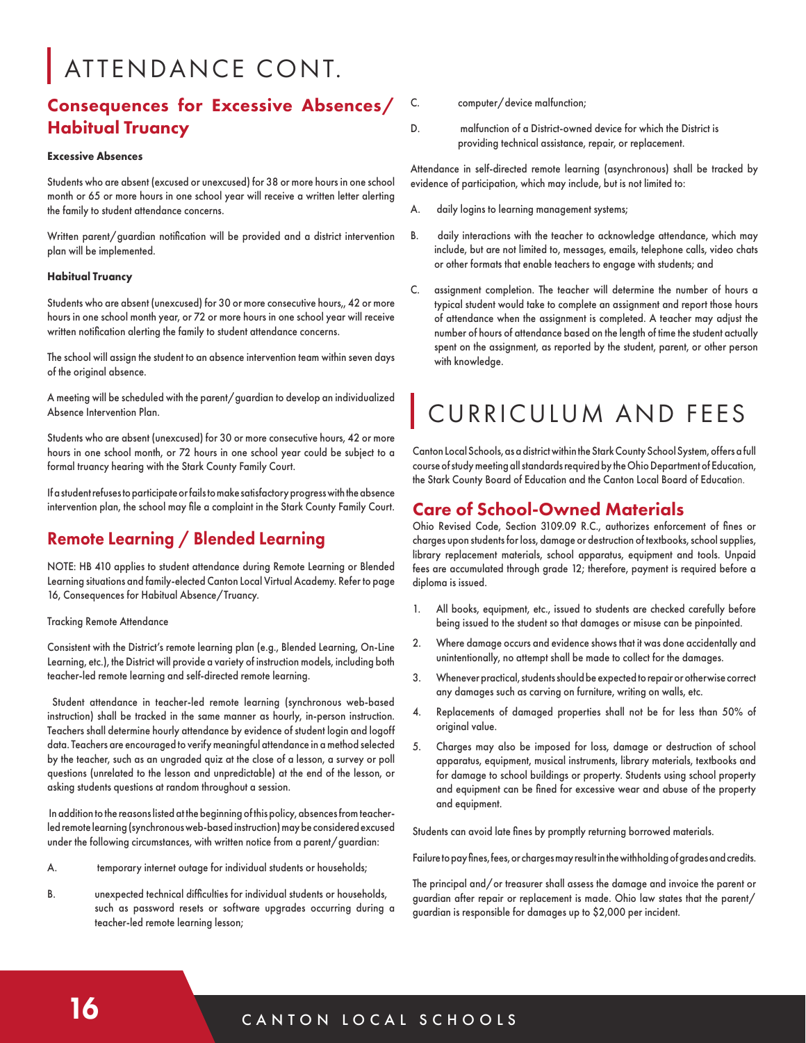# ATTENDANCE CONT.

## Consequences for Excessive Absences/ Habitual Truancy

**Excessive Absences**

Students who are absent (excused or unexcused) for 38 or more hours in one school month or 65 or more hours in one school year will receive a written letter alerting the family to student attendance concerns.

Written parent/guardian notification will be provided and a district intervention plan will be implemented.

**Habitual Truancy**

Students who are absent (unexcused) for 30 or more consecutive hours,, 42 or more hours in one school month year, or 72 or more hours in one school year will receive written notification alerting the family to student attendance concerns.

The school will assign the student to an absence intervention team within seven days of the original absence.

A meeting will be scheduled with the parent/guardian to develop an individualized Absence Intervention Plan.

Students who are absent (unexcused) for 30 or more consecutive hours, 42 or more hours in one school month, or 72 hours in one school year could be subject to a formal truancy hearing with the Stark County Family Court.

If a student refuses to participate or fails to make satisfactory progress with the absence intervention plan, the school may file a complaint in the Stark County Family Court.

## Remote Learning / Blended Learning

NOTE: HB 410 applies to student attendance during Remote Learning or Blended Learning situations and family-elected Canton Local Virtual Academy. Refer to page 16, Consequences for Habitual Absence/Truancy.

Tracking Remote Attendance

Consistent with the District's remote learning plan (e.g., Blended Learning, On-Line Learning, etc.), the District will provide a variety of instruction models, including both teacher-led remote learning and self-directed remote learning.

Student attendance in teacher-led remote learning (synchronous web-based instruction) shall be tracked in the same manner as hourly, in-person instruction. Teachers shall determine hourly attendance by evidence of student login and logoff data. Teachers are encouraged to verify meaningful attendance in a method selected by the teacher, such as an ungraded quiz at the close of a lesson, a survey or poll questions (unrelated to the lesson and unpredictable) at the end of the lesson, or asking students questions at random throughout a session.

In addition to the reasons listed at the beginning of this policy, absences from teacher-led remote learning (synchronous web-based instruction) may be considered excused under the following circumstances, with written notice from a parent/guardian:

A. temporary internet outage for individual students or households;

B. unexpected technical difficulties for individual students or households, such as password resets or software upgrades occurring during a teacher-led remote learning lesson;

C. computer/device malfunction;

D. malfunction of a District-owned device for which the District is providing technical assistance, repair, or replacement.

Attendance in self-directed remote learning (asynchronous) shall be tracked by evidence of participation, which may include, but is not limited to:

A. daily logins to learning management systems;

B. daily interactions with the teacher to acknowledge attendance, which may include, but are not limited to, messages, emails, telephone calls, video chats or other formats that enable teachers to engage with students; and

C. assignment completion. The teacher will determine the number of hours a typical student would take to complete an assignment and report those hours of attendance when the assignment is completed. A teacher may adjust the number of hours of attendance based on the length of time the student actually spent on the assignment, as reported by the student, parent, or other person with knowledge.

# CURRICULUM AND FEES

Canton Local Schools, as a district within the Stark County School System, offers a full course of study meeting all standards required by the Ohio Department of Education, the Stark County Board of Education and the Canton Local Board of Education.

## Care of School-Owned Materials

Ohio Revised Code, Section 3109.09 R.C., authorizes enforcement of fines or charges upon students for loss, damage or destruction of textbooks, school supplies, library replacement materials, school apparatus, equipment and tools. Unpaid fees are accumulated through grade 12; therefore, payment is required before a diploma is issued.

1. All books, equipment, etc., issued to students are checked carefully before being issued to the student so that damages or misuse can be pinpointed.
2. Where damage occurs and evidence shows that it was done accidentally and unintentionally, no attempt shall be made to collect for the damages.
3. Whenever practical, students should be expected to repair or otherwise correct any damages such as carving on furniture, writing on walls, etc.
4. Replacements of damaged properties shall not be for less than 50% of original value.
5. Charges may also be imposed for loss, damage or destruction of school apparatus, equipment, musical instruments, library materials, textbooks and for damage to school buildings or property. Students using school property and equipment can be fined for excessive wear and abuse of the property and equipment.

Students can avoid late fines by promptly returning borrowed materials.

Failure to pay fines, fees, or charges may result in the withholding of grades and credits.

The principal and/or treasurer shall assess the damage and invoice the parent or guardian after repair or replacement is made. Ohio law states that the parent/guardian is responsible for damages up to $2,000 per incident.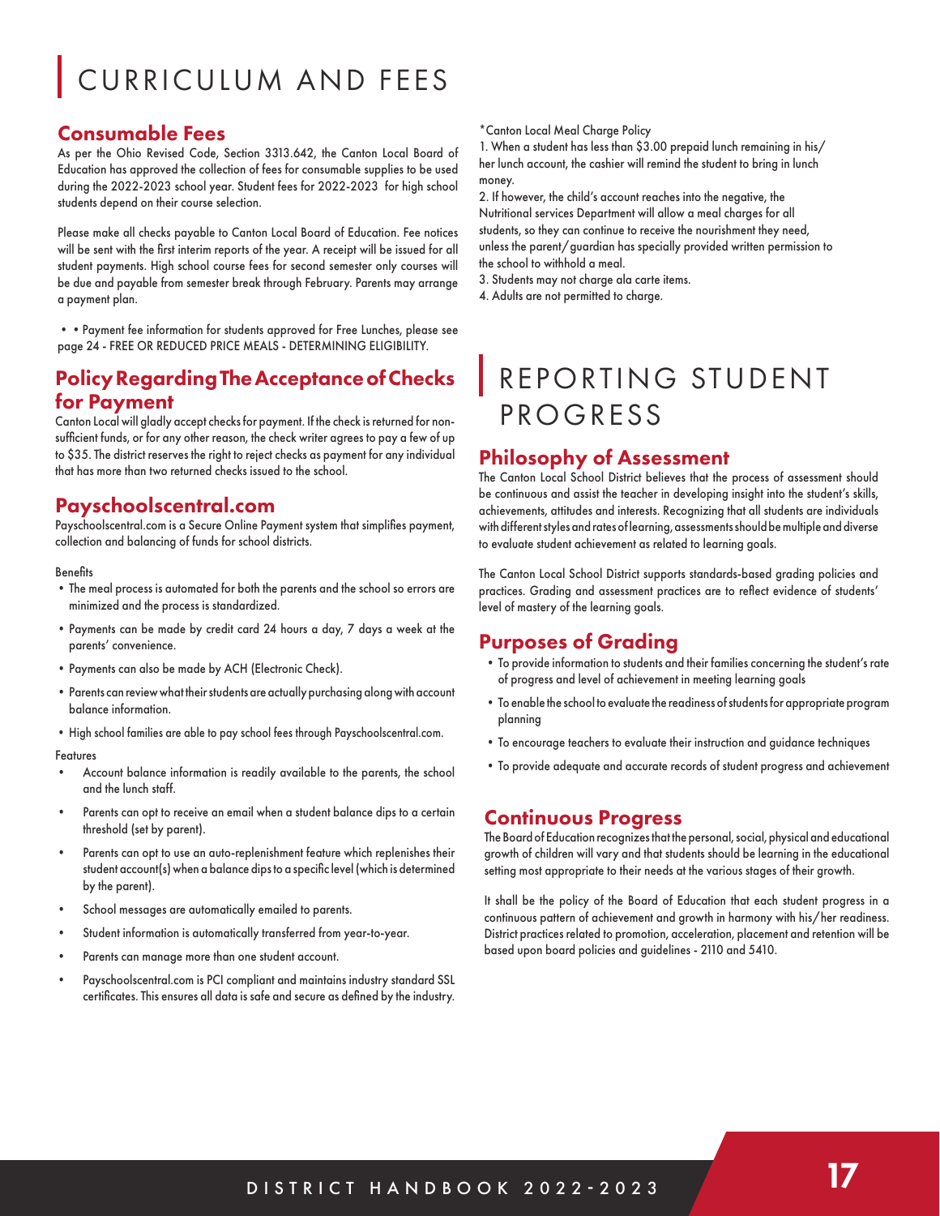# CURRICULUM AND FEES

## Consumable Fees

As per the Ohio Revised Code, Section 3313.642, the Canton Local Board of Education has approved the collection of fees for consumable supplies to be used during the 2022-2023 school year. Student fees for 2022-2023 for high school students depend on their course selection.

Please make all checks payable to Canton Local Board of Education. Fee notices will be sent with the first interim reports of the year. A receipt will be issued for all student payments. High school course fees for second semester only courses will be due and payable from semester break through February. Parents may arrange a payment plan.

• • Payment fee information for students approved for Free Lunches, please see page 24 - FREE OR REDUCED PRICE MEALS - DETERMINING ELIGIBILITY.

## Policy Regarding The Acceptance of Checks for Payment

Canton Local will gladly accept checks for payment. If the check is returned for non-sufficient funds, or for any other reason, the check writer agrees to pay a few of up to $35. The district reserves the right to reject checks as payment for any individual that has more than two returned checks issued to the school.

## Payschoolscentral.com

Payschoolscentral.com is a Secure Online Payment system that simplifies payment, collection and balancing of funds for school districts.

Benefits

- The meal process is automated for both the parents and the school so errors are minimized and the process is standardized.
- Payments can be made by credit card 24 hours a day, 7 days a week at the parents' convenience.
- Payments can also be made by ACH (Electronic Check).
- Parents can review what their students are actually purchasing along with account balance information.
- High school families are able to pay school fees through Payschoolscentral.com.

Features

- Account balance information is readily available to the parents, the school and the lunch staff.
- Parents can opt to receive an email when a student balance dips to a certain threshold (set by parent).
- Parents can opt to use an auto-replenishment feature which replenishes their student account(s) when a balance dips to a specific level (which is determined by the parent).
- School messages are automatically emailed to parents.
- Student information is automatically transferred from year-to-year.
- Parents can manage more than one student account.
- Payschoolscentral.com is PCI compliant and maintains industry standard SSL certificates. This ensures all data is safe and secure as defined by the industry.

*Canton Local Meal Charge Policy

1. When a student has less than $3.00 prepaid lunch remaining in his/her lunch account, the cashier will remind the student to bring in lunch money.
2. If however, the child's account reaches into the negative, the Nutritional services Department will allow a meal charges for all students, so they can continue to receive the nourishment they need, unless the parent/guardian has specially provided written permission to the school to withhold a meal.
3. Students may not charge ala carte items.
4. Adults are not permitted to charge.

# REPORTING STUDENT PROGRESS

## Philosophy of Assessment

The Canton Local School District believes that the process of assessment should be continuous and assist the teacher in developing insight into the student's skills, achievements, attitudes and interests. Recognizing that all students are individuals with different styles and rates of learning, assessments should be multiple and diverse to evaluate student achievement as related to learning goals.

The Canton Local School District supports standards-based grading policies and practices. Grading and assessment practices are to reflect evidence of students' level of mastery of the learning goals.

## Purposes of Grading

- To provide information to students and their families concerning the student's rate of progress and level of achievement in meeting learning goals
- To enable the school to evaluate the readiness of students for appropriate program planning
- To encourage teachers to evaluate their instruction and guidance techniques
- To provide adequate and accurate records of student progress and achievement

## Continuous Progress

The Board of Education recognizes that the personal, social, physical and educational growth of children will vary and that students should be learning in the educational setting most appropriate to their needs at the various stages of their growth.

It shall be the policy of the Board of Education that each student progress in a continuous pattern of achievement and growth in harmony with his/her readiness. District practices related to promotion, acceleration, placement and retention will be based upon board policies and guidelines - 2110 and 5410.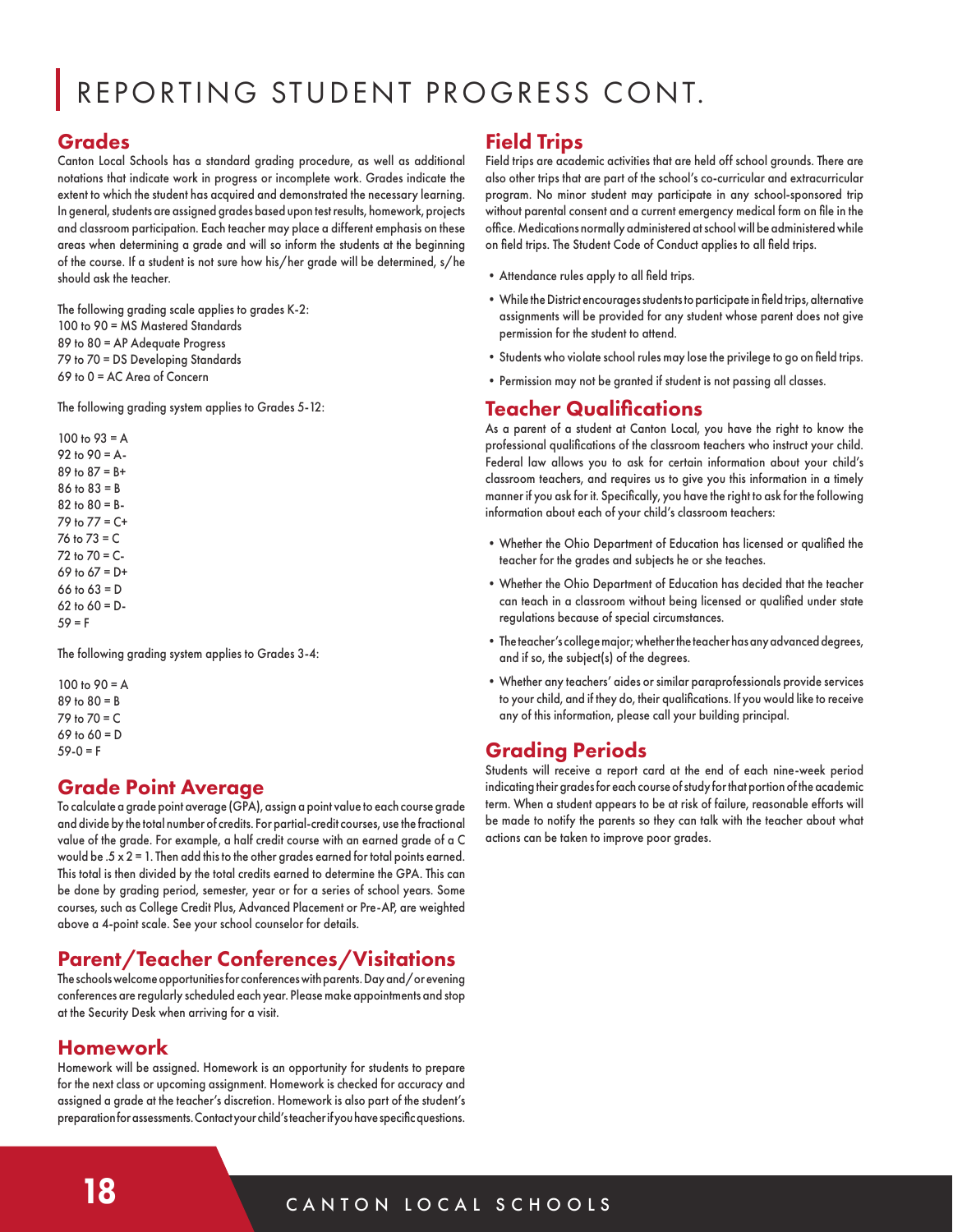# REPORTING STUDENT PROGRESS CONT.

## Grades

Canton Local Schools has a standard grading procedure, as well as additional notations that indicate work in progress or incomplete work. Grades indicate the extent to which the student has acquired and demonstrated the necessary learning. In general, students are assigned grades based upon test results, homework, projects and classroom participation. Each teacher may place a different emphasis on these areas when determining a grade and will so inform the students at the beginning of the course. If a student is not sure how his/her grade will be determined, s/he should ask the teacher.

The following grading scale applies to grades K-2:
100 to 90 = MS Mastered Standards
89 to 80 = AP Adequate Progress
79 to 70 = DS Developing Standards
69 to 0 = AC Area of Concern

The following grading system applies to Grades 5-12:

100 to 93 = A
92 to 90 = A-
89 to 87 = B+
86 to 83 = B
82 to 80 = B-
79 to 77 = C+
76 to 73 = C
72 to 70 = C-
69 to 67 = D+
66 to 63 = D
62 to 60 = D-
59 = F

The following grading system applies to Grades 3-4:

100 to 90 = A
89 to 80 = B
79 to 70 = C
69 to 60 = D
59-0 = F

## Grade Point Average

To calculate a grade point average (GPA), assign a point value to each course grade and divide by the total number of credits. For partial-credit courses, use the fractional value of the grade. For example, a half credit course with an earned grade of a C would be .5 x 2 = 1. Then add this to the other grades earned for total points earned. This total is then divided by the total credits earned to determine the GPA. This can be done by grading period, semester, year or for a series of school years. Some courses, such as College Credit Plus, Advanced Placement or Pre-AP, are weighted above a 4-point scale. See your school counselor for details.

## Parent/Teacher Conferences/Visitations

The schools welcome opportunities for conferences with parents. Day and/or evening conferences are regularly scheduled each year. Please make appointments and stop at the Security Desk when arriving for a visit.

## Homework

Homework will be assigned. Homework is an opportunity for students to prepare for the next class or upcoming assignment. Homework is checked for accuracy and assigned a grade at the teacher's discretion. Homework is also part of the student's preparation for assessments. Contact your child's teacher if you have specific questions.

## Field Trips

Field trips are academic activities that are held off school grounds. There are also other trips that are part of the school's co-curricular and extracurricular program. No minor student may participate in any school-sponsored trip without parental consent and a current emergency medical form on file in the office. Medications normally administered at school will be administered while on field trips. The Student Code of Conduct applies to all field trips.

- Attendance rules apply to all field trips.
- While the District encourages students to participate in field trips, alternative assignments will be provided for any student whose parent does not give permission for the student to attend.
- Students who violate school rules may lose the privilege to go on field trips.
- Permission may not be granted if student is not passing all classes.

## Teacher Qualifications

As a parent of a student at Canton Local, you have the right to know the professional qualifications of the classroom teachers who instruct your child. Federal law allows you to ask for certain information about your child's classroom teachers, and requires us to give you this information in a timely manner if you ask for it. Specifically, you have the right to ask for the following information about each of your child's classroom teachers:

- Whether the Ohio Department of Education has licensed or qualified the teacher for the grades and subjects he or she teaches.
- Whether the Ohio Department of Education has decided that the teacher can teach in a classroom without being licensed or qualified under state regulations because of special circumstances.
- The teacher's college major; whether the teacher has any advanced degrees, and if so, the subject(s) of the degrees.
- Whether any teachers' aides or similar paraprofessionals provide services to your child, and if they do, their qualifications. If you would like to receive any of this information, please call your building principal.

## Grading Periods

Students will receive a report card at the end of each nine-week period indicating their grades for each course of study for that portion of the academic term. When a student appears to be at risk of failure, reasonable efforts will be made to notify the parents so they can talk with the teacher about what actions can be taken to improve poor grades.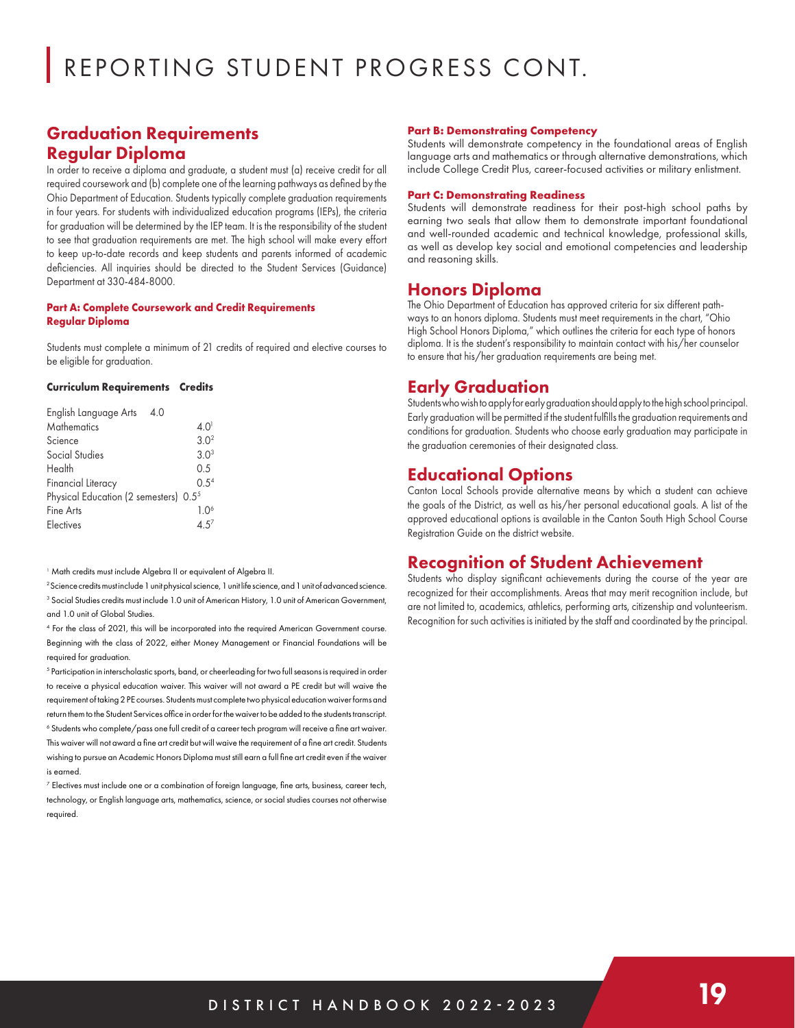# REPORTING STUDENT PROGRESS CONT.

## Graduation Requirements Regular Diploma

In order to receive a diploma and graduate, a student must (a) receive credit for all required coursework and (b) complete one of the learning pathways as defined by the Ohio Department of Education. Students typically complete graduation requirements in four years. For students with individualized education programs (IEPs), the criteria for graduation will be determined by the IEP team. It is the responsibility of the student to see that graduation requirements are met. The high school will make every effort to keep up-to-date records and keep students and parents informed of academic deficiencies. All inquiries should be directed to the Student Services (Guidance) Department at 330-484-8000.

**Part A: Complete Coursework and Credit Requirements Regular Diploma**

Students must complete a minimum of 21 credits of required and elective courses to be eligible for graduation.

| Curriculum Requirements | Credits |
|---|---|
| English Language Arts | 4.0 |
| Mathematics | 4.0[1] |
| Science | 3.0[2] |
| Social Studies | 3.0[3] |
| Health | 0.5 |
| Financial Literacy | 0.5[4] |
| Physical Education (2 semesters) | 0.5[5] |
| Fine Arts | 1.0[6] |
| Electives | 4.5[7] |

[1] Math credits must include Algebra II or equivalent of Algebra II.

[2] Science credits must include 1 unit physical science, 1 unit life science, and 1 unit of advanced science.

[3] Social Studies credits must include 1.0 unit of American History, 1.0 unit of American Government, and 1.0 unit of Global Studies.

[4] For the class of 2021, this will be incorporated into the required American Government course. Beginning with the class of 2022, either Money Management or Financial Foundations will be required for graduation.

[5] Participation in interscholastic sports, band, or cheerleading for two full seasons is required in order to receive a physical education waiver. This waiver will not award a PE credit but will waive the requirement of taking 2 PE courses. Students must complete two physical education waiver forms and return them to the Student Services office in order for the waiver to be added to the students transcript.

[6] Students who complete/pass one full credit of a career tech program will receive a fine art waiver. This waiver will not award a fine art credit but will waive the requirement of a fine art credit. Students wishing to pursue an Academic Honors Diploma must still earn a full fine art credit even if the waiver is earned.

[7] Electives must include one or a combination of foreign language, fine arts, business, career tech, technology, or English language arts, mathematics, science, or social studies courses not otherwise required.

**Part B: Demonstrating Competency**

Students will demonstrate competency in the foundational areas of English language arts and mathematics or through alternative demonstrations, which include College Credit Plus, career-focused activities or military enlistment.

**Part C: Demonstrating Readiness**

Students will demonstrate readiness for their post-high school paths by earning two seals that allow them to demonstrate important foundational and well-rounded academic and technical knowledge, professional skills, as well as develop key social and emotional competencies and leadership and reasoning skills.

## Honors Diploma

The Ohio Department of Education has approved criteria for six different pathways to an honors diploma. Students must meet requirements in the chart, "Ohio High School Honors Diploma," which outlines the criteria for each type of honors diploma. It is the student's responsibility to maintain contact with his/her counselor to ensure that his/her graduation requirements are being met.

## Early Graduation

Students who wish to apply for early graduation should apply to the high school principal. Early graduation will be permitted if the student fulfills the graduation requirements and conditions for graduation. Students who choose early graduation may participate in the graduation ceremonies of their designated class.

## Educational Options

Canton Local Schools provide alternative means by which a student can achieve the goals of the District, as well as his/her personal educational goals. A list of the approved educational options is available in the Canton South High School Course Registration Guide on the district website.

## Recognition of Student Achievement

Students who display significant achievements during the course of the year are recognized for their accomplishments. Areas that may merit recognition include, but are not limited to, academics, athletics, performing arts, citizenship and volunteerism. Recognition for such activities is initiated by the staff and coordinated by the principal.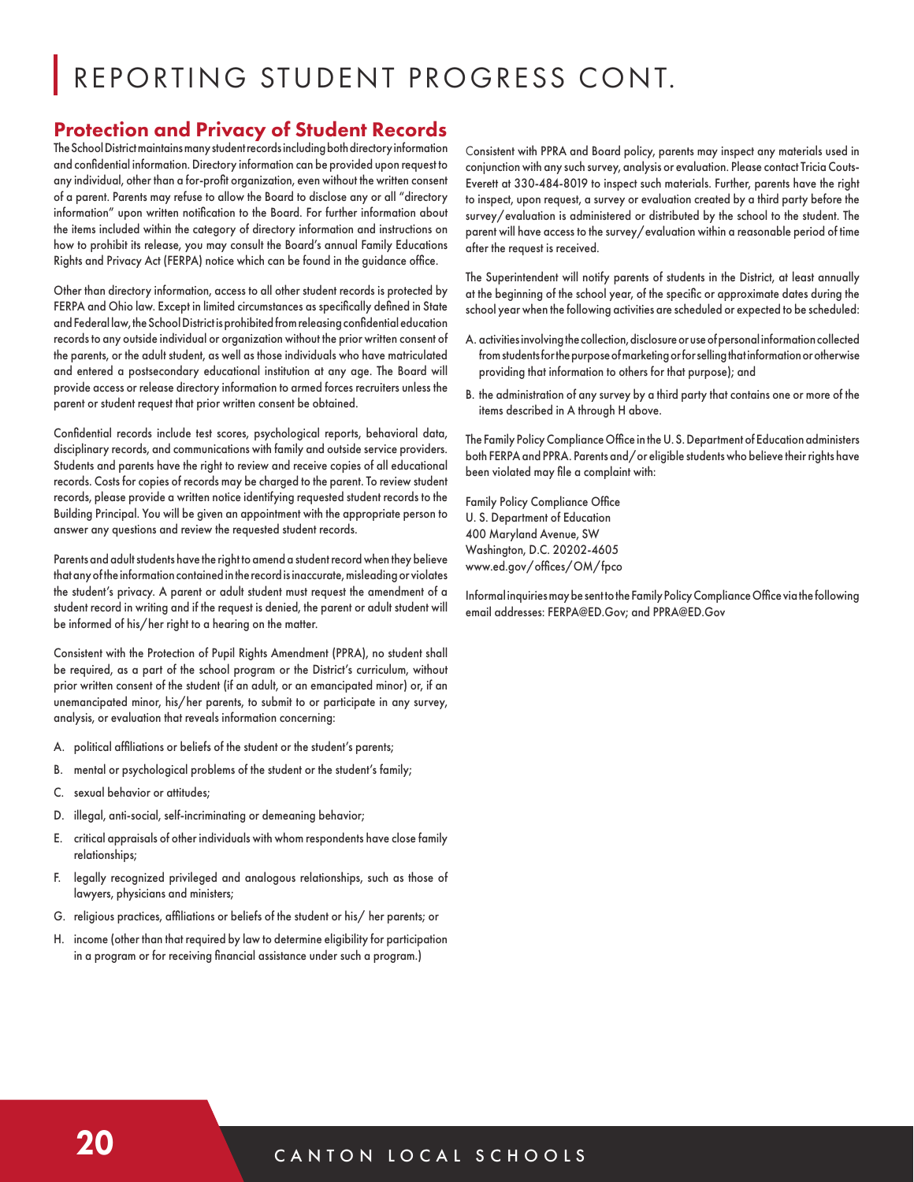# REPORTING STUDENT PROGRESS CONT.

## Protection and Privacy of Student Records

The School District maintains many student records including both directory information and confidential information. Directory information can be provided upon request to any individual, other than a for-profit organization, even without the written consent of a parent. Parents may refuse to allow the Board to disclose any or all "directory information" upon written notification to the Board. For further information about the items included within the category of directory information and instructions on how to prohibit its release, you may consult the Board's annual Family Educations Rights and Privacy Act (FERPA) notice which can be found in the guidance office.

Other than directory information, access to all other student records is protected by FERPA and Ohio law. Except in limited circumstances as specifically defined in State and Federal law, the School District is prohibited from releasing confidential education records to any outside individual or organization without the prior written consent of the parents, or the adult student, as well as those individuals who have matriculated and entered a postsecondary educational institution at any age. The Board will provide access or release directory information to armed forces recruiters unless the parent or student request that prior written consent be obtained.

Confidential records include test scores, psychological reports, behavioral data, disciplinary records, and communications with family and outside service providers. Students and parents have the right to review and receive copies of all educational records. Costs for copies of records may be charged to the parent. To review student records, please provide a written notice identifying requested student records to the Building Principal. You will be given an appointment with the appropriate person to answer any questions and review the requested student records.

Parents and adult students have the right to amend a student record when they believe that any of the information contained in the record is inaccurate, misleading or violates the student's privacy. A parent or adult student must request the amendment of a student record in writing and if the request is denied, the parent or adult student will be informed of his/her right to a hearing on the matter.

Consistent with the Protection of Pupil Rights Amendment (PPRA), no student shall be required, as a part of the school program or the District's curriculum, without prior written consent of the student (if an adult, or an emancipated minor) or, if an unemancipated minor, his/her parents, to submit to or participate in any survey, analysis, or evaluation that reveals information concerning:

A. political affiliations or beliefs of the student or the student's parents;

B. mental or psychological problems of the student or the student's family;

C. sexual behavior or attitudes;

D. illegal, anti-social, self-incriminating or demeaning behavior;

E. critical appraisals of other individuals with whom respondents have close family relationships;

F. legally recognized privileged and analogous relationships, such as those of lawyers, physicians and ministers;

G. religious practices, affiliations or beliefs of the student or his/ her parents; or

H. income (other than that required by law to determine eligibility for participation in a program or for receiving financial assistance under such a program.)

Consistent with PPRA and Board policy, parents may inspect any materials used in conjunction with any such survey, analysis or evaluation. Please contact Tricia Couts-Everett at 330-484-8019 to inspect such materials. Further, parents have the right to inspect, upon request, a survey or evaluation created by a third party before the survey/evaluation is administered or distributed by the school to the student. The parent will have access to the survey/evaluation within a reasonable period of time after the request is received.

The Superintendent will notify parents of students in the District, at least annually at the beginning of the school year, of the specific or approximate dates during the school year when the following activities are scheduled or expected to be scheduled:

A. activities involving the collection, disclosure or use of personal information collected from students for the purpose of marketing or for selling that information or otherwise providing that information to others for that purpose); and

B. the administration of any survey by a third party that contains one or more of the items described in A through H above.

The Family Policy Compliance Office in the U. S. Department of Education administers both FERPA and PPRA. Parents and/or eligible students who believe their rights have been violated may file a complaint with:

Family Policy Compliance Office  
U. S. Department of Education  
400 Maryland Avenue, SW  
Washington, D.C. 20202-4605  
www.ed.gov/offices/OM/fpco

Informal inquiries may be sent to the Family Policy Compliance Office via the following email addresses: FERPA@ED.Gov; and PPRA@ED.Gov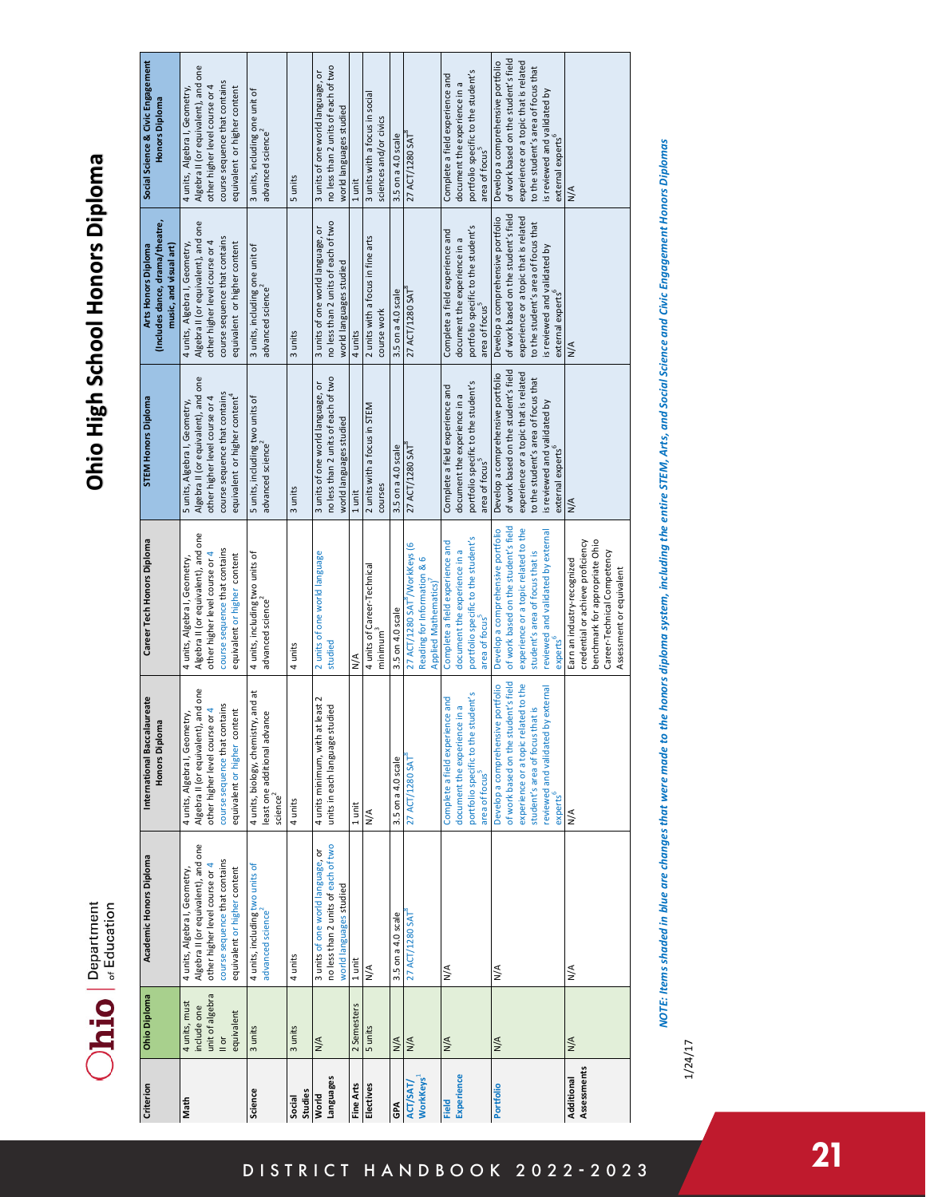# Ohio High School Honors Diploma

Ohio | Department of Education

| Criterion | Ohio Diploma | Academic Honors Diploma | International Baccalaureate Honors Diploma | Career Tech Honors Diploma | STEM Honors Diploma | Arts Honors Diploma (includes dance, drama/theatre, music, and visual art) | Social Science & Civic Engagement Honors Diploma |
|---|---|---|---|---|---|---|---|
| Math | 4 units, must include one unit of algebra II or equivalent | 4 units, Algebra I, Geometry, Algebra II (or equivalent), and one other higher level course or 4 course sequence that contains equivalent or higher content | 4 units, Algebra I, Geometry, Algebra II (or equivalent), and one other higher level course or 4 course sequence that contains equivalent or higher content | 4 units, Algebra I, Geometry, Algebra II (or equivalent), and one other higher level course or 4 course sequence that contains equivalent or higher content | 5 units, Algebra I, Geometry, Algebra II (or equivalent), and one other higher level course or 4 course sequence that contains equivalent or higher content[4] | 4 units, Algebra I, Geometry, Algebra II (or equivalent), and one other higher level course or 4 course sequence that contains equivalent or higher content | 4 units, Algebra I, Geometry, Algebra II (or equivalent), and one other higher level course or 4 course sequence that contains equivalent or higher content |
| Science | 3 units | 4 units, including two units of advanced science[2] | 4 units, biology, chemistry, and at least one additional advance science[2] | 4 units, including two units of advanced science[2] | 5 units, including two units of advanced science[2] | 3 units, including one unit of advanced science[2] | 3 units, including one unit of advanced science[2] |
| Social Studies | 3 units | 4 units | 4 units | 4 units | 3 units | 3 units | 5 units |
| World Languages | N/A | 3 units of one world language, or no less than 2 units of each of two world languages studied | 4 units minimum, with at least 2 units in each language studied | 2 units of one world language studied | 3 units of one world language, or no less than 2 units of each of two world languages studied | 3 units of one world language, or no less than 2 units of each of two world languages studied | 3 units of one world language, or no less than 2 units of each of two world languages studied |
| Fine Arts | 2 Semesters | 1 unit | 1 unit | N/A | 1 unit | 4 units | 1 unit |
| Electives | 5 units | N/A | N/A | 4 units of Career-Technical minimum[3] | 2 units with a focus in STEM courses | 2 units with a focus in fine arts course work | 3 units with a focus in social sciences and/or civics |
| GPA | N/A | 3.5 on a 4.0 scale | 3.5 on a 4.0 scale | 3.5 on 4.0 scale | 3.5 on a 4.0 scale | 3.5 on a 4.0 scale | 3.5 on a 4.0 scale |
| ACT/SAT/ WorkKeys[1] | N/A | 27 ACT/1280 SAT[8] | 27 ACT/1280 SAT[8] | 27 ACT/1280 SAT[8]/WorkKeys (6 Reading for Information & 6 Applied Mathematics)[7] | 27 ACT/1280 SAT[8] | 27 ACT/1280 SAT[8] | 27 ACT/1280 SAT[8] |
| Field Experience | N/A | N/A | Complete a field experience and document the experience in a portfolio specific to the student's area of focus[5] | Complete a field experience and document the experience in a portfolio specific to the student's area of focus[5] | Complete a field experience and document the experience in a portfolio specific to the student's area of focus[5] | Complete a field experience and document the experience in a portfolio specific to the student's area of focus[5] | Complete a field experience and document the experience in a portfolio specific to the student's area of focus[5] |
| Portfolio | N/A | N/A | Develop a comprehensive portfolio of work based on the student's field experience or a topic related to the student's area of focus that is reviewed and validated by external experts[6] | Develop a comprehensive portfolio of work based on the student's field experience or a topic related to the student's area of focus that is reviewed and validated by external experts[6] | Develop a comprehensive portfolio of work based on the student's field experience or a topic that is related to the student's area of focus that is reviewed and validated by external experts[6] | Develop a comprehensive portfolio of work based on the student's field experience or a topic that is related to the student's area of focus that is reviewed and validated by external experts[6] | Develop a comprehensive portfolio of work based on the student's field experience or a topic that is related to the student's area of focus that is reviewed and validated by external experts[6] |
| Additional Assessments | N/A | N/A | N/A | Earn an industry-recognized credential or achieve proficiency benchmark for appropriate Ohio Career-Technical Competency Assessment or equivalent | N/A | N/A | N/A |

*NOTE: Items shaded in blue are changes that were made to the honors diploma system, including the entire STEM, Arts, and Social Science and Civic Engagement Honors Diplomas*

1/24/17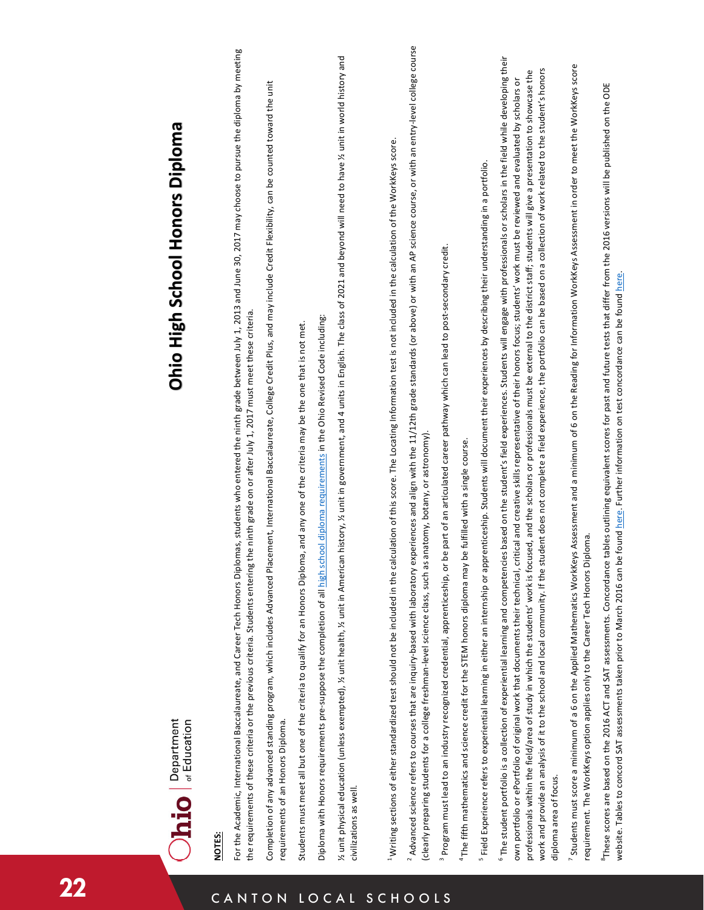# Ohio High School Honors Diploma

**NOTES:**

For the Academic, International Baccalaureate, and Career Tech Honors Diplomas, students who entered the ninth grade between July 1, 2013 and June 30, 2017 may choose to pursue the diploma by meeting the requirements of these criteria or the previous criteria. Students entering the ninth grade on or after July 1, 2017 must meet these criteria.

Completion of any advanced standing program, which includes Advanced Placement, International Baccalaureate, College Credit Plus, and may include Credit Flexibility, can be counted toward the unit requirements of an Honors Diploma.

Students must meet all but one of the criteria to qualify for an Honors Diploma, and any one of the criteria may be the one that is not met.

Diploma with Honors requirements pre-suppose the completion of all high school diploma requirements in the Ohio Revised Code including:

½ unit physical education (unless exempted), ½ unit health, ½ unit in American history, ½ unit in government, and 4 units in English. The class of 2021 and beyond will need to have ½ unit in world history and civilizations as well.

[1] Writing sections of either standardized test should not be included in the calculation of this score. The Locating Information test is not included in the calculation of the WorkKeys score.

[2] Advanced science refers to courses that are inquiry-based with laboratory experiences and align with the 11/12th grade standards (or above) or with an AP science course, or with an entry-level college course (clearly preparing students for a college freshman-level science class, such as anatomy, botany, or astronomy).

[3] Program must lead to an industry recognized credential, apprenticeship, or be part of an articulated career pathway which can lead to post-secondary credit.

[4] The fifth mathematics and science credit for the STEM honors diploma may be fulfilled with a single course.

[5] Field Experience refers to experiential learning in either an internship or apprenticeship. Students will document their experiences by describing their understanding in a portfolio.

[6] The student portfolio is a collection of experiential learning and competencies based on the student's field experiences. Students will engage with professionals or scholars in the field while developing their own portfolio or ePortfolio of original work that documents their technical, critical and creative skills representative of their honors focus; students' work must be reviewed and evaluated by scholars or professionals within the field/area of study in which the students' work is focused, and the scholars or professionals must be external to the district staff; students will give a presentation to showcase the work and provide an analysis of it to the school and local community. If the student does not complete a field experience, the portfolio can be based on a collection of work related to the student's honors diploma area of focus.

[7] Students must score a minimum of a 6 on the Applied Mathematics WorkKeys Assessment and a minimum of 6 on the Reading for Information WorkKeys Assessment in order to meet the WorkKeys score requirement. The WorkKeys option applies only to the Career Tech Honors Diploma.

[8] These scores are based on the 2016 ACT and SAT assessments. Concordance tables outlining equivalent scores for past and future tests that differ from the 2016 versions will be published on the ODE website. Tables to concord SAT assessments taken prior to March 2016 can be found here. Further information on test concordance can be found here.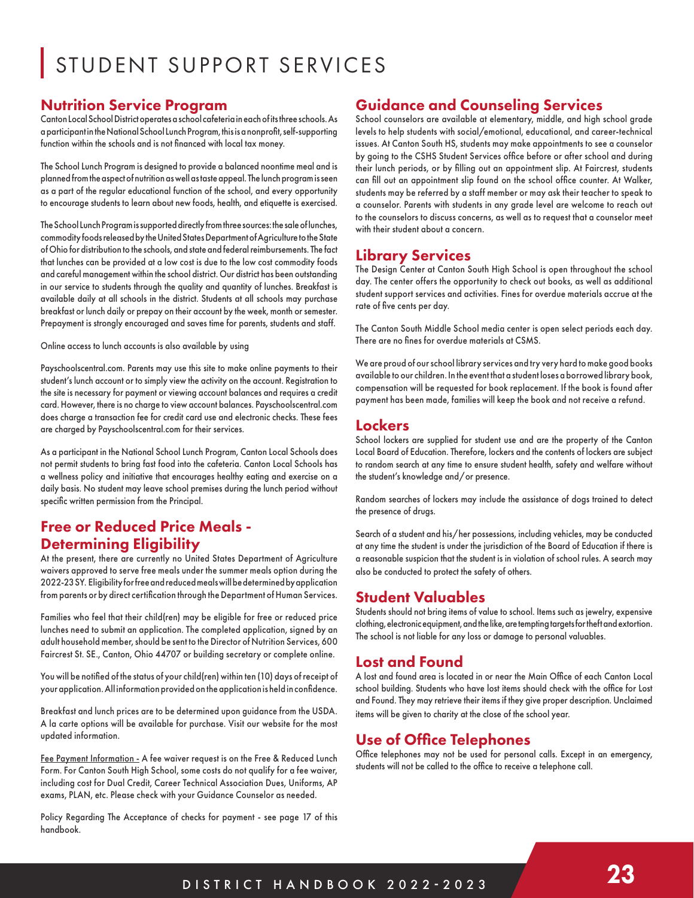# STUDENT SUPPORT SERVICES

## Nutrition Service Program

Canton Local School District operates a school cafeteria in each of its three schools. As a participant in the National School Lunch Program, this is a nonprofit, self-supporting function within the schools and is not financed with local tax money.

The School Lunch Program is designed to provide a balanced noontime meal and is planned from the aspect of nutrition as well as taste appeal. The lunch program is seen as a part of the regular educational function of the school, and every opportunity to encourage students to learn about new foods, health, and etiquette is exercised.

The School Lunch Program is supported directly from three sources: the sale of lunches, commodity foods released by the United States Department of Agriculture to the State of Ohio for distribution to the schools, and state and federal reimbursements. The fact that lunches can be provided at a low cost is due to the low cost commodity foods and careful management within the school district. Our district has been outstanding in our service to students through the quality and quantity of lunches. Breakfast is available daily at all schools in the district. Students at all schools may purchase breakfast or lunch daily or prepay on their account by the week, month or semester. Prepayment is strongly encouraged and saves time for parents, students and staff.

Online access to lunch accounts is also available by using

Payschoolscentral.com. Parents may use this site to make online payments to their student's lunch account or to simply view the activity on the account. Registration to the site is necessary for payment or viewing account balances and requires a credit card. However, there is no charge to view account balances. Payschoolscentral.com does charge a transaction fee for credit card use and electronic checks. These fees are charged by Payschoolscentral.com for their services.

As a participant in the National School Lunch Program, Canton Local Schools does not permit students to bring fast food into the cafeteria. Canton Local Schools has a wellness policy and initiative that encourages healthy eating and exercise on a daily basis. No student may leave school premises during the lunch period without specific written permission from the Principal.

## Free or Reduced Price Meals - Determining Eligibility

At the present, there are currently no United States Department of Agriculture waivers approved to serve free meals under the summer meals option during the 2022-23 SY. Eligibility for free and reduced meals will be determined by application from parents or by direct certification through the Department of Human Services.

Families who feel that their child(ren) may be eligible for free or reduced price lunches need to submit an application. The completed application, signed by an adult household member, should be sent to the Director of Nutrition Services, 600 Faircrest St. SE., Canton, Ohio 44707 or building secretary or complete online.

You will be notified of the status of your child(ren) within ten (10) days of receipt of your application. All information provided on the application is held in confidence.

Breakfast and lunch prices are to be determined upon guidance from the USDA. A la carte options will be available for purchase. Visit our website for the most updated information.

Fee Payment Information - A fee waiver request is on the Free & Reduced Lunch Form. For Canton South High School, some costs do not qualify for a fee waiver, including cost for Dual Credit, Career Technical Association Dues, Uniforms, AP exams, PLAN, etc. Please check with your Guidance Counselor as needed.

Policy Regarding The Acceptance of checks for payment - see page 17 of this handbook.

## Guidance and Counseling Services

School counselors are available at elementary, middle, and high school grade levels to help students with social/emotional, educational, and career-technical issues. At Canton South HS, students may make appointments to see a counselor by going to the CSHS Student Services office before or after school and during their lunch periods, or by filling out an appointment slip. At Faircrest, students can fill out an appointment slip found on the school office counter. At Walker, students may be referred by a staff member or may ask their teacher to speak to a counselor. Parents with students in any grade level are welcome to reach out to the counselors to discuss concerns, as well as to request that a counselor meet with their student about a concern.

## Library Services

The Design Center at Canton South High School is open throughout the school day. The center offers the opportunity to check out books, as well as additional student support services and activities. Fines for overdue materials accrue at the rate of five cents per day.

The Canton South Middle School media center is open select periods each day. There are no fines for overdue materials at CSMS.

We are proud of our school library services and try very hard to make good books available to our children. In the event that a student loses a borrowed library book, compensation will be requested for book replacement. If the book is found after payment has been made, families will keep the book and not receive a refund.

## Lockers

School lockers are supplied for student use and are the property of the Canton Local Board of Education. Therefore, lockers and the contents of lockers are subject to random search at any time to ensure student health, safety and welfare without the student's knowledge and/or presence.

Random searches of lockers may include the assistance of dogs trained to detect the presence of drugs.

Search of a student and his/her possessions, including vehicles, may be conducted at any time the student is under the jurisdiction of the Board of Education if there is a reasonable suspicion that the student is in violation of school rules. A search may also be conducted to protect the safety of others.

## Student Valuables

Students should not bring items of value to school. Items such as jewelry, expensive clothing, electronic equipment, and the like, are tempting targets for theft and extortion. The school is not liable for any loss or damage to personal valuables.

## Lost and Found

A lost and found area is located in or near the Main Office of each Canton Local school building. Students who have lost items should check with the office for Lost and Found. They may retrieve their items if they give proper description. Unclaimed items will be given to charity at the close of the school year.

## Use of Office Telephones

Office telephones may not be used for personal calls. Except in an emergency, students will not be called to the office to receive a telephone call.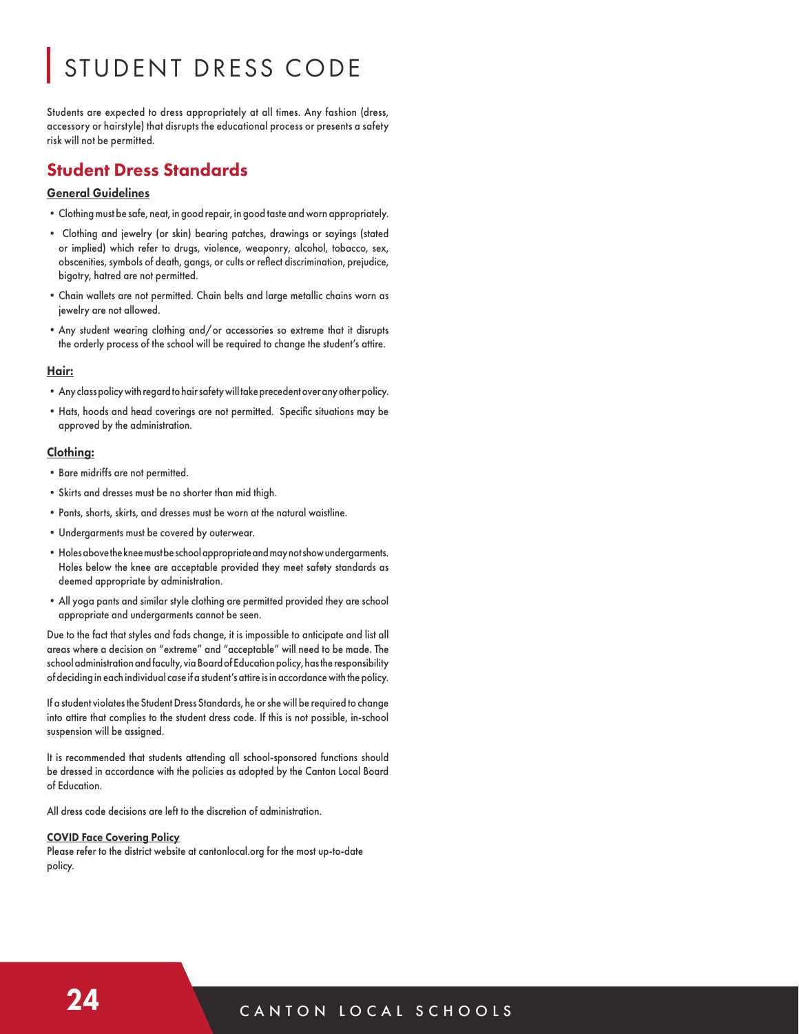# STUDENT DRESS CODE

Students are expected to dress appropriately at all times. Any fashion (dress, accessory or hairstyle) that disrupts the educational process or presents a safety risk will not be permitted.

## Student Dress Standards

### General Guidelines

- Clothing must be safe, neat, in good repair, in good taste and worn appropriately.
- Clothing and jewelry (or skin) bearing patches, drawings or sayings (stated or implied) which refer to drugs, violence, weaponry, alcohol, tobacco, sex, obscenities, symbols of death, gangs, or cults or reflect discrimination, prejudice, bigotry, hatred are not permitted.
- Chain wallets are not permitted. Chain belts and large metallic chains worn as jewelry are not allowed.
- Any student wearing clothing and/or accessories so extreme that it disrupts the orderly process of the school will be required to change the student's attire.

### Hair:

- Any class policy with regard to hair safety will take precedent over any other policy.
- Hats, hoods and head coverings are not permitted. Specific situations may be approved by the administration.

### Clothing:

- Bare midriffs are not permitted.
- Skirts and dresses must be no shorter than mid thigh.
- Pants, shorts, skirts, and dresses must be worn at the natural waistline.
- Undergarments must be covered by outerwear.
- Holes above the knee must be school appropriate and may not show undergarments. Holes below the knee are acceptable provided they meet safety standards as deemed appropriate by administration.
- All yoga pants and similar style clothing are permitted provided they are school appropriate and undergarments cannot be seen.

Due to the fact that styles and fads change, it is impossible to anticipate and list all areas where a decision on "extreme" and "acceptable" will need to be made. The school administration and faculty, via Board of Education policy, has the responsibility of deciding in each individual case if a student's attire is in accordance with the policy.

If a student violates the Student Dress Standards, he or she will be required to change into attire that complies to the student dress code. If this is not possible, in-school suspension will be assigned.

It is recommended that students attending all school-sponsored functions should be dressed in accordance with the policies as adopted by the Canton Local Board of Education.

All dress code decisions are left to the discretion of administration.

### COVID Face Covering Policy

Please refer to the district website at cantonlocal.org for the most up-to-date policy.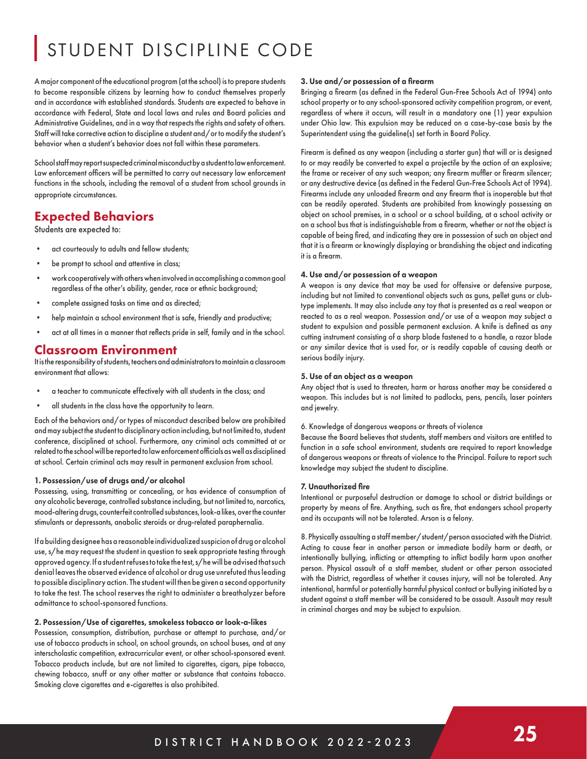# STUDENT DISCIPLINE CODE

A major component of the educational program (at the school) is to prepare students to become responsible citizens by learning how to conduct themselves properly and in accordance with established standards. Students are expected to behave in accordance with Federal, State and local laws and rules and Board policies and Administrative Guidelines, and in a way that respects the rights and safety of others. Staff will take corrective action to discipline a student and/or to modify the student's behavior when a student's behavior does not fall within these parameters.

School staff may report suspected criminal misconduct by a student to law enforcement. Law enforcement officers will be permitted to carry out necessary law enforcement functions in the schools, including the removal of a student from school grounds in appropriate circumstances.

## Expected Behaviors

Students are expected to:

- act courteously to adults and fellow students;
- be prompt to school and attentive in class;
- work cooperatively with others when involved in accomplishing a common goal regardless of the other's ability, gender, race or ethnic background;
- complete assigned tasks on time and as directed;
- help maintain a school environment that is safe, friendly and productive;
- act at all times in a manner that reflects pride in self, family and in the school.

## Classroom Environment

It is the responsibility of students, teachers and administrators to maintain a classroom environment that allows:

- a teacher to communicate effectively with all students in the class; and
- all students in the class have the opportunity to learn.

Each of the behaviors and/or types of misconduct described below are prohibited and may subject the student to disciplinary action including, but not limited to, student conference, disciplined at school. Furthermore, any criminal acts committed at or related to the school will be reported to law enforcement officials as well as disciplined at school. Certain criminal acts may result in permanent exclusion from school.

**1. Possession/use of drugs and/or alcohol**

Possessing, using, transmitting or concealing, or has evidence of consumption of any alcoholic beverage, controlled substance including, but not limited to, narcotics, mood-altering drugs, counterfeit controlled substances, look-a likes, over the counter stimulants or depressants, anabolic steroids or drug-related paraphernalia.

If a building designee has a reasonable individualized suspicion of drug or alcohol use, s/he may request the student in question to seek appropriate testing through approved agency. If a student refuses to take the test, s/he will be advised that such denial leaves the observed evidence of alcohol or drug use unrefuted thus leading to possible disciplinary action. The student will then be given a second opportunity to take the test. The school reserves the right to administer a breathalyzer before admittance to school-sponsored functions.

**2. Possession/Use of cigarettes, smokeless tobacco or look-a-likes**

Possession, consumption, distribution, purchase or attempt to purchase, and/or use of tobacco products in school, on school grounds, on school buses, and at any interscholastic competition, extracurricular event, or other school-sponsored event. Tobacco products include, but are not limited to, cigarettes, cigars, pipe tobacco, chewing tobacco, snuff or any other matter or substance that contains tobacco. Smoking clove cigarettes and e-cigarettes is also prohibited.

**3. Use and/or possession of a firearm**

Bringing a firearm (as defined in the Federal Gun-Free Schools Act of 1994) onto school property or to any school-sponsored activity competition program, or event, regardless of where it occurs, will result in a mandatory one (1) year expulsion under Ohio law. This expulsion may be reduced on a case-by-case basis by the Superintendent using the guideline(s) set forth in Board Policy.

Firearm is defined as any weapon (including a starter gun) that will or is designed to or may readily be converted to expel a projectile by the action of an explosive; the frame or receiver of any such weapon; any firearm muffler or firearm silencer; or any destructive device (as defined in the Federal Gun-Free Schools Act of 1994). Firearms include any unloaded firearm and any firearm that is inoperable but that can be readily operated. Students are prohibited from knowingly possessing an object on school premises, in a school or a school building, at a school activity or on a school bus that is indistinguishable from a firearm, whether or not the object is capable of being fired, and indicating they are in possession of such an object and that it is a firearm or knowingly displaying or brandishing the object and indicating it is a firearm.

**4. Use and/or possession of a weapon**

A weapon is any device that may be used for offensive or defensive purpose, including but not limited to conventional objects such as guns, pellet guns or club-type implements. It may also include any toy that is presented as a real weapon or reacted to as a real weapon. Possession and/or use of a weapon may subject a student to expulsion and possible permanent exclusion. A knife is defined as any cutting instrument consisting of a sharp blade fastened to a handle, a razor blade or any similar device that is used for, or is readily capable of causing death or serious bodily injury.

**5. Use of an object as a weapon**

Any object that is used to threaten, harm or harass another may be considered a weapon. This includes but is not limited to padlocks, pens, pencils, laser pointers and jewelry.

6. Knowledge of dangerous weapons or threats of violence

Because the Board believes that students, staff members and visitors are entitled to function in a safe school environment, students are required to report knowledge of dangerous weapons or threats of violence to the Principal. Failure to report such knowledge may subject the student to discipline.

**7. Unauthorized fire**

Intentional or purposeful destruction or damage to school or district buildings or property by means of fire. Anything, such as fire, that endangers school property and its occupants will not be tolerated. Arson is a felony.

8. Physically assaulting a staff member/student/person associated with the District. Acting to cause fear in another person or immediate bodily harm or death, or intentionally bullying, inflicting or attempting to inflict bodily harm upon another person. Physical assault of a staff member, student or other person associated with the District, regardless of whether it causes injury, will not be tolerated. Any intentional, harmful or potentially harmful physical contact or bullying initiated by a student against a staff member will be considered to be assault. Assault may result in criminal charges and may be subject to expulsion.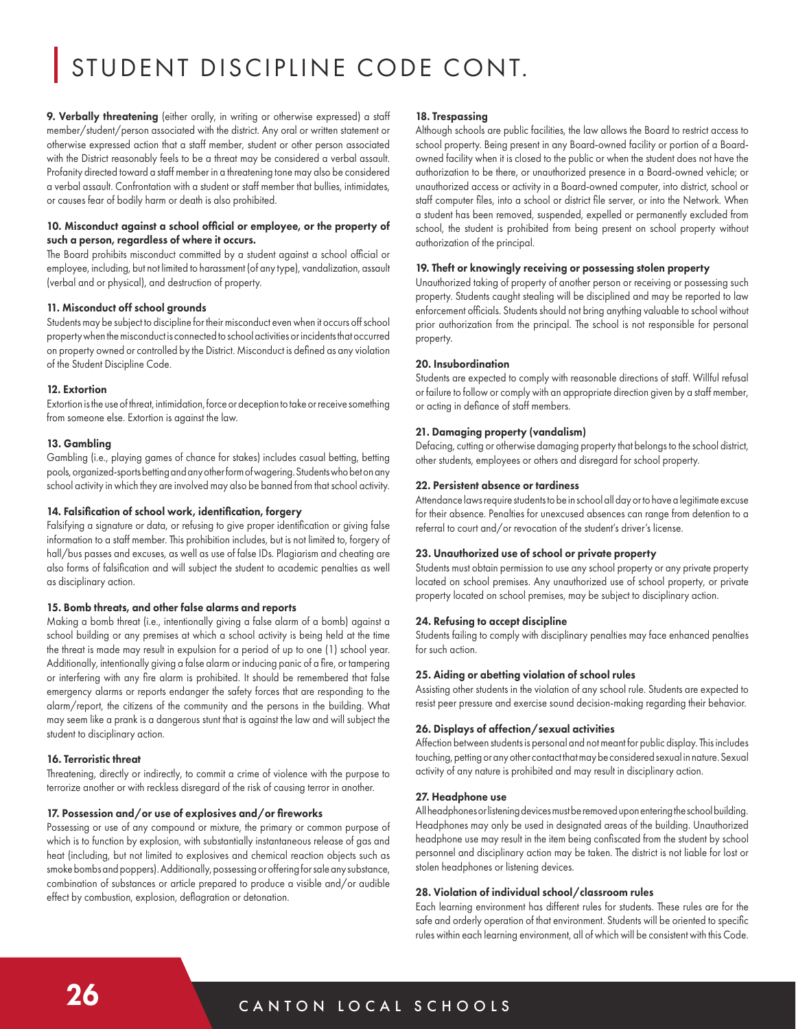# STUDENT DISCIPLINE CODE CONT.

**9. Verbally threatening** (either orally, in writing or otherwise expressed) a staff member/student/person associated with the district. Any oral or written statement or otherwise expressed action that a staff member, student or other person associated with the District reasonably feels to be a threat may be considered a verbal assault. Profanity directed toward a staff member in a threatening tone may also be considered a verbal assault. Confrontation with a student or staff member that bullies, intimidates, or causes fear of bodily harm or death is also prohibited.

**10. Misconduct against a school official or employee, or the property of such a person, regardless of where it occurs.**
The Board prohibits misconduct committed by a student against a school official or employee, including, but not limited to harassment (of any type), vandalization, assault (verbal and or physical), and destruction of property.

**11. Misconduct off school grounds**
Students may be subject to discipline for their misconduct even when it occurs off school property when the misconduct is connected to school activities or incidents that occurred on property owned or controlled by the District. Misconduct is defined as any violation of the Student Discipline Code.

**12. Extortion**
Extortion is the use of threat, intimidation, force or deception to take or receive something from someone else. Extortion is against the law.

**13. Gambling**
Gambling (i.e., playing games of chance for stakes) includes casual betting, betting pools, organized-sports betting and any other form of wagering. Students who bet on any school activity in which they are involved may also be banned from that school activity.

**14. Falsification of school work, identification, forgery**
Falsifying a signature or data, or refusing to give proper identification or giving false information to a staff member. This prohibition includes, but is not limited to, forgery of hall/bus passes and excuses, as well as use of false IDs. Plagiarism and cheating are also forms of falsification and will subject the student to academic penalties as well as disciplinary action.

**15. Bomb threats, and other false alarms and reports**
Making a bomb threat (i.e., intentionally giving a false alarm of a bomb) against a school building or any premises at which a school activity is being held at the time the threat is made may result in expulsion for a period of up to one (1) school year. Additionally, intentionally giving a false alarm or inducing panic of a fire, or tampering or interfering with any fire alarm is prohibited. It should be remembered that false emergency alarms or reports endanger the safety forces that are responding to the alarm/report, the citizens of the community and the persons in the building. What may seem like a prank is a dangerous stunt that is against the law and will subject the student to disciplinary action.

**16. Terroristic threat**
Threatening, directly or indirectly, to commit a crime of violence with the purpose to terrorize another or with reckless disregard of the risk of causing terror in another.

**17. Possession and/or use of explosives and/or fireworks**
Possessing or use of any compound or mixture, the primary or common purpose of which is to function by explosion, with substantially instantaneous release of gas and heat (including, but not limited to explosives and chemical reaction objects such as smoke bombs and poppers). Additionally, possessing or offering for sale any substance, combination of substances or article prepared to produce a visible and/or audible effect by combustion, explosion, deflagration or detonation.

**18. Trespassing**
Although schools are public facilities, the law allows the Board to restrict access to school property. Being present in any Board-owned facility or portion of a Board-owned facility when it is closed to the public or when the student does not have the authorization to be there, or unauthorized presence in a Board-owned vehicle; or unauthorized access or activity in a Board-owned computer, into district, school or staff computer files, into a school or district file server, or into the Network. When a student has been removed, suspended, expelled or permanently excluded from school, the student is prohibited from being present on school property without authorization of the principal.

**19. Theft or knowingly receiving or possessing stolen property**
Unauthorized taking of property of another person or receiving or possessing such property. Students caught stealing will be disciplined and may be reported to law enforcement officials. Students should not bring anything valuable to school without prior authorization from the principal. The school is not responsible for personal property.

**20. Insubordination**
Students are expected to comply with reasonable directions of staff. Willful refusal or failure to follow or comply with an appropriate direction given by a staff member, or acting in defiance of staff members.

**21. Damaging property (vandalism)**
Defacing, cutting or otherwise damaging property that belongs to the school district, other students, employees or others and disregard for school property.

**22. Persistent absence or tardiness**
Attendance laws require students to be in school all day or to have a legitimate excuse for their absence. Penalties for unexcused absences can range from detention to a referral to court and/or revocation of the student's driver's license.

**23. Unauthorized use of school or private property**
Students must obtain permission to use any school property or any private property located on school premises. Any unauthorized use of school property, or private property located on school premises, may be subject to disciplinary action.

**24. Refusing to accept discipline**
Students failing to comply with disciplinary penalties may face enhanced penalties for such action.

**25. Aiding or abetting violation of school rules**
Assisting other students in the violation of any school rule. Students are expected to resist peer pressure and exercise sound decision-making regarding their behavior.

**26. Displays of affection/sexual activities**
Affection between students is personal and not meant for public display. This includes touching, petting or any other contact that may be considered sexual in nature. Sexual activity of any nature is prohibited and may result in disciplinary action.

**27. Headphone use**
All headphones or listening devices must be removed upon entering the school building. Headphones may only be used in designated areas of the building. Unauthorized headphone use may result in the item being confiscated from the student by school personnel and disciplinary action may be taken. The district is not liable for lost or stolen headphones or listening devices.

**28. Violation of individual school/classroom rules**
Each learning environment has different rules for students. These rules are for the safe and orderly operation of that environment. Students will be oriented to specific rules within each learning environment, all of which will be consistent with this Code.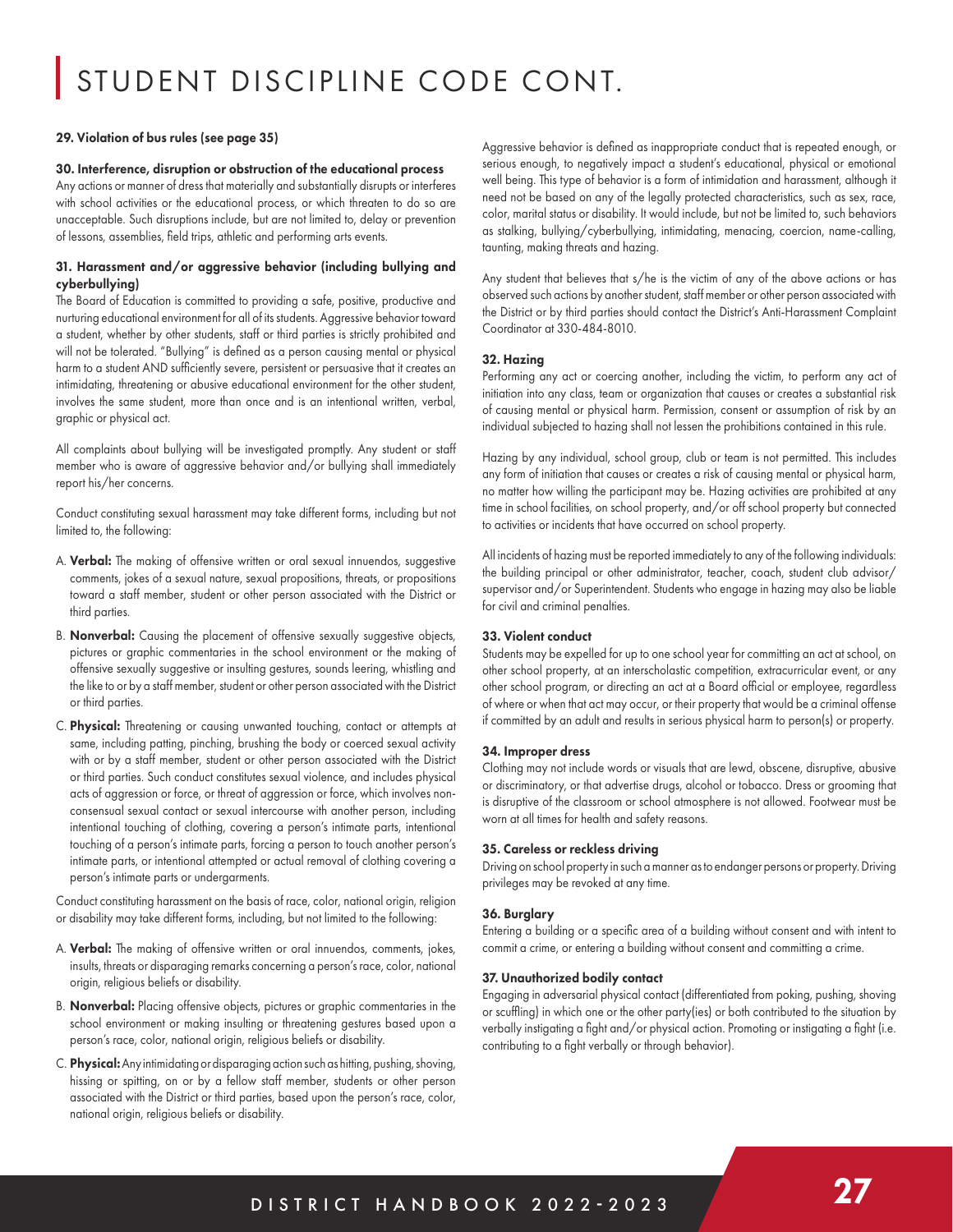# STUDENT DISCIPLINE CODE CONT.

**29. Violation of bus rules (see page 35)**

**30. Interference, disruption or obstruction of the educational process**

Any actions or manner of dress that materially and substantially disrupts or interferes with school activities or the educational process, or which threaten to do so are unacceptable. Such disruptions include, but are not limited to, delay or prevention of lessons, assemblies, field trips, athletic and performing arts events.

**31. Harassment and/or aggressive behavior (including bullying and cyberbullying)**

The Board of Education is committed to providing a safe, positive, productive and nurturing educational environment for all of its students. Aggressive behavior toward a student, whether by other students, staff or third parties is strictly prohibited and will not be tolerated. "Bullying" is defined as a person causing mental or physical harm to a student AND sufficiently severe, persistent or persuasive that it creates an intimidating, threatening or abusive educational environment for the other student, involves the same student, more than once and is an intentional written, verbal, graphic or physical act.

All complaints about bullying will be investigated promptly. Any student or staff member who is aware of aggressive behavior and/or bullying shall immediately report his/her concerns.

Conduct constituting sexual harassment may take different forms, including but not limited to, the following:

A. **Verbal:** The making of offensive written or oral sexual innuendos, suggestive comments, jokes of a sexual nature, sexual propositions, threats, or propositions toward a staff member, student or other person associated with the District or third parties.

B. **Nonverbal:** Causing the placement of offensive sexually suggestive objects, pictures or graphic commentaries in the school environment or the making of offensive sexually suggestive or insulting gestures, sounds leering, whistling and the like to or by a staff member, student or other person associated with the District or third parties.

C. **Physical:** Threatening or causing unwanted touching, contact or attempts at same, including patting, pinching, brushing the body or coerced sexual activity with or by a staff member, student or other person associated with the District or third parties. Such conduct constitutes sexual violence, and includes physical acts of aggression or force, or threat of aggression or force, which involves non-consensual sexual contact or sexual intercourse with another person, including intentional touching of clothing, covering a person's intimate parts, intentional touching of a person's intimate parts, forcing a person to touch another person's intimate parts, or intentional attempted or actual removal of clothing covering a person's intimate parts or undergarments.

Conduct constituting harassment on the basis of race, color, national origin, religion or disability may take different forms, including, but not limited to the following:

A. **Verbal:** The making of offensive written or oral innuendos, comments, jokes, insults, threats or disparaging remarks concerning a person's race, color, national origin, religious beliefs or disability.

B. **Nonverbal:** Placing offensive objects, pictures or graphic commentaries in the school environment or making insulting or threatening gestures based upon a person's race, color, national origin, religious beliefs or disability.

C. **Physical:** Any intimidating or disparaging action such as hitting, pushing, shoving, hissing or spitting, on or by a fellow staff member, students or other person associated with the District or third parties, based upon the person's race, color, national origin, religious beliefs or disability.

Aggressive behavior is defined as inappropriate conduct that is repeated enough, or serious enough, to negatively impact a student's educational, physical or emotional well being. This type of behavior is a form of intimidation and harassment, although it need not be based on any of the legally protected characteristics, such as sex, race, color, marital status or disability. It would include, but not be limited to, such behaviors as stalking, bullying/cyberbullying, intimidating, menacing, coercion, name-calling, taunting, making threats and hazing.

Any student that believes that s/he is the victim of any of the above actions or has observed such actions by another student, staff member or other person associated with the District or by third parties should contact the District's Anti-Harassment Complaint Coordinator at 330-484-8010.

**32. Hazing**

Performing any act or coercing another, including the victim, to perform any act of initiation into any class, team or organization that causes or creates a substantial risk of causing mental or physical harm. Permission, consent or assumption of risk by an individual subjected to hazing shall not lessen the prohibitions contained in this rule.

Hazing by any individual, school group, club or team is not permitted. This includes any form of initiation that causes or creates a risk of causing mental or physical harm, no matter how willing the participant may be. Hazing activities are prohibited at any time in school facilities, on school property, and/or off school property but connected to activities or incidents that have occurred on school property.

All incidents of hazing must be reported immediately to any of the following individuals: the building principal or other administrator, teacher, coach, student club advisor/supervisor and/or Superintendent. Students who engage in hazing may also be liable for civil and criminal penalties.

**33. Violent conduct**

Students may be expelled for up to one school year for committing an act at school, on other school property, at an interscholastic competition, extracurricular event, or any other school program, or directing an act at a Board official or employee, regardless of where or when that act may occur, or their property that would be a criminal offense if committed by an adult and results in serious physical harm to person(s) or property.

**34. Improper dress**

Clothing may not include words or visuals that are lewd, obscene, disruptive, abusive or discriminatory, or that advertise drugs, alcohol or tobacco. Dress or grooming that is disruptive of the classroom or school atmosphere is not allowed. Footwear must be worn at all times for health and safety reasons.

**35. Careless or reckless driving**

Driving on school property in such a manner as to endanger persons or property. Driving privileges may be revoked at any time.

**36. Burglary**

Entering a building or a specific area of a building without consent and with intent to commit a crime, or entering a building without consent and committing a crime.

**37. Unauthorized bodily contact**

Engaging in adversarial physical contact (differentiated from poking, pushing, shoving or scuffling) in which one or the other party(ies) or both contributed to the situation by verbally instigating a fight and/or physical action. Promoting or instigating a fight (i.e. contributing to a fight verbally or through behavior).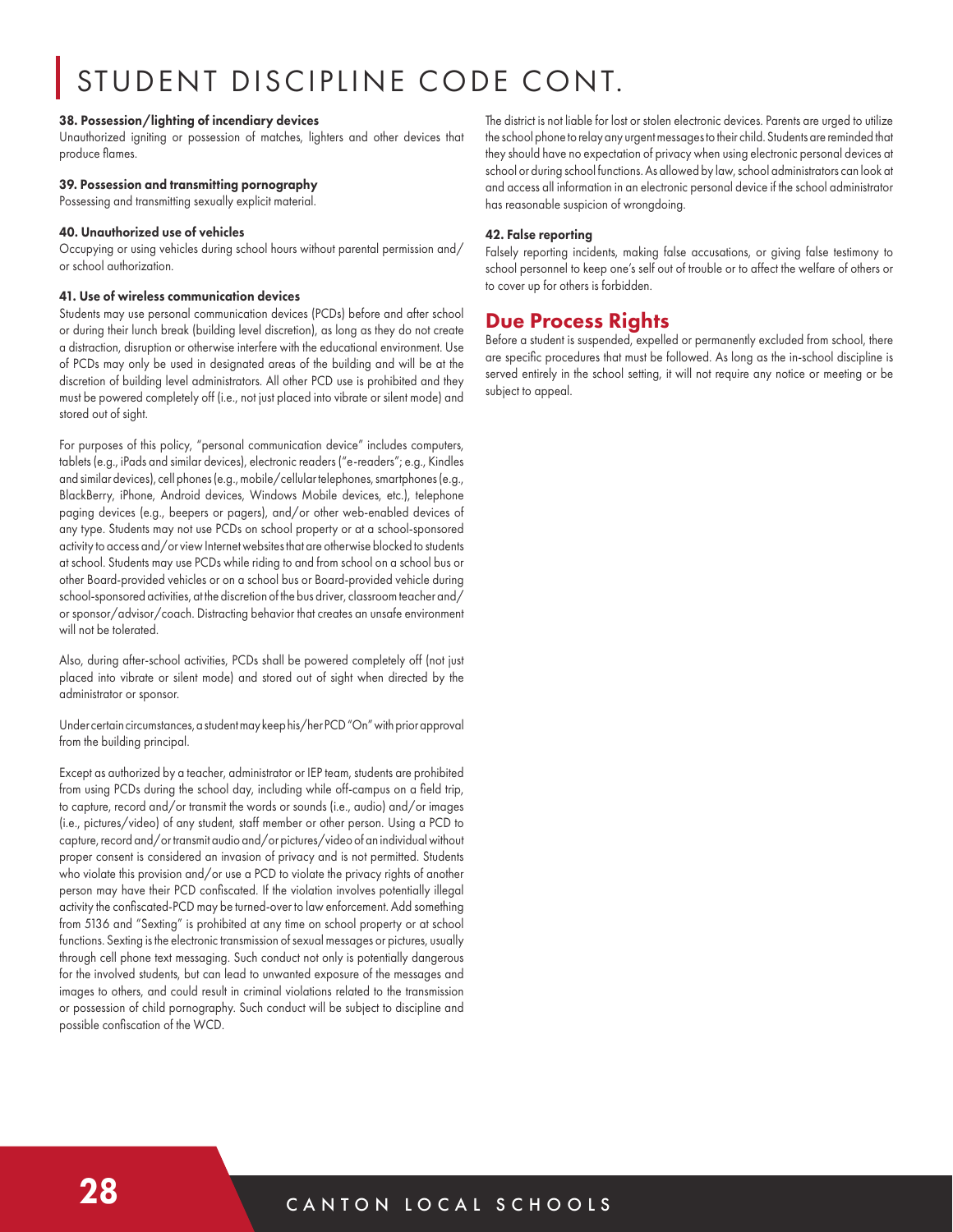# STUDENT DISCIPLINE CODE CONT.

**38. Possession/lighting of incendiary devices**
Unauthorized igniting or possession of matches, lighters and other devices that produce flames.

**39. Possession and transmitting pornography**
Possessing and transmitting sexually explicit material.

**40. Unauthorized use of vehicles**
Occupying or using vehicles during school hours without parental permission and/or school authorization.

**41. Use of wireless communication devices**
Students may use personal communication devices (PCDs) before and after school or during their lunch break (building level discretion), as long as they do not create a distraction, disruption or otherwise interfere with the educational environment. Use of PCDs may only be used in designated areas of the building and will be at the discretion of building level administrators. All other PCD use is prohibited and they must be powered completely off (i.e., not just placed into vibrate or silent mode) and stored out of sight.

For purposes of this policy, "personal communication device" includes computers, tablets (e.g., iPads and similar devices), electronic readers ("e-readers"; e.g., Kindles and similar devices), cell phones (e.g., mobile/cellular telephones, smartphones (e.g., BlackBerry, iPhone, Android devices, Windows Mobile devices, etc.), telephone paging devices (e.g., beepers or pagers), and/or other web-enabled devices of any type. Students may not use PCDs on school property or at a school-sponsored activity to access and/or view Internet websites that are otherwise blocked to students at school. Students may use PCDs while riding to and from school on a school bus or other Board-provided vehicles or on a school bus or Board-provided vehicle during school-sponsored activities, at the discretion of the bus driver, classroom teacher and/or sponsor/advisor/coach. Distracting behavior that creates an unsafe environment will not be tolerated.

Also, during after-school activities, PCDs shall be powered completely off (not just placed into vibrate or silent mode) and stored out of sight when directed by the administrator or sponsor.

Under certain circumstances, a student may keep his/her PCD "On" with prior approval from the building principal.

Except as authorized by a teacher, administrator or IEP team, students are prohibited from using PCDs during the school day, including while off-campus on a field trip, to capture, record and/or transmit the words or sounds (i.e., audio) and/or images (i.e., pictures/video) of any student, staff member or other person. Using a PCD to capture, record and/or transmit audio and/or pictures/video of an individual without proper consent is considered an invasion of privacy and is not permitted. Students who violate this provision and/or use a PCD to violate the privacy rights of another person may have their PCD confiscated. If the violation involves potentially illegal activity the confiscated-PCD may be turned-over to law enforcement. Add something from 5136 and "Sexting" is prohibited at any time on school property or at school functions. Sexting is the electronic transmission of sexual messages or pictures, usually through cell phone text messaging. Such conduct not only is potentially dangerous for the involved students, but can lead to unwanted exposure of the messages and images to others, and could result in criminal violations related to the transmission or possession of child pornography. Such conduct will be subject to discipline and possible confiscation of the WCD.

The district is not liable for lost or stolen electronic devices. Parents are urged to utilize the school phone to relay any urgent messages to their child. Students are reminded that they should have no expectation of privacy when using electronic personal devices at school or during school functions. As allowed by law, school administrators can look at and access all information in an electronic personal device if the school administrator has reasonable suspicion of wrongdoing.

**42. False reporting**
Falsely reporting incidents, making false accusations, or giving false testimony to school personnel to keep one's self out of trouble or to affect the welfare of others or to cover up for others is forbidden.

## Due Process Rights

Before a student is suspended, expelled or permanently excluded from school, there are specific procedures that must be followed. As long as the in-school discipline is served entirely in the school setting, it will not require any notice or meeting or be subject to appeal.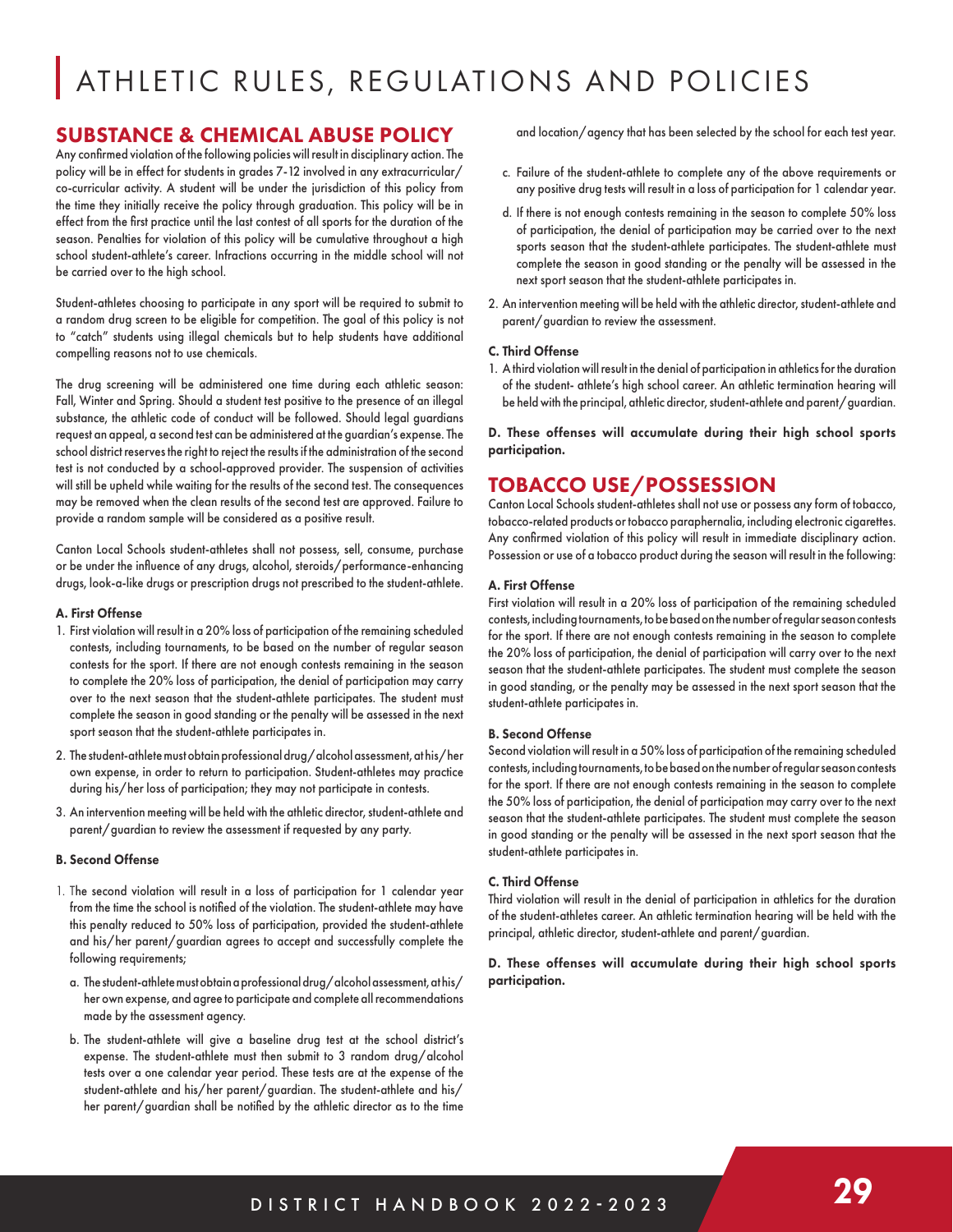# ATHLETIC RULES, REGULATIONS AND POLICIES

## SUBSTANCE & CHEMICAL ABUSE POLICY

Any confirmed violation of the following policies will result in disciplinary action. The policy will be in effect for students in grades 7-12 involved in any extracurricular/co-curricular activity. A student will be under the jurisdiction of this policy from the time they initially receive the policy through graduation. This policy will be in effect from the first practice until the last contest of all sports for the duration of the season. Penalties for violation of this policy will be cumulative throughout a high school student-athlete's career. Infractions occurring in the middle school will not be carried over to the high school.

Student-athletes choosing to participate in any sport will be required to submit to a random drug screen to be eligible for competition. The goal of this policy is not to "catch" students using illegal chemicals but to help students have additional compelling reasons not to use chemicals.

The drug screening will be administered one time during each athletic season: Fall, Winter and Spring. Should a student test positive to the presence of an illegal substance, the athletic code of conduct will be followed. Should legal guardians request an appeal, a second test can be administered at the guardian's expense. The school district reserves the right to reject the results if the administration of the second test is not conducted by a school-approved provider. The suspension of activities will still be upheld while waiting for the results of the second test. The consequences may be removed when the clean results of the second test are approved. Failure to provide a random sample will be considered as a positive result.

Canton Local Schools student-athletes shall not possess, sell, consume, purchase or be under the influence of any drugs, alcohol, steroids/performance-enhancing drugs, look-a-like drugs or prescription drugs not prescribed to the student-athlete.

#### A. First Offense

1. First violation will result in a 20% loss of participation of the remaining scheduled contests, including tournaments, to be based on the number of regular season contests for the sport. If there are not enough contests remaining in the season to complete the 20% loss of participation, the denial of participation may carry over to the next season that the student-athlete participates. The student must complete the season in good standing or the penalty will be assessed in the next sport season that the student-athlete participates in.
2. The student-athlete must obtain professional drug/alcohol assessment, at his/her own expense, in order to return to participation. Student-athletes may practice during his/her loss of participation; they may not participate in contests.
3. An intervention meeting will be held with the athletic director, student-athlete and parent/guardian to review the assessment if requested by any party.

#### B. Second Offense

1. The second violation will result in a loss of participation for 1 calendar year from the time the school is notified of the violation. The student-athlete may have this penalty reduced to 50% loss of participation, provided the student-athlete and his/her parent/guardian agrees to accept and successfully complete the following requirements;
   a. The student-athlete must obtain a professional drug/alcohol assessment, at his/her own expense, and agree to participate and complete all recommendations made by the assessment agency.
   b. The student-athlete will give a baseline drug test at the school district's expense. The student-athlete must then submit to 3 random drug/alcohol tests over a one calendar year period. These tests are at the expense of the student-athlete and his/her parent/guardian. The student-athlete and his/her parent/guardian shall be notified by the athletic director as to the time and location/agency that has been selected by the school for each test year.
   c. Failure of the student-athlete to complete any of the above requirements or any positive drug tests will result in a loss of participation for 1 calendar year.
   d. If there is not enough contests remaining in the season to complete 50% loss of participation, the denial of participation may be carried over to the next sports season that the student-athlete participates. The student-athlete must complete the season in good standing or the penalty will be assessed in the next sport season that the student-athlete participates in.
2. An intervention meeting will be held with the athletic director, student-athlete and parent/guardian to review the assessment.

#### C. Third Offense

1. A third violation will result in the denial of participation in athletics for the duration of the student- athlete's high school career. An athletic termination hearing will be held with the principal, athletic director, student-athlete and parent/guardian.

**D. These offenses will accumulate during their high school sports participation.**

## TOBACCO USE/POSSESSION

Canton Local Schools student-athletes shall not use or possess any form of tobacco, tobacco-related products or tobacco paraphernalia, including electronic cigarettes. Any confirmed violation of this policy will result in immediate disciplinary action. Possession or use of a tobacco product during the season will result in the following:

#### A. First Offense

First violation will result in a 20% loss of participation of the remaining scheduled contests, including tournaments, to be based on the number of regular season contests for the sport. If there are not enough contests remaining in the season to complete the 20% loss of participation, the denial of participation will carry over to the next season that the student-athlete participates. The student must complete the season in good standing, or the penalty may be assessed in the next sport season that the student-athlete participates in.

#### B. Second Offense

Second violation will result in a 50% loss of participation of the remaining scheduled contests, including tournaments, to be based on the number of regular season contests for the sport. If there are not enough contests remaining in the season to complete the 50% loss of participation, the denial of participation may carry over to the next season that the student-athlete participates. The student must complete the season in good standing or the penalty will be assessed in the next sport season that the student-athlete participates in.

#### C. Third Offense

Third violation will result in the denial of participation in athletics for the duration of the student-athletes career. An athletic termination hearing will be held with the principal, athletic director, student-athlete and parent/guardian.

**D. These offenses will accumulate during their high school sports participation.**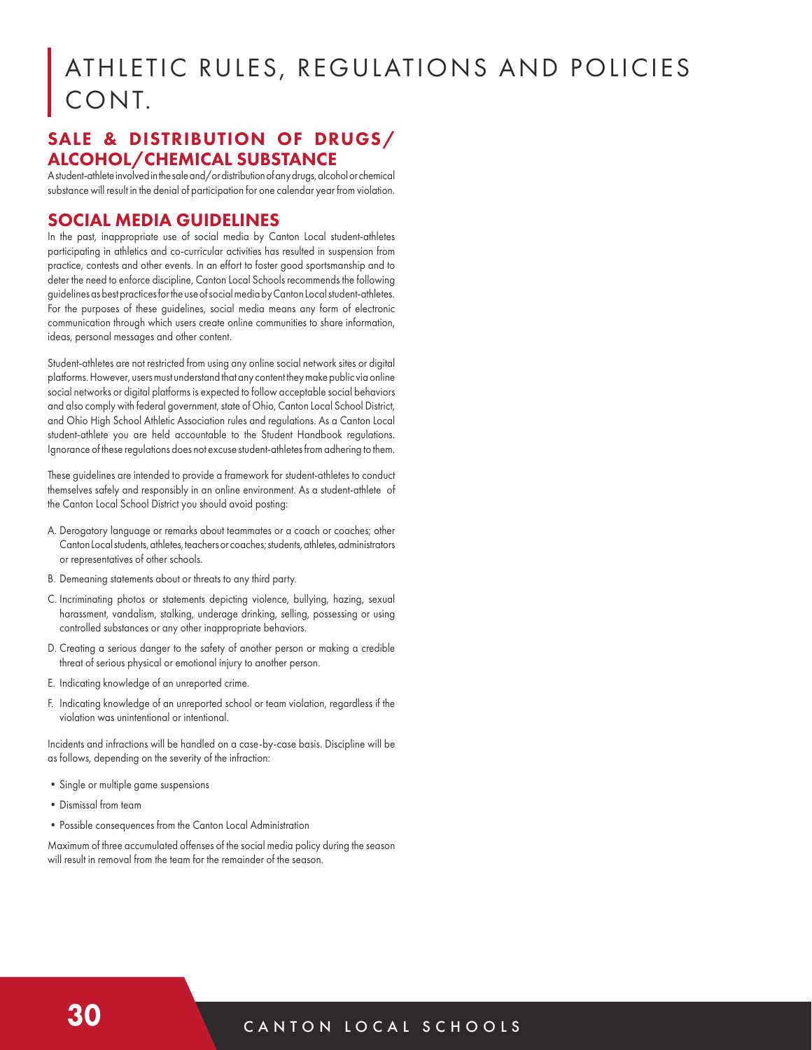# ATHLETIC RULES, REGULATIONS AND POLICIES CONT.

## SALE & DISTRIBUTION OF DRUGS/ ALCOHOL/CHEMICAL SUBSTANCE

A student-athlete involved in the sale and/or distribution of any drugs, alcohol or chemical substance will result in the denial of participation for one calendar year from violation.

## SOCIAL MEDIA GUIDELINES

In the past, inappropriate use of social media by Canton Local student-athletes participating in athletics and co-curricular activities has resulted in suspension from practice, contests and other events. In an effort to foster good sportsmanship and to deter the need to enforce discipline, Canton Local Schools recommends the following guidelines as best practices for the use of social media by Canton Local student-athletes. For the purposes of these guidelines, social media means any form of electronic communication through which users create online communities to share information, ideas, personal messages and other content.

Student-athletes are not restricted from using any online social network sites or digital platforms. However, users must understand that any content they make public via online social networks or digital platforms is expected to follow acceptable social behaviors and also comply with federal government, state of Ohio, Canton Local School District, and Ohio High School Athletic Association rules and regulations. As a Canton Local student-athlete you are held accountable to the Student Handbook regulations. Ignorance of these regulations does not excuse student-athletes from adhering to them.

These guidelines are intended to provide a framework for student-athletes to conduct themselves safely and responsibly in an online environment. As a student-athlete of the Canton Local School District you should avoid posting:

A. Derogatory language or remarks about teammates or a coach or coaches; other Canton Local students, athletes, teachers or coaches; students, athletes, administrators or representatives of other schools.

B. Demeaning statements about or threats to any third party.

C. Incriminating photos or statements depicting violence, bullying, hazing, sexual harassment, vandalism, stalking, underage drinking, selling, possessing or using controlled substances or any other inappropriate behaviors.

D. Creating a serious danger to the safety of another person or making a credible threat of serious physical or emotional injury to another person.

E. Indicating knowledge of an unreported crime.

F. Indicating knowledge of an unreported school or team violation, regardless if the violation was unintentional or intentional.

Incidents and infractions will be handled on a case-by-case basis. Discipline will be as follows, depending on the severity of the infraction:

- Single or multiple game suspensions
- Dismissal from team
- Possible consequences from the Canton Local Administration

Maximum of three accumulated offenses of the social media policy during the season will result in removal from the team for the remainder of the season.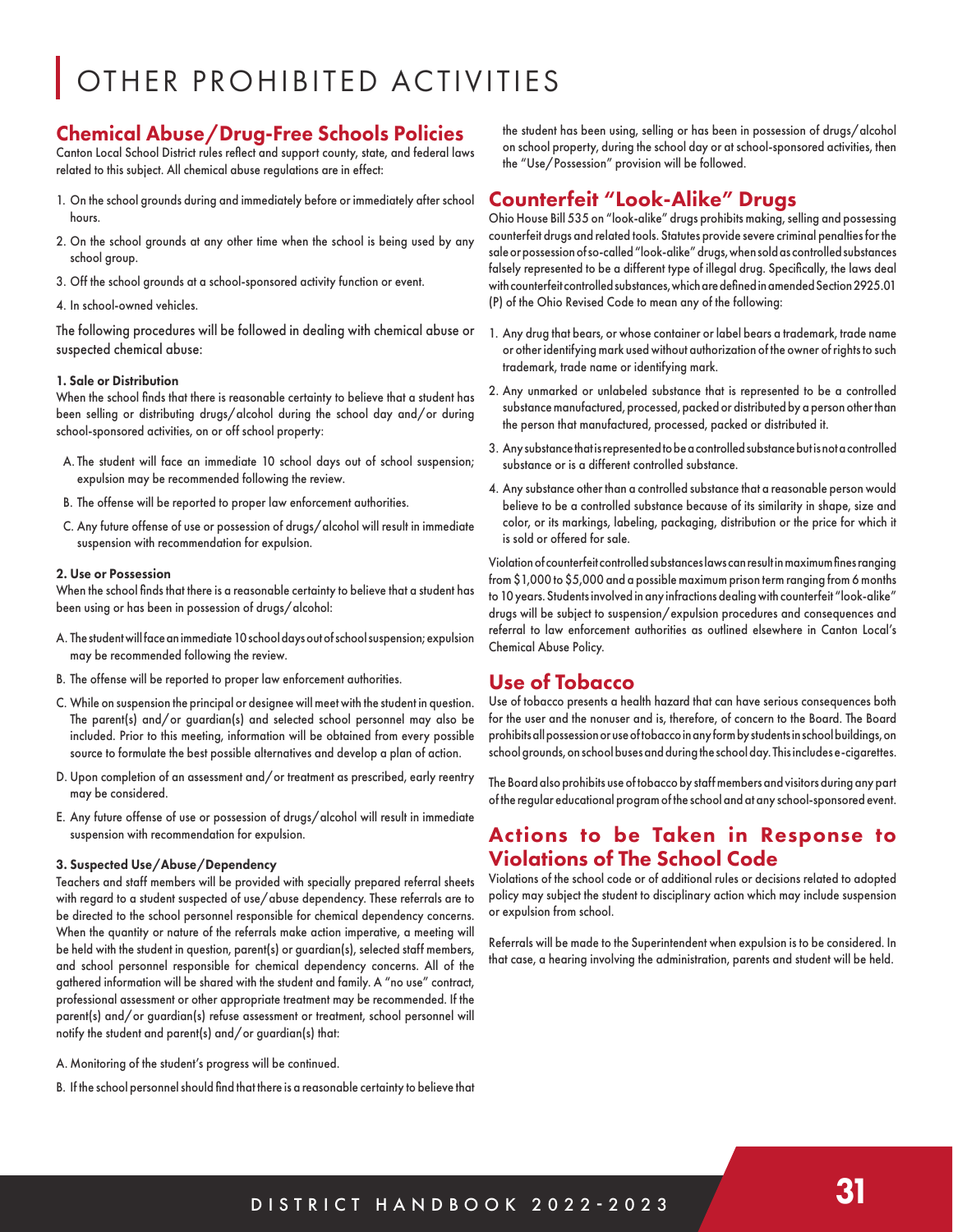# OTHER PROHIBITED ACTIVITIES

## Chemical Abuse/Drug-Free Schools Policies

Canton Local School District rules reflect and support county, state, and federal laws related to this subject. All chemical abuse regulations are in effect:

1. On the school grounds during and immediately before or immediately after school hours.
2. On the school grounds at any other time when the school is being used by any school group.
3. Off the school grounds at a school-sponsored activity function or event.
4. In school-owned vehicles.

The following procedures will be followed in dealing with chemical abuse or suspected chemical abuse:

**1. Sale or Distribution**

When the school finds that there is reasonable certainty to believe that a student has been selling or distributing drugs/alcohol during the school day and/or during school-sponsored activities, on or off school property:

A. The student will face an immediate 10 school days out of school suspension; expulsion may be recommended following the review.

B. The offense will be reported to proper law enforcement authorities.

C. Any future offense of use or possession of drugs/alcohol will result in immediate suspension with recommendation for expulsion.

**2. Use or Possession**

When the school finds that there is a reasonable certainty to believe that a student has been using or has been in possession of drugs/alcohol:

A. The student will face an immediate 10 school days out of school suspension; expulsion may be recommended following the review.

B. The offense will be reported to proper law enforcement authorities.

C. While on suspension the principal or designee will meet with the student in question. The parent(s) and/or guardian(s) and selected school personnel may also be included. Prior to this meeting, information will be obtained from every possible source to formulate the best possible alternatives and develop a plan of action.

D. Upon completion of an assessment and/or treatment as prescribed, early reentry may be considered.

E. Any future offense of use or possession of drugs/alcohol will result in immediate suspension with recommendation for expulsion.

**3. Suspected Use/Abuse/Dependency**

Teachers and staff members will be provided with specially prepared referral sheets with regard to a student suspected of use/abuse dependency. These referrals are to be directed to the school personnel responsible for chemical dependency concerns. When the quantity or nature of the referrals make action imperative, a meeting will be held with the student in question, parent(s) or guardian(s), selected staff members, and school personnel responsible for chemical dependency concerns. All of the gathered information will be shared with the student and family. A "no use" contract, professional assessment or other appropriate treatment may be recommended. If the parent(s) and/or guardian(s) refuse assessment or treatment, school personnel will notify the student and parent(s) and/or guardian(s) that:

A. Monitoring of the student's progress will be continued.

B. If the school personnel should find that there is a reasonable certainty to believe that the student has been using, selling or has been in possession of drugs/alcohol on school property, during the school day or at school-sponsored activities, then the "Use/Possession" provision will be followed.

## Counterfeit "Look-Alike" Drugs

Ohio House Bill 535 on "look-alike" drugs prohibits making, selling and possessing counterfeit drugs and related tools. Statutes provide severe criminal penalties for the sale or possession of so-called "look-alike" drugs, when sold as controlled substances falsely represented to be a different type of illegal drug. Specifically, the laws deal with counterfeit controlled substances, which are defined in amended Section 2925.01 (P) of the Ohio Revised Code to mean any of the following:

1. Any drug that bears, or whose container or label bears a trademark, trade name or other identifying mark used without authorization of the owner of rights to such trademark, trade name or identifying mark.
2. Any unmarked or unlabeled substance that is represented to be a controlled substance manufactured, processed, packed or distributed by a person other than the person that manufactured, processed, packed or distributed it.
3. Any substance that is represented to be a controlled substance but is not a controlled substance or is a different controlled substance.
4. Any substance other than a controlled substance that a reasonable person would believe to be a controlled substance because of its similarity in shape, size and color, or its markings, labeling, packaging, distribution or the price for which it is sold or offered for sale.

Violation of counterfeit controlled substances laws can result in maximum fines ranging from $1,000 to $5,000 and a possible maximum prison term ranging from 6 months to 10 years. Students involved in any infractions dealing with counterfeit "look-alike" drugs will be subject to suspension/expulsion procedures and consequences and referral to law enforcement authorities as outlined elsewhere in Canton Local's Chemical Abuse Policy.

## Use of Tobacco

Use of tobacco presents a health hazard that can have serious consequences both for the user and the nonuser and is, therefore, of concern to the Board. The Board prohibits all possession or use of tobacco in any form by students in school buildings, on school grounds, on school buses and during the school day. This includes e-cigarettes.

The Board also prohibits use of tobacco by staff members and visitors during any part of the regular educational program of the school and at any school-sponsored event.

## Actions to be Taken in Response to Violations of The School Code

Violations of the school code or of additional rules or decisions related to adopted policy may subject the student to disciplinary action which may include suspension or expulsion from school.

Referrals will be made to the Superintendent when expulsion is to be considered. In that case, a hearing involving the administration, parents and student will be held.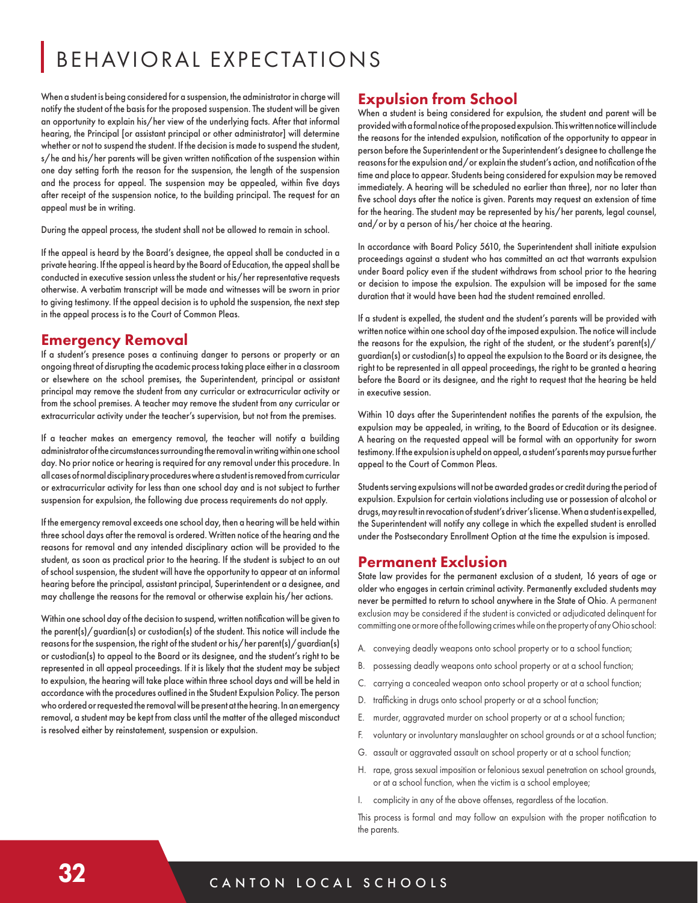# BEHAVIORAL EXPECTATIONS

When a student is being considered for a suspension, the administrator in charge will notify the student of the basis for the proposed suspension. The student will be given an opportunity to explain his/her view of the underlying facts. After that informal hearing, the Principal [or assistant principal or other administrator] will determine whether or not to suspend the student. If the decision is made to suspend the student, s/he and his/her parents will be given written notification of the suspension within one day setting forth the reason for the suspension, the length of the suspension and the process for appeal. The suspension may be appealed, within five days after receipt of the suspension notice, to the building principal. The request for an appeal must be in writing.

During the appeal process, the student shall not be allowed to remain in school.

If the appeal is heard by the Board's designee, the appeal shall be conducted in a private hearing. If the appeal is heard by the Board of Education, the appeal shall be conducted in executive session unless the student or his/her representative requests otherwise. A verbatim transcript will be made and witnesses will be sworn in prior to giving testimony. If the appeal decision is to uphold the suspension, the next step in the appeal process is to the Court of Common Pleas.

## Emergency Removal

If a student's presence poses a continuing danger to persons or property or an ongoing threat of disrupting the academic process taking place either in a classroom or elsewhere on the school premises, the Superintendent, principal or assistant principal may remove the student from any curricular or extracurricular activity or from the school premises. A teacher may remove the student from any curricular or extracurricular activity under the teacher's supervision, but not from the premises.

If a teacher makes an emergency removal, the teacher will notify a building administrator of the circumstances surrounding the removal in writing within one school day. No prior notice or hearing is required for any removal under this procedure. In all cases of normal disciplinary procedures where a student is removed from curricular or extracurricular activity for less than one school day and is not subject to further suspension for expulsion, the following due process requirements do not apply.

If the emergency removal exceeds one school day, then a hearing will be held within three school days after the removal is ordered. Written notice of the hearing and the reasons for removal and any intended disciplinary action will be provided to the student, as soon as practical prior to the hearing. If the student is subject to an out of school suspension, the student will have the opportunity to appear at an informal hearing before the principal, assistant principal, Superintendent or a designee, and may challenge the reasons for the removal or otherwise explain his/her actions.

Within one school day of the decision to suspend, written notification will be given to the parent(s)/guardian(s) or custodian(s) of the student. This notice will include the reasons for the suspension, the right of the student or his/her parent(s)/guardian(s) or custodian(s) to appeal to the Board or its designee, and the student's right to be represented in all appeal proceedings. If it is likely that the student may be subject to expulsion, the hearing will take place within three school days and will be held in accordance with the procedures outlined in the Student Expulsion Policy. The person who ordered or requested the removal will be present at the hearing. In an emergency removal, a student may be kept from class until the matter of the alleged misconduct is resolved either by reinstatement, suspension or expulsion.

## Expulsion from School

When a student is being considered for expulsion, the student and parent will be provided with a formal notice of the proposed expulsion. This written notice will include the reasons for the intended expulsion, notification of the opportunity to appear in person before the Superintendent or the Superintendent's designee to challenge the reasons for the expulsion and/or explain the student's action, and notification of the time and place to appear. Students being considered for expulsion may be removed immediately. A hearing will be scheduled no earlier than three), nor no later than five school days after the notice is given. Parents may request an extension of time for the hearing. The student may be represented by his/her parents, legal counsel, and/or by a person of his/her choice at the hearing.

In accordance with Board Policy 5610, the Superintendent shall initiate expulsion proceedings against a student who has committed an act that warrants expulsion under Board policy even if the student withdraws from school prior to the hearing or decision to impose the expulsion. The expulsion will be imposed for the same duration that it would have been had the student remained enrolled.

If a student is expelled, the student and the student's parents will be provided with written notice within one school day of the imposed expulsion. The notice will include the reasons for the expulsion, the right of the student, or the student's parent(s)/guardian(s) or custodian(s) to appeal the expulsion to the Board or its designee, the right to be represented in all appeal proceedings, the right to be granted a hearing before the Board or its designee, and the right to request that the hearing be held in executive session.

Within 10 days after the Superintendent notifies the parents of the expulsion, the expulsion may be appealed, in writing, to the Board of Education or its designee. A hearing on the requested appeal will be formal with an opportunity for sworn testimony. If the expulsion is upheld on appeal, a student's parents may pursue further appeal to the Court of Common Pleas.

Students serving expulsions will not be awarded grades or credit during the period of expulsion. Expulsion for certain violations including use or possession of alcohol or drugs, may result in revocation of student's driver's license. When a student is expelled, the Superintendent will notify any college in which the expelled student is enrolled under the Postsecondary Enrollment Option at the time the expulsion is imposed.

## Permanent Exclusion

State law provides for the permanent exclusion of a student, 16 years of age or older who engages in certain criminal activity. Permanently excluded students may never be permitted to return to school anywhere in the State of Ohio. A permanent exclusion may be considered if the student is convicted or adjudicated delinquent for committing one or more of the following crimes while on the property of any Ohio school:

A. conveying deadly weapons onto school property or to a school function;
B. possessing deadly weapons onto school property or at a school function;
C. carrying a concealed weapon onto school property or at a school function;
D. trafficking in drugs onto school property or at a school function;
E. murder, aggravated murder on school property or at a school function;
F. voluntary or involuntary manslaughter on school grounds or at a school function;
G. assault or aggravated assault on school property or at a school function;
H. rape, gross sexual imposition or felonious sexual penetration on school grounds, or at a school function, when the victim is a school employee;
I. complicity in any of the above offenses, regardless of the location.

This process is formal and may follow an expulsion with the proper notification to the parents.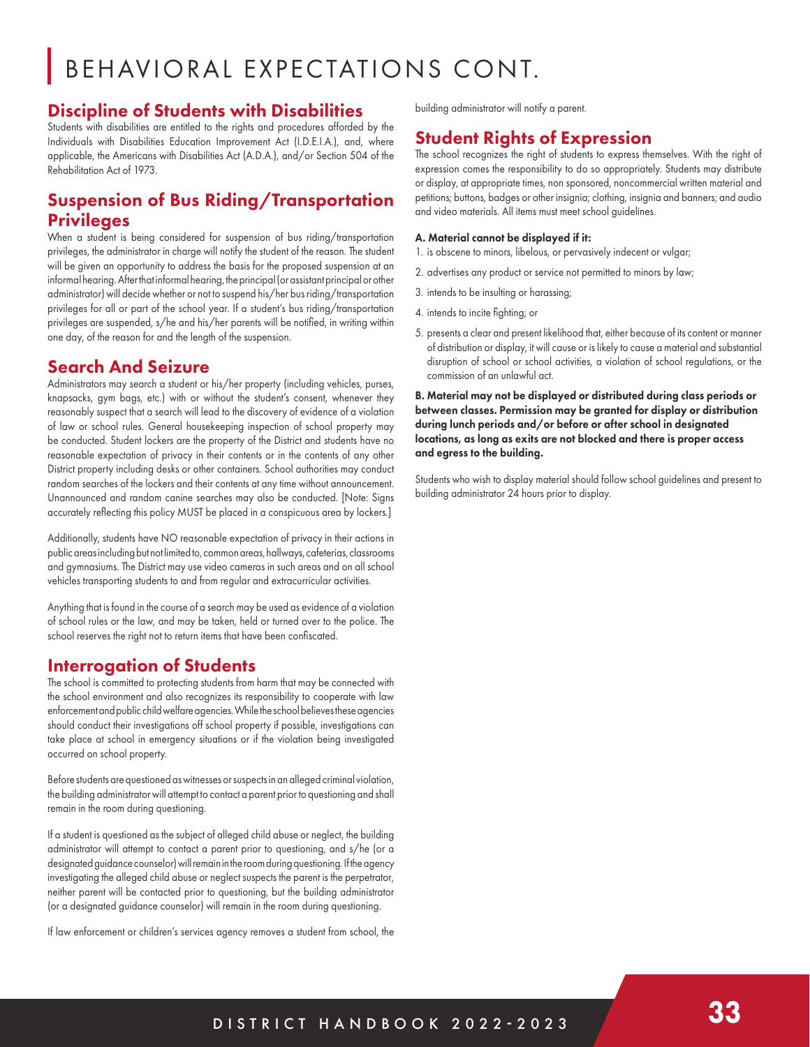# BEHAVIORAL EXPECTATIONS CONT.

## Discipline of Students with Disabilities

Students with disabilities are entitled to the rights and procedures afforded by the Individuals with Disabilities Education Improvement Act (I.D.E.I.A.), and, where applicable, the Americans with Disabilities Act (A.D.A.), and/or Section 504 of the Rehabilitation Act of 1973.

## Suspension of Bus Riding/Transportation Privileges

When a student is being considered for suspension of bus riding/transportation privileges, the administrator in charge will notify the student of the reason. The student will be given an opportunity to address the basis for the proposed suspension at an informal hearing. After that informal hearing, the principal (or assistant principal or other administrator) will decide whether or not to suspend his/her bus riding/transportation privileges for all or part of the school year. If a student's bus riding/transportation privileges are suspended, s/he and his/her parents will be notified, in writing within one day, of the reason for and the length of the suspension.

## Search And Seizure

Administrators may search a student or his/her property (including vehicles, purses, knapsacks, gym bags, etc.) with or without the student's consent, whenever they reasonably suspect that a search will lead to the discovery of evidence of a violation of law or school rules. General housekeeping inspection of school property may be conducted. Student lockers are the property of the District and students have no reasonable expectation of privacy in their contents or in the contents of any other District property including desks or other containers. School authorities may conduct random searches of the lockers and their contents at any time without announcement. Unannounced and random canine searches may also be conducted. [Note: Signs accurately reflecting this policy MUST be placed in a conspicuous area by lockers.]

Additionally, students have NO reasonable expectation of privacy in their actions in public areas including but not limited to, common areas, hallways, cafeterias, classrooms and gymnasiums. The District may use video cameras in such areas and on all school vehicles transporting students to and from regular and extracurricular activities.

Anything that is found in the course of a search may be used as evidence of a violation of school rules or the law, and may be taken, held or turned over to the police. The school reserves the right not to return items that have been confiscated.

## Interrogation of Students

The school is committed to protecting students from harm that may be connected with the school environment and also recognizes its responsibility to cooperate with law enforcement and public child welfare agencies. While the school believes these agencies should conduct their investigations off school property if possible, investigations can take place at school in emergency situations or if the violation being investigated occurred on school property.

Before students are questioned as witnesses or suspects in an alleged criminal violation, the building administrator will attempt to contact a parent prior to questioning and shall remain in the room during questioning.

If a student is questioned as the subject of alleged child abuse or neglect, the building administrator will attempt to contact a parent prior to questioning, and s/he (or a designated guidance counselor) will remain in the room during questioning. If the agency investigating the alleged child abuse or neglect suspects the parent is the perpetrator, neither parent will be contacted prior to questioning, but the building administrator (or a designated guidance counselor) will remain in the room during questioning.

If law enforcement or children's services agency removes a student from school, the building administrator will notify a parent.

## Student Rights of Expression

The school recognizes the right of students to express themselves. With the right of expression comes the responsibility to do so appropriately. Students may distribute or display, at appropriate times, non sponsored, noncommercial written material and petitions; buttons, badges or other insignia; clothing, insignia and banners; and audio and video materials. All items must meet school guidelines.

**A. Material cannot be displayed if it:**

1. is obscene to minors, libelous, or pervasively indecent or vulgar;
2. advertises any product or service not permitted to minors by law;
3. intends to be insulting or harassing;
4. intends to incite fighting; or
5. presents a clear and present likelihood that, either because of its content or manner of distribution or display, it will cause or is likely to cause a material and substantial disruption of school or school activities, a violation of school regulations, or the commission of an unlawful act.

**B. Material may not be displayed or distributed during class periods or between classes. Permission may be granted for display or distribution during lunch periods and/or before or after school in designated locations, as long as exits are not blocked and there is proper access and egress to the building.**

Students who wish to display material should follow school guidelines and present to building administrator 24 hours prior to display.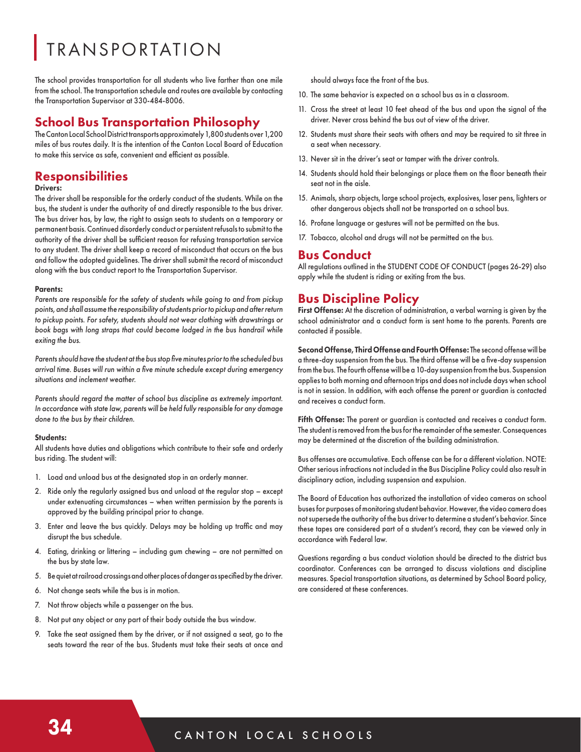# TRANSPORTATION

The school provides transportation for all students who live farther than one mile from the school. The transportation schedule and routes are available by contacting the Transportation Supervisor at 330-484-8006.

## School Bus Transportation Philosophy

The Canton Local School District transports approximately 1,800 students over 1,200 miles of bus routes daily. It is the intention of the Canton Local Board of Education to make this service as safe, convenient and efficient as possible.

## Responsibilities

**Drivers:**

The driver shall be responsible for the orderly conduct of the students. While on the bus, the student is under the authority of and directly responsible to the bus driver. The bus driver has, by law, the right to assign seats to students on a temporary or permanent basis. Continued disorderly conduct or persistent refusals to submit to the authority of the driver shall be sufficient reason for refusing transportation service to any student. The driver shall keep a record of misconduct that occurs on the bus and follow the adopted guidelines. The driver shall submit the record of misconduct along with the bus conduct report to the Transportation Supervisor.

**Parents:**

*Parents are responsible for the safety of students while going to and from pickup points, and shall assume the responsibility of students prior to pickup and after return to pickup points. For safety, students should not wear clothing with drawstrings or book bags with long straps that could become lodged in the bus handrail while exiting the bus.*

*Parents should have the student at the bus stop five minutes prior to the scheduled bus arrival time. Buses will run within a five minute schedule except during emergency situations and inclement weather.*

*Parents should regard the matter of school bus discipline as extremely important. In accordance with state law, parents will be held fully responsible for any damage done to the bus by their children.*

**Students:**

All students have duties and obligations which contribute to their safe and orderly bus riding. The student will:

1. Load and unload bus at the designated stop in an orderly manner.
2. Ride only the regularly assigned bus and unload at the regular stop – except under extenuating circumstances – when written permission by the parents is approved by the building principal prior to change.
3. Enter and leave the bus quickly. Delays may be holding up traffic and may disrupt the bus schedule.
4. Eating, drinking or littering – including gum chewing – are not permitted on the bus by state law.
5. Be quiet at railroad crossings and other places of danger as specified by the driver.
6. Not change seats while the bus is in motion.
7. Not throw objects while a passenger on the bus.
8. Not put any object or any part of their body outside the bus window.
9. Take the seat assigned them by the driver, or if not assigned a seat, go to the seats toward the rear of the bus. Students must take their seats at once and should always face the front of the bus.
10. The same behavior is expected on a school bus as in a classroom.
11. Cross the street at least 10 feet ahead of the bus and upon the signal of the driver. Never cross behind the bus out of view of the driver.
12. Students must share their seats with others and may be required to sit three in a seat when necessary.
13. Never sit in the driver's seat or tamper with the driver controls.
14. Students should hold their belongings or place them on the floor beneath their seat not in the aisle.
15. Animals, sharp objects, large school projects, explosives, laser pens, lighters or other dangerous objects shall not be transported on a school bus.
16. Profane language or gestures will not be permitted on the bus.
17. Tobacco, alcohol and drugs will not be permitted on the bus.

## Bus Conduct

All regulations outlined in the STUDENT CODE OF CONDUCT (pages 26-29) also apply while the student is riding or exiting from the bus.

## Bus Discipline Policy

**First Offense:** At the discretion of administration, a verbal warning is given by the school administrator and a conduct form is sent home to the parents. Parents are contacted if possible.

**Second Offense, Third Offense and Fourth Offense:** The second offense will be a three-day suspension from the bus. The third offense will be a five-day suspension from the bus. The fourth offense will be a 10-day suspension from the bus. Suspension applies to both morning and afternoon trips and does not include days when school is not in session. In addition, with each offense the parent or guardian is contacted and receives a conduct form.

**Fifth Offense:** The parent or guardian is contacted and receives a conduct form. The student is removed from the bus for the remainder of the semester. Consequences may be determined at the discretion of the building administration.

Bus offenses are accumulative. Each offense can be for a different violation. NOTE: Other serious infractions not included in the Bus Discipline Policy could also result in disciplinary action, including suspension and expulsion.

The Board of Education has authorized the installation of video cameras on school buses for purposes of monitoring student behavior. However, the video camera does not supersede the authority of the bus driver to determine a student's behavior. Since these tapes are considered part of a student's record, they can be viewed only in accordance with Federal law.

Questions regarding a bus conduct violation should be directed to the district bus coordinator. Conferences can be arranged to discuss violations and discipline measures. Special transportation situations, as determined by School Board policy, are considered at these conferences.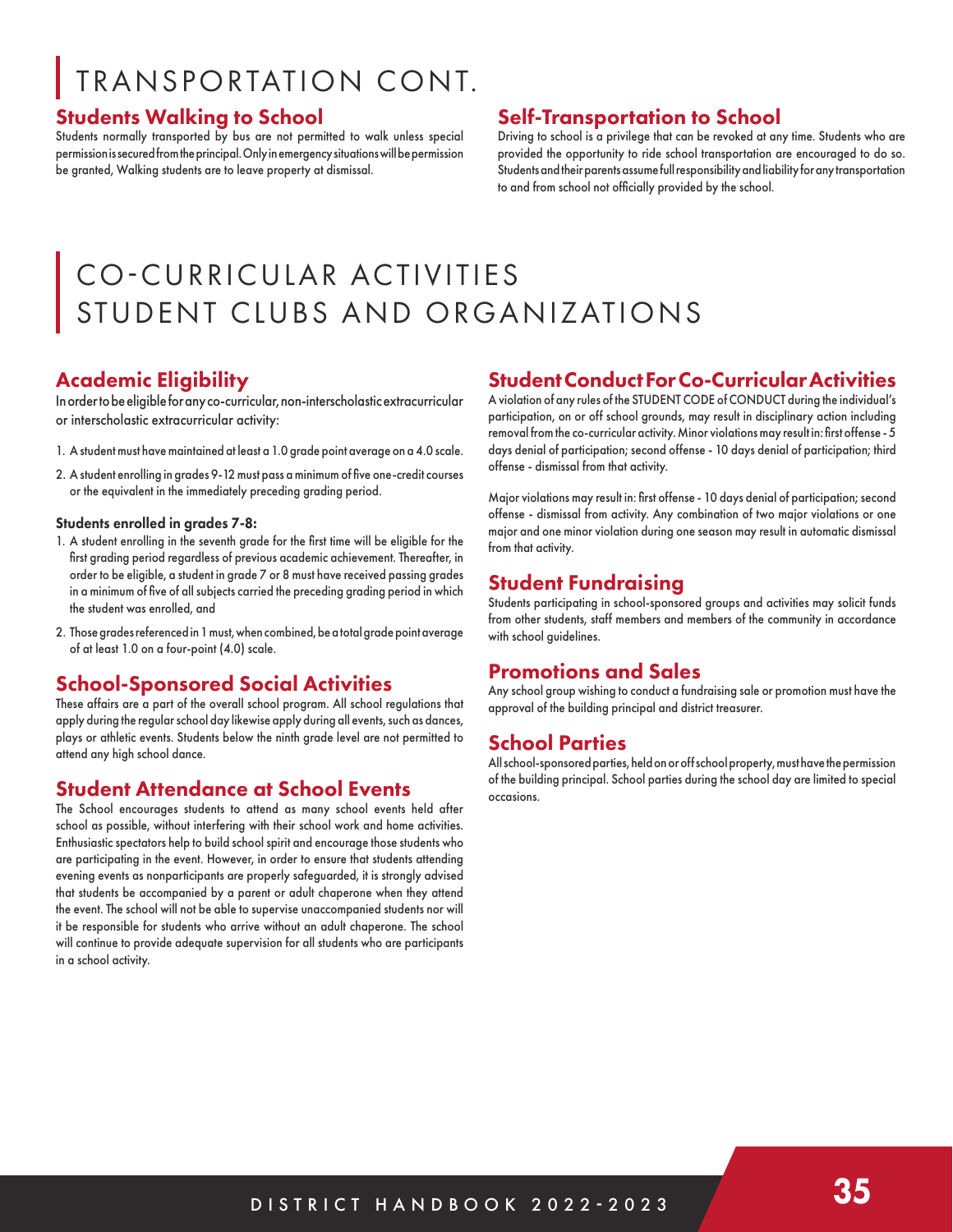# TRANSPORTATION CONT.

## Students Walking to School

Students normally transported by bus are not permitted to walk unless special permission is secured from the principal. Only in emergency situations will be permission be granted, Walking students are to leave property at dismissal.

## Self-Transportation to School

Driving to school is a privilege that can be revoked at any time. Students who are provided the opportunity to ride school transportation are encouraged to do so. Students and their parents assume full responsibility and liability for any transportation to and from school not officially provided by the school.

# CO-CURRICULAR ACTIVITIES STUDENT CLUBS AND ORGANIZATIONS

## Academic Eligibility

In order to be eligible for any co-curricular, non-interscholastic extracurricular or interscholastic extracurricular activity:

1. A student must have maintained at least a 1.0 grade point average on a 4.0 scale.
2. A student enrolling in grades 9-12 must pass a minimum of five one-credit courses or the equivalent in the immediately preceding grading period.

#### Students enrolled in grades 7-8:

1. A student enrolling in the seventh grade for the first time will be eligible for the first grading period regardless of previous academic achievement. Thereafter, in order to be eligible, a student in grade 7 or 8 must have received passing grades in a minimum of five of all subjects carried the preceding grading period in which the student was enrolled, and
2. Those grades referenced in 1 must, when combined, be a total grade point average of at least 1.0 on a four-point (4.0) scale.

## School-Sponsored Social Activities

These affairs are a part of the overall school program. All school regulations that apply during the regular school day likewise apply during all events, such as dances, plays or athletic events. Students below the ninth grade level are not permitted to attend any high school dance.

## Student Attendance at School Events

The School encourages students to attend as many school events held after school as possible, without interfering with their school work and home activities. Enthusiastic spectators help to build school spirit and encourage those students who are participating in the event. However, in order to ensure that students attending evening events as nonparticipants are properly safeguarded, it is strongly advised that students be accompanied by a parent or adult chaperone when they attend the event. The school will not be able to supervise unaccompanied students nor will it be responsible for students who arrive without an adult chaperone. The school will continue to provide adequate supervision for all students who are participants in a school activity.

## Student Conduct For Co-Curricular Activities

A violation of any rules of the STUDENT CODE of CONDUCT during the individual's participation, on or off school grounds, may result in disciplinary action including removal from the co-curricular activity. Minor violations may result in: first offense - 5 days denial of participation; second offense - 10 days denial of participation; third offense - dismissal from that activity.

Major violations may result in: first offense - 10 days denial of participation; second offense - dismissal from activity. Any combination of two major violations or one major and one minor violation during one season may result in automatic dismissal from that activity.

## Student Fundraising

Students participating in school-sponsored groups and activities may solicit funds from other students, staff members and members of the community in accordance with school guidelines.

## Promotions and Sales

Any school group wishing to conduct a fundraising sale or promotion must have the approval of the building principal and district treasurer.

## School Parties

All school-sponsored parties, held on or off school property, must have the permission of the building principal. School parties during the school day are limited to special occasions.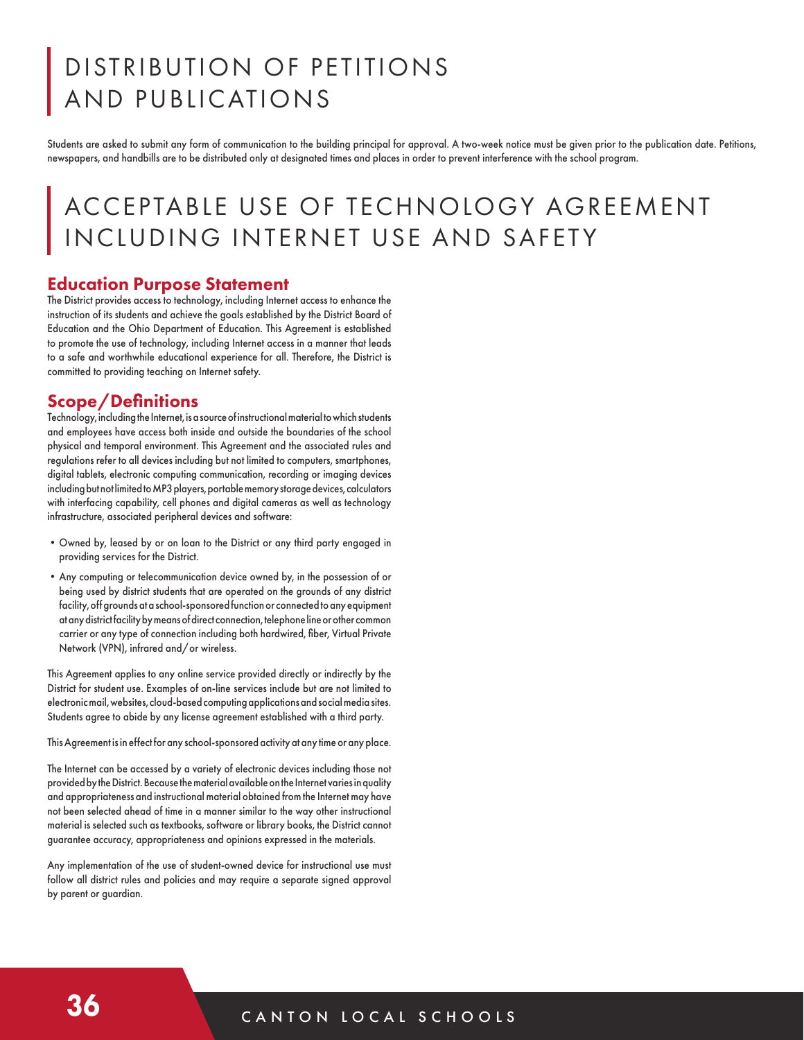# DISTRIBUTION OF PETITIONS AND PUBLICATIONS

Students are asked to submit any form of communication to the building principal for approval. A two-week notice must be given prior to the publication date. Petitions, newspapers, and handbills are to be distributed only at designated times and places in order to prevent interference with the school program.

# ACCEPTABLE USE OF TECHNOLOGY AGREEMENT INCLUDING INTERNET USE AND SAFETY

## Education Purpose Statement

The District provides access to technology, including Internet access to enhance the instruction of its students and achieve the goals established by the District Board of Education and the Ohio Department of Education. This Agreement is established to promote the use of technology, including Internet access in a manner that leads to a safe and worthwhile educational experience for all. Therefore, the District is committed to providing teaching on Internet safety.

## Scope/Definitions

Technology, including the Internet, is a source of instructional material to which students and employees have access both inside and outside the boundaries of the school physical and temporal environment. This Agreement and the associated rules and regulations refer to all devices including but not limited to computers, smartphones, digital tablets, electronic computing communication, recording or imaging devices including but not limited to MP3 players, portable memory storage devices, calculators with interfacing capability, cell phones and digital cameras as well as technology infrastructure, associated peripheral devices and software:

- Owned by, leased by or on loan to the District or any third party engaged in providing services for the District.
- Any computing or telecommunication device owned by, in the possession of or being used by district students that are operated on the grounds of any district facility, off grounds at a school-sponsored function or connected to any equipment at any district facility by means of direct connection, telephone line or other common carrier or any type of connection including both hardwired, fiber, Virtual Private Network (VPN), infrared and/or wireless.

This Agreement applies to any online service provided directly or indirectly by the District for student use. Examples of on-line services include but are not limited to electronic mail, websites, cloud-based computing applications and social media sites. Students agree to abide by any license agreement established with a third party.

This Agreement is in effect for any school-sponsored activity at any time or any place.

The Internet can be accessed by a variety of electronic devices including those not provided by the District. Because the material available on the Internet varies in quality and appropriateness and instructional material obtained from the Internet may have not been selected ahead of time in a manner similar to the way other instructional material is selected such as textbooks, software or library books, the District cannot guarantee accuracy, appropriateness and opinions expressed in the materials.

Any implementation of the use of student-owned device for instructional use must follow all district rules and policies and may require a separate signed approval by parent or guardian.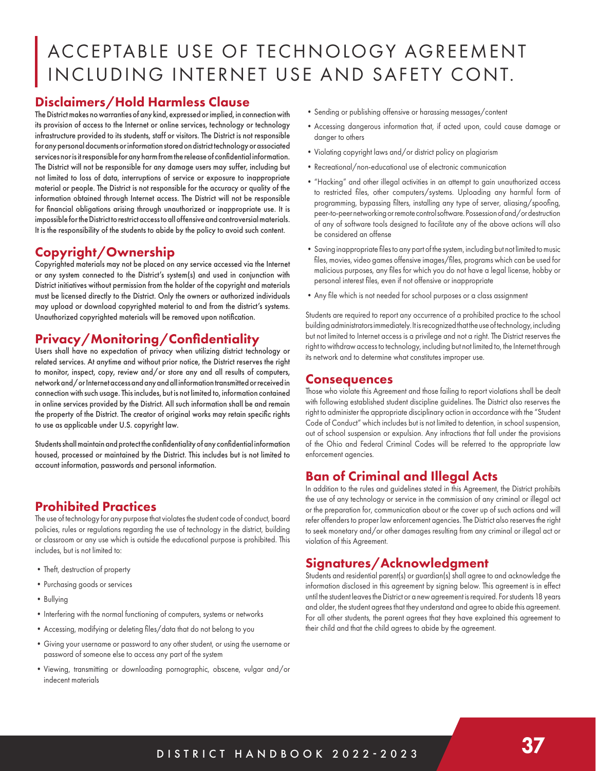# ACCEPTABLE USE OF TECHNOLOGY AGREEMENT INCLUDING INTERNET USE AND SAFETY CONT.

## Disclaimers/Hold Harmless Clause

The District makes no warranties of any kind, expressed or implied, in connection with its provision of access to the Internet or online services, technology or technology infrastructure provided to its students, staff or visitors. The District is not responsible for any personal documents or information stored on district technology or associated services nor is it responsible for any harm from the release of confidential information. The District will not be responsible for any damage users may suffer, including but not limited to loss of data, interruptions of service or exposure to inappropriate material or people. The District is not responsible for the accuracy or quality of the information obtained through Internet access. The District will not be responsible for financial obligations arising through unauthorized or inappropriate use. It is impossible for the District to restrict access to all offensive and controversial materials. It is the responsibility of the students to abide by the policy to avoid such content.

## Copyright/Ownership

Copyrighted materials may not be placed on any service accessed via the Internet or any system connected to the District's system(s) and used in conjunction with District initiatives without permission from the holder of the copyright and materials must be licensed directly to the District. Only the owners or authorized individuals may upload or download copyrighted material to and from the district's systems. Unauthorized copyrighted materials will be removed upon notification.

## Privacy/Monitoring/Confidentiality

Users shall have no expectation of privacy when utilizing district technology or related services. At anytime and without prior notice, the District reserves the right to monitor, inspect, copy, review and/or store any and all results of computers, network and/or Internet access and any and all information transmitted or received in connection with such usage. This includes, but is not limited to, information contained in online services provided by the District. All such information shall be and remain the property of the District. The creator of original works may retain specific rights to use as applicable under U.S. copyright law.

Students shall maintain and protect the confidentiality of any confidential information housed, processed or maintained by the District. This includes but is not limited to account information, passwords and personal information.

## Prohibited Practices

The use of technology for any purpose that violates the student code of conduct, board policies, rules or regulations regarding the use of technology in the district, building or classroom or any use which is outside the educational purpose is prohibited. This includes, but is not limited to:

- Theft, destruction of property
- Purchasing goods or services
- Bullying
- Interfering with the normal functioning of computers, systems or networks
- Accessing, modifying or deleting files/data that do not belong to you
- Giving your username or password to any other student, or using the username or password of someone else to access any part of the system
- Viewing, transmitting or downloading pornographic, obscene, vulgar and/or indecent materials
- Sending or publishing offensive or harassing messages/content
- Accessing dangerous information that, if acted upon, could cause damage or danger to others
- Violating copyright laws and/or district policy on plagiarism
- Recreational/non-educational use of electronic communication
- "Hacking" and other illegal activities in an attempt to gain unauthorized access to restricted files, other computers/systems. Uploading any harmful form of programming, bypassing filters, installing any type of server, aliasing/spoofing, peer-to-peer networking or remote control software. Possession of and/or destruction of any of software tools designed to facilitate any of the above actions will also be considered an offense
- Saving inappropriate files to any part of the system, including but not limited to music files, movies, video games offensive images/files, programs which can be used for malicious purposes, any files for which you do not have a legal license, hobby or personal interest files, even if not offensive or inappropriate
- Any file which is not needed for school purposes or a class assignment

Students are required to report any occurrence of a prohibited practice to the school building administrators immediately. It is recognized that the use of technology, including but not limited to Internet access is a privilege and not a right. The District reserves the right to withdraw access to technology, including but not limited to, the Internet through its network and to determine what constitutes improper use.

## Consequences

Those who violate this Agreement and those failing to report violations shall be dealt with following established student discipline guidelines. The District also reserves the right to administer the appropriate disciplinary action in accordance with the "Student Code of Conduct" which includes but is not limited to detention, in school suspension, out of school suspension or expulsion. Any infractions that fall under the provisions of the Ohio and Federal Criminal Codes will be referred to the appropriate law enforcement agencies.

## Ban of Criminal and Illegal Acts

In addition to the rules and guidelines stated in this Agreement, the District prohibits the use of any technology or service in the commission of any criminal or illegal act or the preparation for, communication about or the cover up of such actions and will refer offenders to proper law enforcement agencies. The District also reserves the right to seek monetary and/or other damages resulting from any criminal or illegal act or violation of this Agreement.

## Signatures/Acknowledgment

Students and residential parent(s) or guardian(s) shall agree to and acknowledge the information disclosed in this agreement by signing below. This agreement is in effect until the student leaves the District or a new agreement is required. For students 18 years and older, the student agrees that they understand and agree to abide this agreement. For all other students, the parent agrees that they have explained this agreement to their child and that the child agrees to abide by the agreement.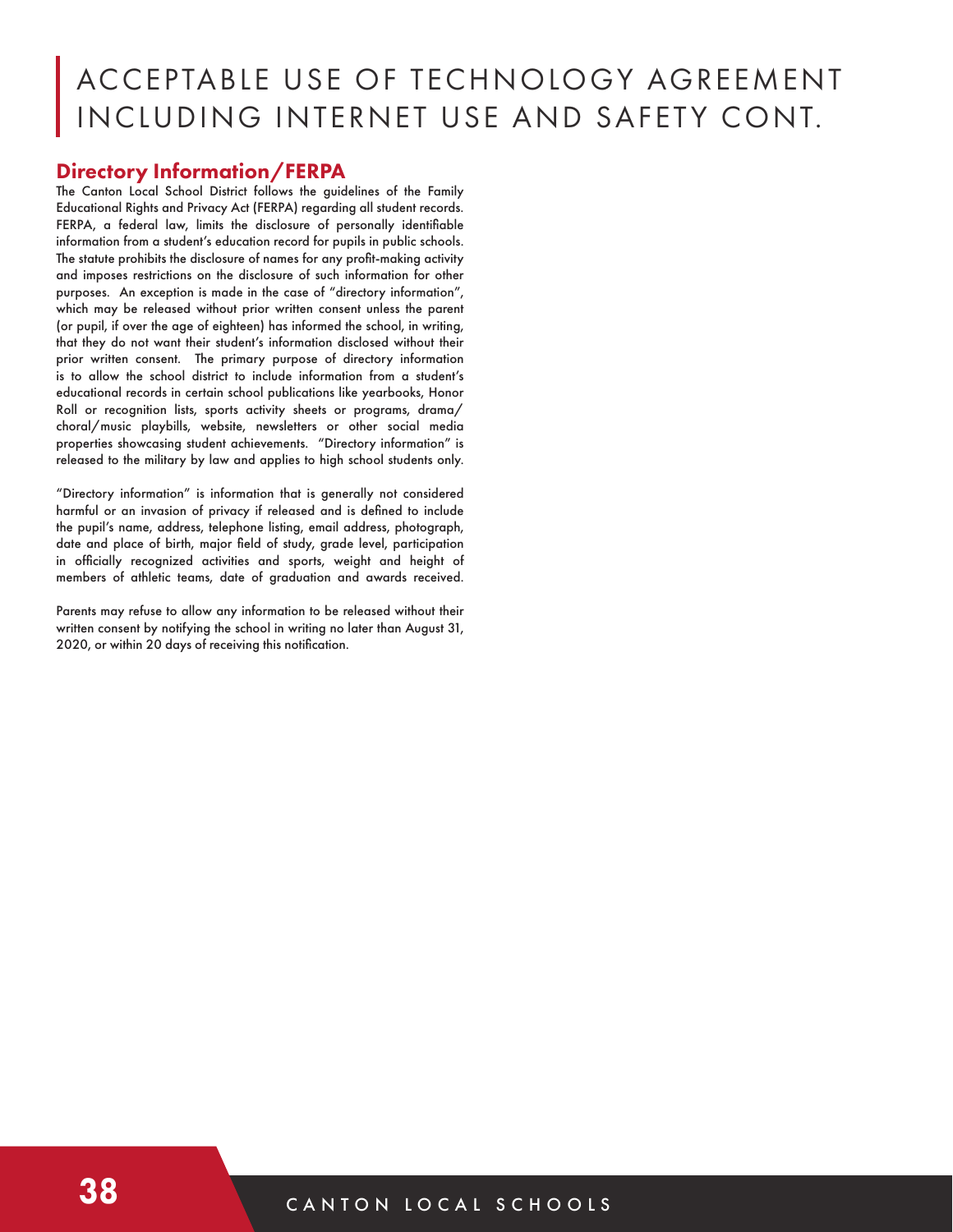# ACCEPTABLE USE OF TECHNOLOGY AGREEMENT INCLUDING INTERNET USE AND SAFETY CONT.

## Directory Information/FERPA

The Canton Local School District follows the guidelines of the Family Educational Rights and Privacy Act (FERPA) regarding all student records. FERPA, a federal law, limits the disclosure of personally identifiable information from a student's education record for pupils in public schools. The statute prohibits the disclosure of names for any profit-making activity and imposes restrictions on the disclosure of such information for other purposes. An exception is made in the case of "directory information", which may be released without prior written consent unless the parent (or pupil, if over the age of eighteen) has informed the school, in writing, that they do not want their student's information disclosed without their prior written consent. The primary purpose of directory information is to allow the school district to include information from a student's educational records in certain school publications like yearbooks, Honor Roll or recognition lists, sports activity sheets or programs, drama/choral/music playbills, website, newsletters or other social media properties showcasing student achievements. "Directory information" is released to the military by law and applies to high school students only.

"Directory information" is information that is generally not considered harmful or an invasion of privacy if released and is defined to include the pupil's name, address, telephone listing, email address, photograph, date and place of birth, major field of study, grade level, participation in officially recognized activities and sports, weight and height of members of athletic teams, date of graduation and awards received.

Parents may refuse to allow any information to be released without their written consent by notifying the school in writing no later than August 31, 2020, or within 20 days of receiving this notification.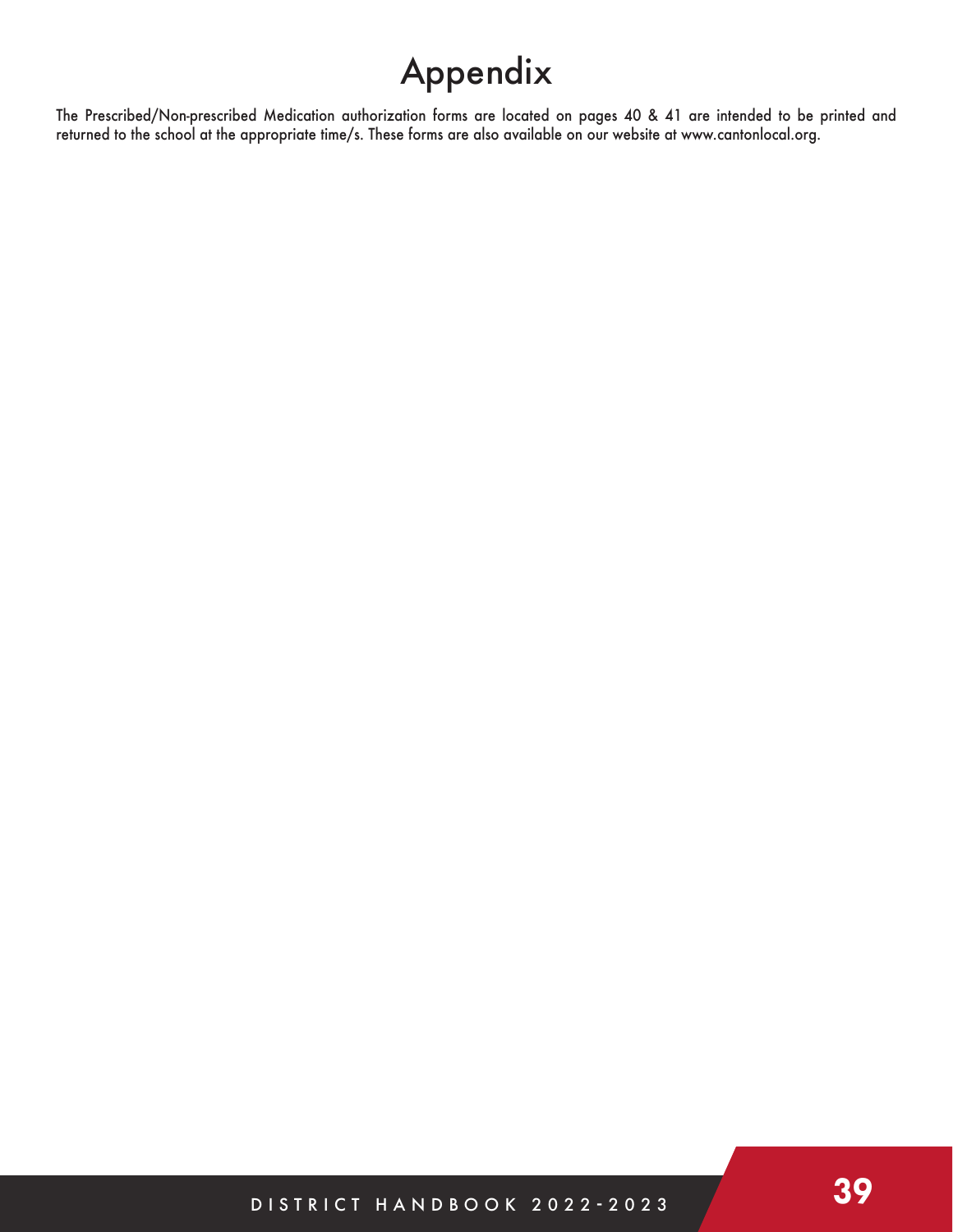# Appendix

The Prescribed/Non-prescribed Medication authorization forms are located on pages 40 & 41 are intended to be printed and returned to the school at the appropriate time/s. These forms are also available on our website at www.cantonlocal.org.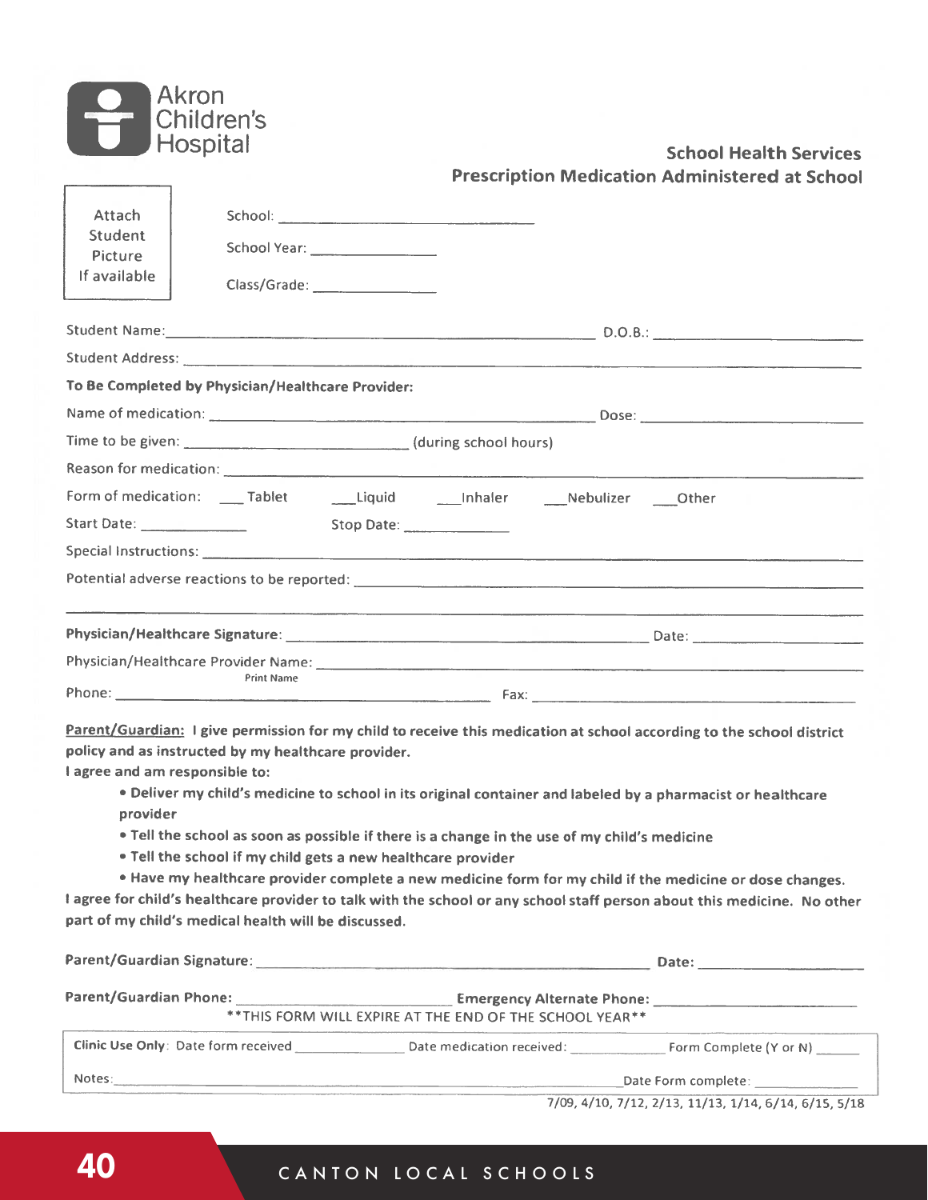Akron Children's Hospital

## School Health Services
## Prescription Medication Administered at School

Attach Student Picture If available

School: ______________________________

School Year: ______________

Class/Grade: ______________

Student Name: ____________________________________________ D.O.B.: ____________________

Student Address: ____________________________________________________________________

**To Be Completed by Physician/Healthcare Provider:**

Name of medication: ______________________________________ Dose: ______________________

Time to be given: ________________________ (during school hours)

Reason for medication: _______________________________________________________________

Form of medication: ___ Tablet ___Liquid ___Inhaler ___Nebulizer ___Other

Start Date: ____________ Stop Date: ____________

Special Instructions: _________________________________________________________________

Potential adverse reactions to be reported: ______________________________________________

_____________________________________________________________________________________

**Physician/Healthcare Signature:** ______________________________________ Date: ______________

Physician/Healthcare Provider Name: ______________________________________________________
Print Name

Phone: ____________________________________ Fax: ____________________________________

**<u>Parent/Guardian:</u> I give permission for my child to receive this medication at school according to the school district policy and as instructed by my healthcare provider.**

**I agree and am responsible to:**

- **Deliver my child's medicine to school in its original container and labeled by a pharmacist or healthcare provider**
- **Tell the school as soon as possible if there is a change in the use of my child's medicine**
- **Tell the school if my child gets a new healthcare provider**
- **Have my healthcare provider complete a new medicine form for my child if the medicine or dose changes.**

**I agree for child's healthcare provider to talk with the school or any school staff person about this medicine. No other part of my child's medical health will be discussed.**

**Parent/Guardian Signature:** ______________________________________ **Date:** ______________

**Parent/Guardian Phone:** ______________________ **Emergency Alternate Phone:** ______________________

\*\*THIS FORM WILL EXPIRE AT THE END OF THE SCHOOL YEAR\*\*

**Clinic Use Only**: Date form received ____________ Date medication received: ____________ Form Complete (Y or N) ______

Notes: ______________________________________________________________ Date Form complete: ____________

7/09, 4/10, 7/12, 2/13, 11/13, 1/14, 6/14, 6/15, 5/18

CANTON LOCAL SCHOOLS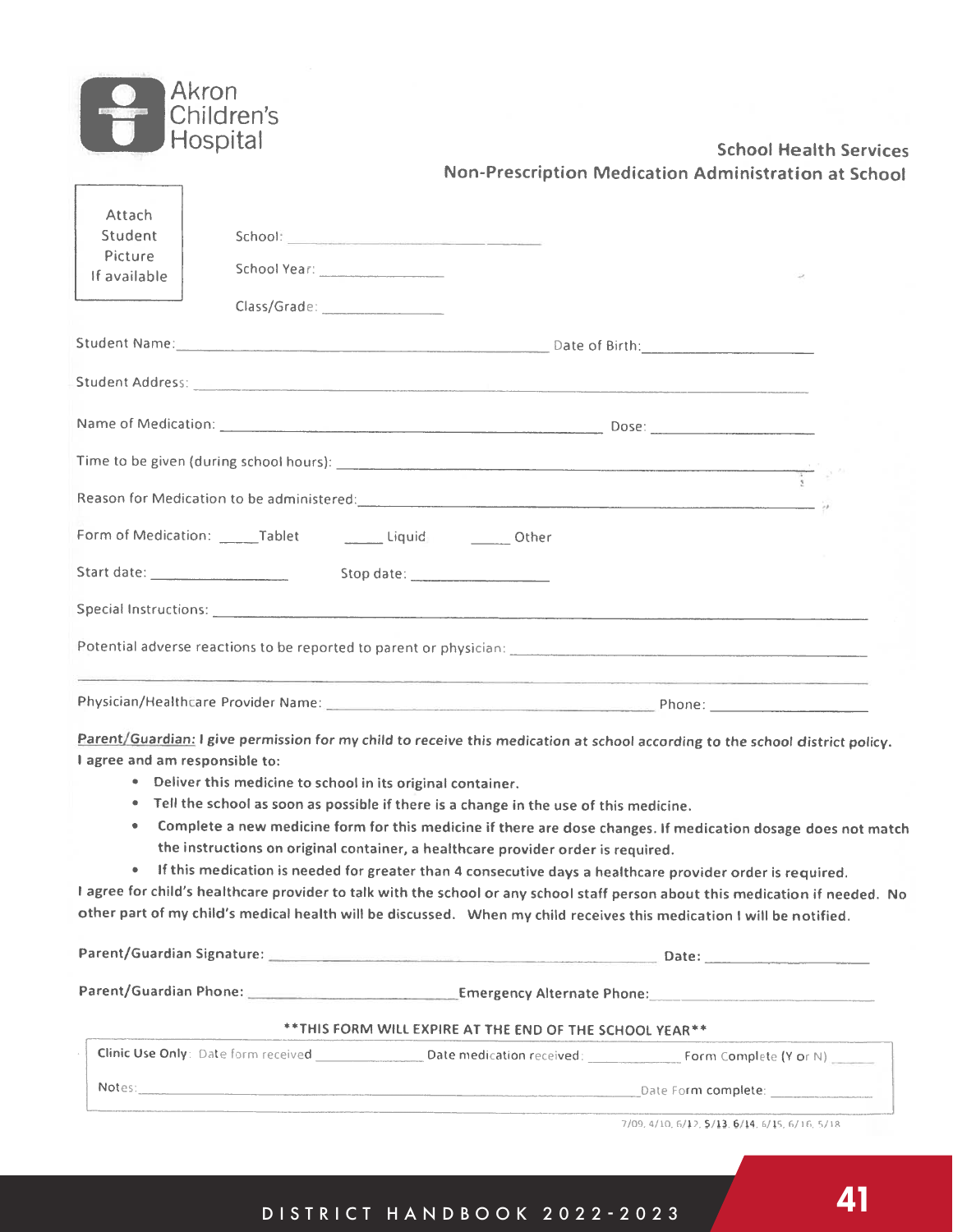Akron Children's Hospital

## School Health Services
## Non-Prescription Medication Administration at School

Attach Student Picture If available

School: ______________________________

School Year: ________________

Class/Grade: ________________

Student Name: ______________________________________________ Date of Birth: ____________________

Student Address: ______________________________________________________________________________

Name of Medication: ______________________________________________ Dose: ____________________

Time to be given (during school hours): ______________________________________________________

Reason for Medication to be administered: ____________________________________________________

Form of Medication: _____Tablet _____ Liquid _____ Other

Start date: ________________ Stop date: ________________

Special Instructions: __________________________________________________________________________

Potential adverse reactions to be reported to parent or physician: ______________________________

______________________________________________________________________________________________

Physician/Healthcare Provider Name: ______________________________________ Phone: ________________

**<u>Parent/Guardian:</u> I give permission for my child to receive this medication at school according to the school district policy. I agree and am responsible to:**

- **Deliver this medicine to school in its original container.**
- **Tell the school as soon as possible if there is a change in the use of this medicine.**
- **Complete a new medicine form for this medicine if there are dose changes. If medication dosage does not match the instructions on original container, a healthcare provider order is required.**
- **If this medication is needed for greater than 4 consecutive days a healthcare provider order is required.**

**I agree for child's healthcare provider to talk with the school or any school staff person about this medication if needed. No other part of my child's medical health will be discussed. When my child receives this medication I will be notified.**

**Parent/Guardian Signature:** ______________________________________________ **Date:** ________________

**Parent/Guardian Phone:** ________________________ **Emergency Alternate Phone:** ________________________

**\*\*THIS FORM WILL EXPIRE AT THE END OF THE SCHOOL YEAR\*\***

**Clinic Use Only**: Date form received ______________ Date medication received: ______________ Form Complete (Y or N) ______

Notes: ______________________________________________________________ Date Form complete: ______________

7/09, 4/10, 6/12, 5/13, 6/14, 6/15, 6/16, 5/18